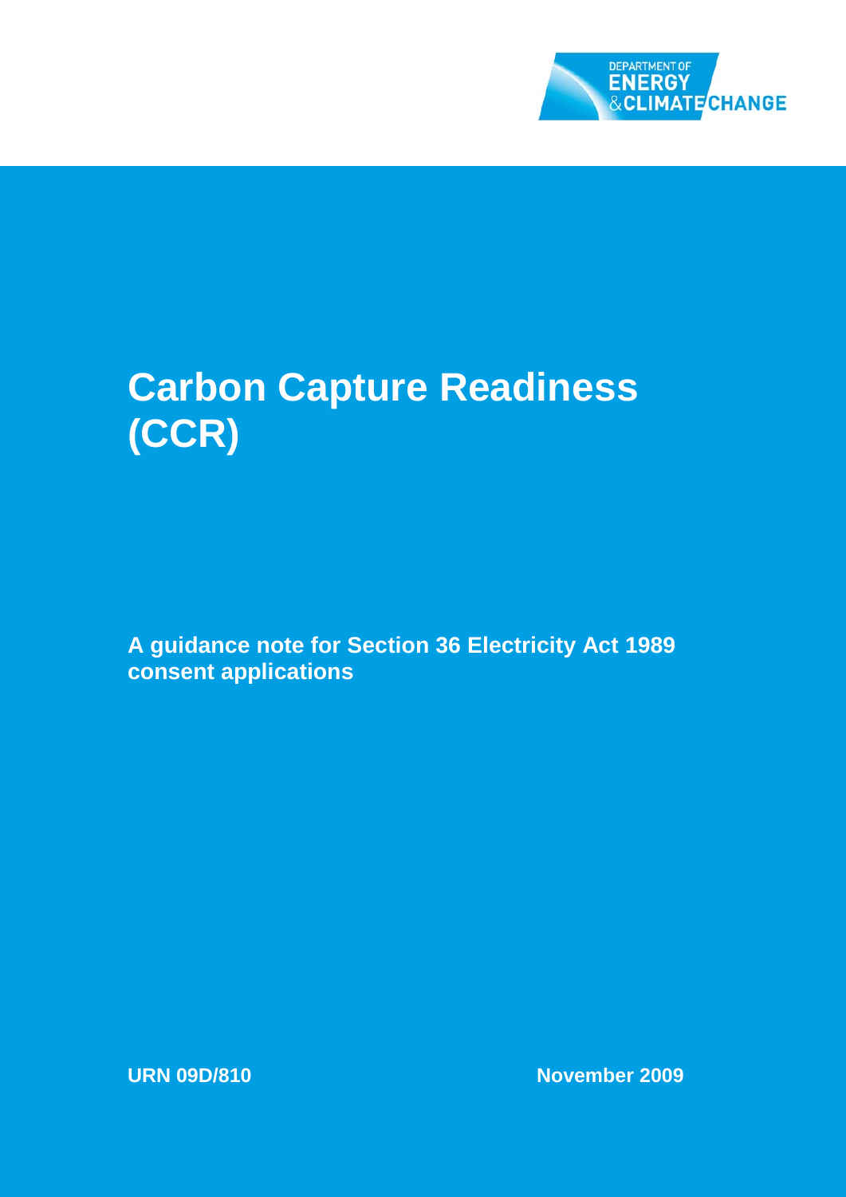DEPARTMENT OF
ENERGY
& CLIMATE CHANGE

# Carbon Capture Readiness (CCR)

**A guidance note for Section 36 Electricity Act 1989 consent applications**

**URN 09D/810**

**November 2009**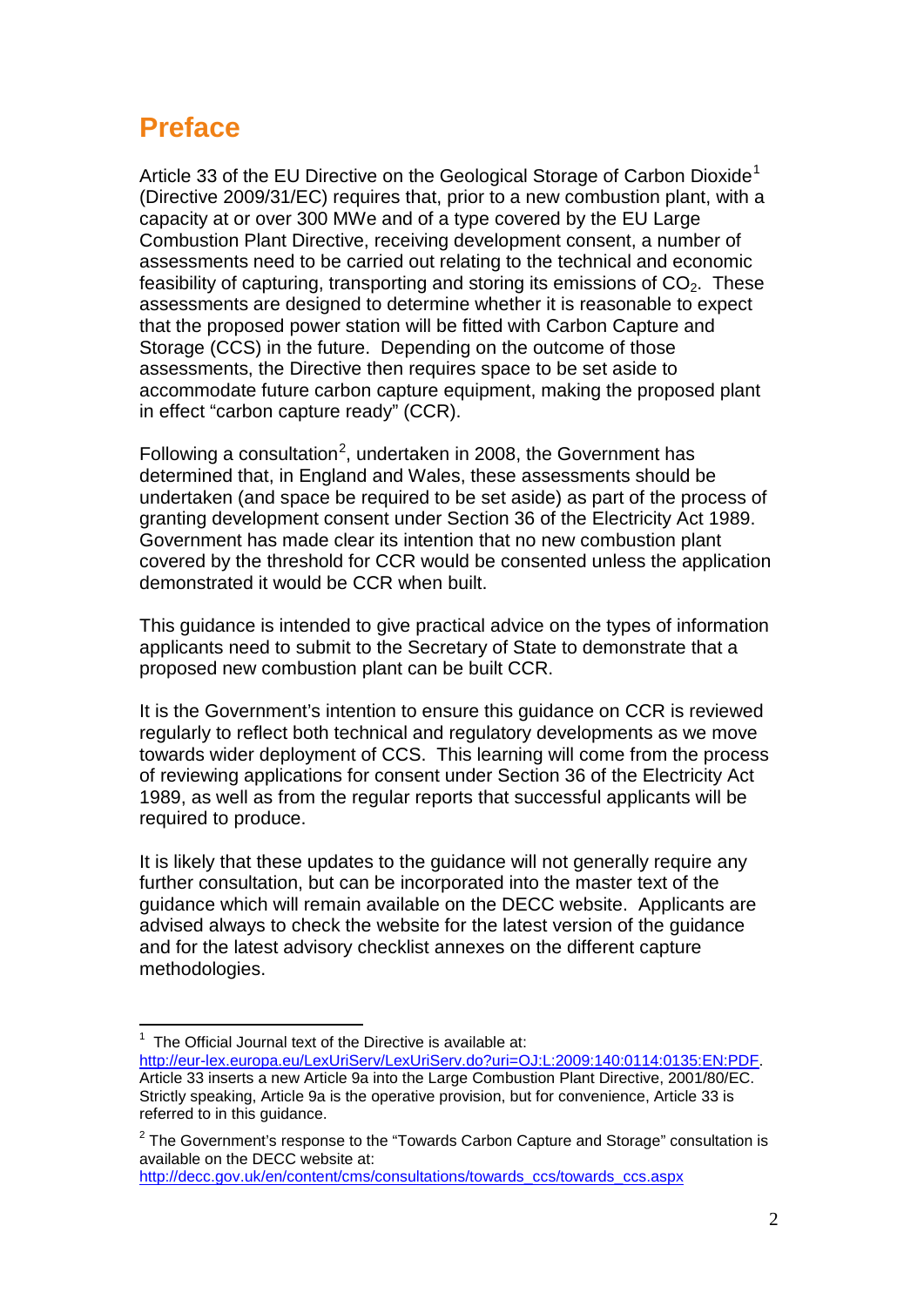# Preface

Article 33 of the EU Directive on the Geological Storage of Carbon Dioxide[1] (Directive 2009/31/EC) requires that, prior to a new combustion plant, with a capacity at or over 300 MWe and of a type covered by the EU Large Combustion Plant Directive, receiving development consent, a number of assessments need to be carried out relating to the technical and economic feasibility of capturing, transporting and storing its emissions of $CO_2$. These assessments are designed to determine whether it is reasonable to expect that the proposed power station will be fitted with Carbon Capture and Storage (CCS) in the future. Depending on the outcome of those assessments, the Directive then requires space to be set aside to accommodate future carbon capture equipment, making the proposed plant in effect "carbon capture ready" (CCR).

Following a consultation[2], undertaken in 2008, the Government has determined that, in England and Wales, these assessments should be undertaken (and space be required to be set aside) as part of the process of granting development consent under Section 36 of the Electricity Act 1989. Government has made clear its intention that no new combustion plant covered by the threshold for CCR would be consented unless the application demonstrated it would be CCR when built.

This guidance is intended to give practical advice on the types of information applicants need to submit to the Secretary of State to demonstrate that a proposed new combustion plant can be built CCR.

It is the Government's intention to ensure this guidance on CCR is reviewed regularly to reflect both technical and regulatory developments as we move towards wider deployment of CCS. This learning will come from the process of reviewing applications for consent under Section 36 of the Electricity Act 1989, as well as from the regular reports that successful applicants will be required to produce.

It is likely that these updates to the guidance will not generally require any further consultation, but can be incorporated into the master text of the guidance which will remain available on the DECC website. Applicants are advised always to check the website for the latest version of the guidance and for the latest advisory checklist annexes on the different capture methodologies.

---

[1] The Official Journal text of the Directive is available at: http://eur-lex.europa.eu/LexUriServ/LexUriServ.do?uri=OJ:L:2009:140:0114:0135:EN:PDF. Article 33 inserts a new Article 9a into the Large Combustion Plant Directive, 2001/80/EC. Strictly speaking, Article 9a is the operative provision, but for convenience, Article 33 is referred to in this guidance.

[2] The Government's response to the "Towards Carbon Capture and Storage" consultation is available on the DECC website at: http://decc.gov.uk/en/content/cms/consultations/towards_ccs/towards_ccs.aspx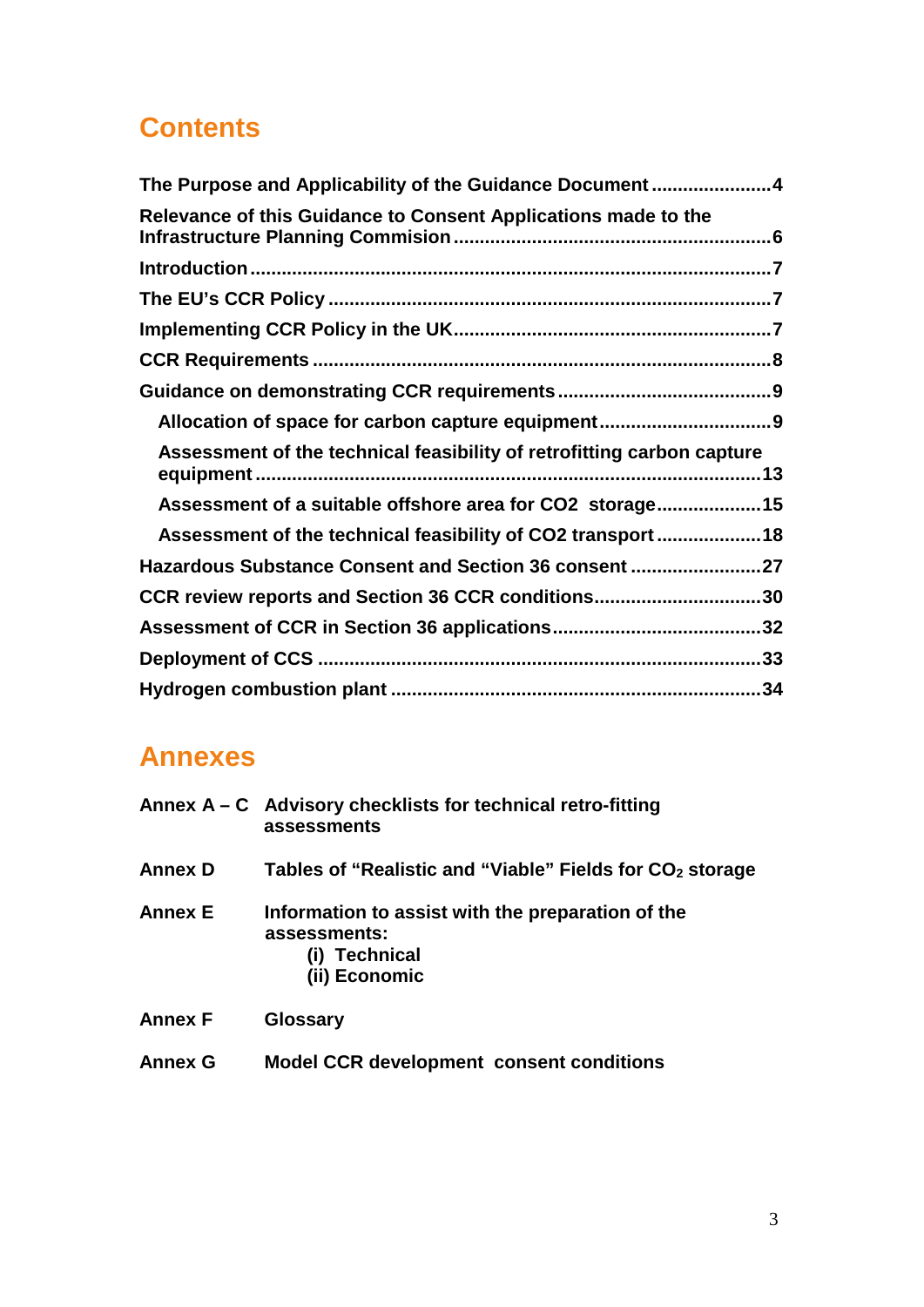## Contents

**The Purpose and Applicability of the Guidance Document .......................4**

**Relevance of this Guidance to Consent Applications made to the Infrastructure Planning Commision .............................................................6**

**Introduction ..................................................................................................7**

**The EU's CCR Policy ....................................................................................7**

**Implementing CCR Policy in the UK............................................................7**

**CCR Requirements .......................................................................................8**

**Guidance on demonstrating CCR requirements .........................................9**

- **Allocation of space for carbon capture equipment.................................9**
- **Assessment of the technical feasibility of retrofitting carbon capture equipment ..............................................................................................13**
- **Assessment of a suitable offshore area for CO2 storage....................15**
- **Assessment of the technical feasibility of CO2 transport ....................18**

**Hazardous Substance Consent and Section 36 consent .........................27**

**CCR review reports and Section 36 CCR conditions................................30**

**Assessment of CCR in Section 36 applications........................................32**

**Deployment of CCS ....................................................................................33**

**Hydrogen combustion plant ......................................................................34**

## Annexes

| | |
|---|---|
| **Annex A – C** | **Advisory checklists for technical retro-fitting assessments** |
| **Annex D** | **Tables of "Realistic and "Viable" Fields for $CO_2$ storage** |
| **Annex E** | **Information to assist with the preparation of the assessments:**<br>**(i) Technical**<br>**(ii) Economic** |
| **Annex F** | **Glossary** |
| **Annex G** | **Model CCR development consent conditions** |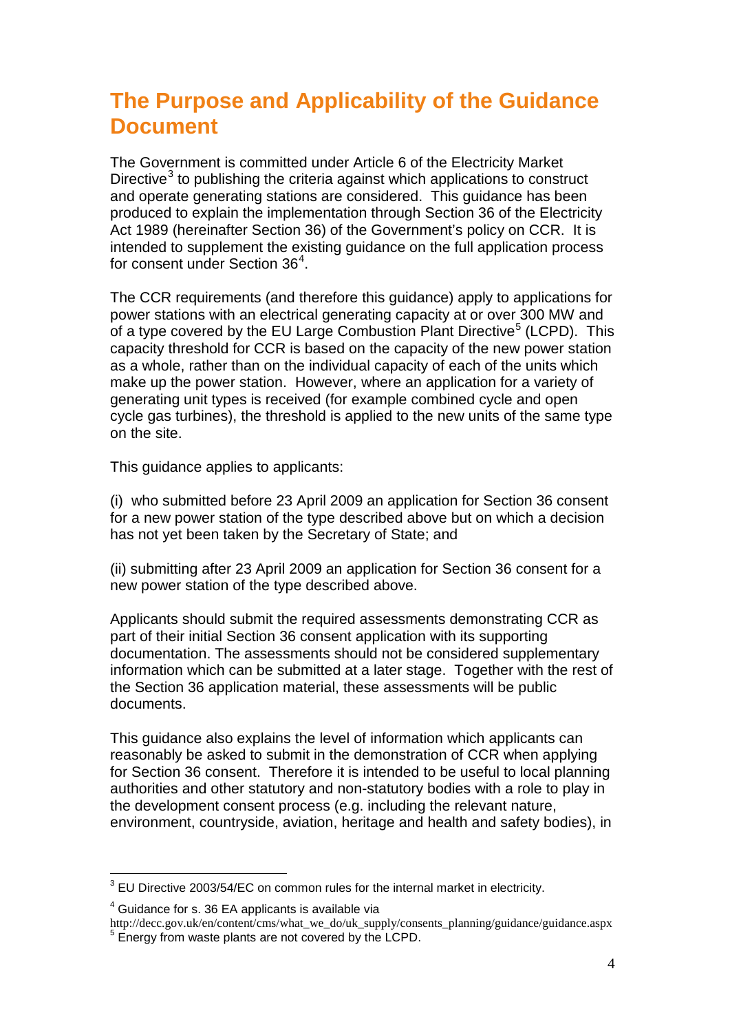# The Purpose and Applicability of the Guidance Document

The Government is committed under Article 6 of the Electricity Market Directive[3] to publishing the criteria against which applications to construct and operate generating stations are considered. This guidance has been produced to explain the implementation through Section 36 of the Electricity Act 1989 (hereinafter Section 36) of the Government's policy on CCR. It is intended to supplement the existing guidance on the full application process for consent under Section 36[4].

The CCR requirements (and therefore this guidance) apply to applications for power stations with an electrical generating capacity at or over 300 MW and of a type covered by the EU Large Combustion Plant Directive[5] (LCPD). This capacity threshold for CCR is based on the capacity of the new power station as a whole, rather than on the individual capacity of each of the units which make up the power station. However, where an application for a variety of generating unit types is received (for example combined cycle and open cycle gas turbines), the threshold is applied to the new units of the same type on the site.

This guidance applies to applicants:

(i) who submitted before 23 April 2009 an application for Section 36 consent for a new power station of the type described above but on which a decision has not yet been taken by the Secretary of State; and

(ii) submitting after 23 April 2009 an application for Section 36 consent for a new power station of the type described above.

Applicants should submit the required assessments demonstrating CCR as part of their initial Section 36 consent application with its supporting documentation. The assessments should not be considered supplementary information which can be submitted at a later stage. Together with the rest of the Section 36 application material, these assessments will be public documents.

This guidance also explains the level of information which applicants can reasonably be asked to submit in the demonstration of CCR when applying for Section 36 consent. Therefore it is intended to be useful to local planning authorities and other statutory and non-statutory bodies with a role to play in the development consent process (e.g. including the relevant nature, environment, countryside, aviation, heritage and health and safety bodies), in

---

[3] EU Directive 2003/54/EC on common rules for the internal market in electricity.

[4] Guidance for s. 36 EA applicants is available via http://decc.gov.uk/en/content/cms/what_we_do/uk_supply/consents_planning/guidance/guidance.aspx

[5] Energy from waste plants are not covered by the LCPD.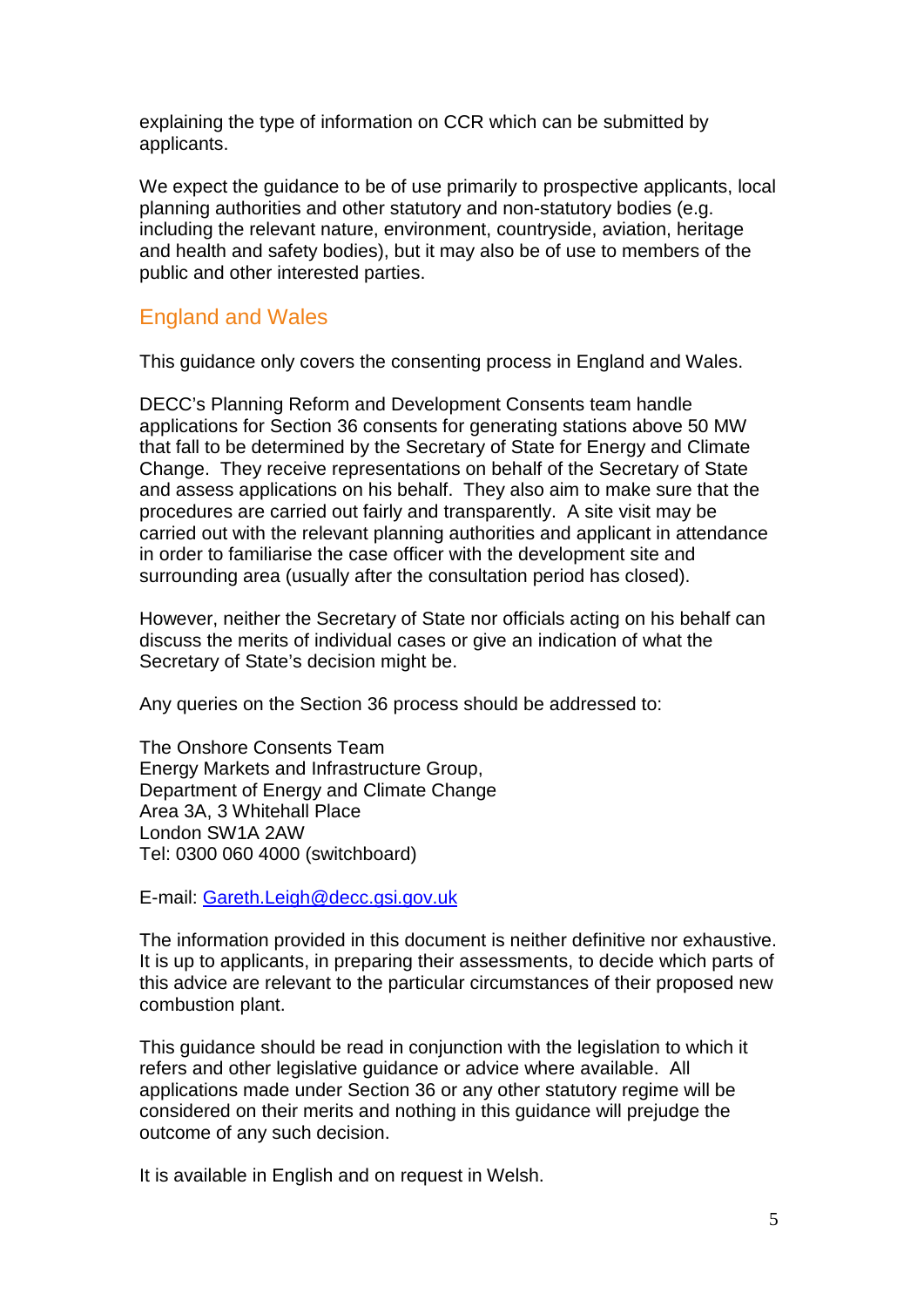explaining the type of information on CCR which can be submitted by applicants.

We expect the guidance to be of use primarily to prospective applicants, local planning authorities and other statutory and non-statutory bodies (e.g. including the relevant nature, environment, countryside, aviation, heritage and health and safety bodies), but it may also be of use to members of the public and other interested parties.

## England and Wales

This guidance only covers the consenting process in England and Wales.

DECC's Planning Reform and Development Consents team handle applications for Section 36 consents for generating stations above 50 MW that fall to be determined by the Secretary of State for Energy and Climate Change. They receive representations on behalf of the Secretary of State and assess applications on his behalf. They also aim to make sure that the procedures are carried out fairly and transparently. A site visit may be carried out with the relevant planning authorities and applicant in attendance in order to familiarise the case officer with the development site and surrounding area (usually after the consultation period has closed).

However, neither the Secretary of State nor officials acting on his behalf can discuss the merits of individual cases or give an indication of what the Secretary of State's decision might be.

Any queries on the Section 36 process should be addressed to:

The Onshore Consents Team
Energy Markets and Infrastructure Group,
Department of Energy and Climate Change
Area 3A, 3 Whitehall Place
London SW1A 2AW
Tel: 0300 060 4000 (switchboard)

E-mail: [Gareth.Leigh@decc.gsi.gov.uk](mailto:Gareth.Leigh@decc.gsi.gov.uk)

The information provided in this document is neither definitive nor exhaustive. It is up to applicants, in preparing their assessments, to decide which parts of this advice are relevant to the particular circumstances of their proposed new combustion plant.

This guidance should be read in conjunction with the legislation to which it refers and other legislative guidance or advice where available. All applications made under Section 36 or any other statutory regime will be considered on their merits and nothing in this guidance will prejudge the outcome of any such decision.

It is available in English and on request in Welsh.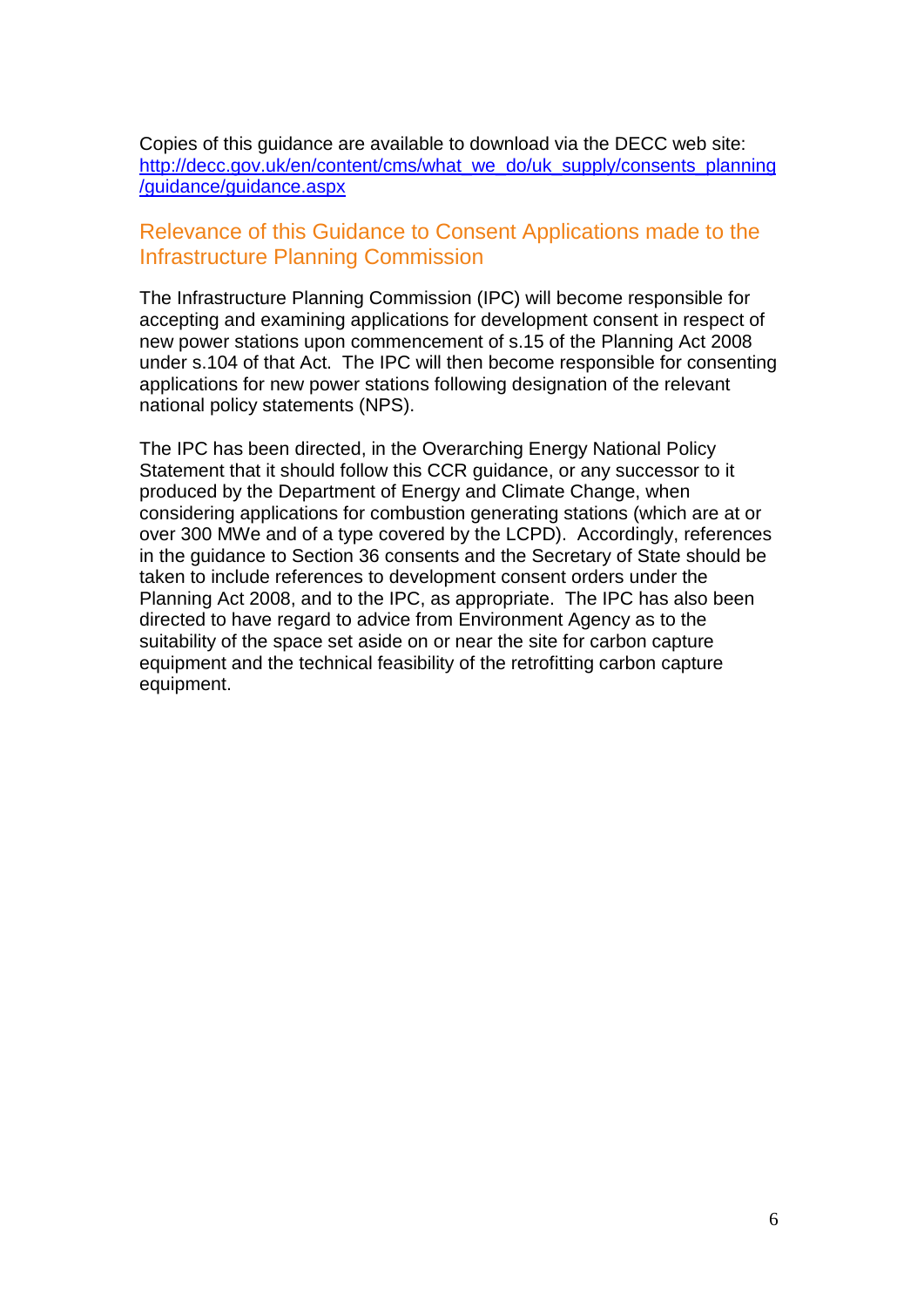Copies of this guidance are available to download via the DECC web site: [http://decc.gov.uk/en/content/cms/what_we_do/uk_supply/consents_planning/guidance/guidance.aspx](http://decc.gov.uk/en/content/cms/what_we_do/uk_supply/consents_planning/guidance/guidance.aspx)

## Relevance of this Guidance to Consent Applications made to the Infrastructure Planning Commission

The Infrastructure Planning Commission (IPC) will become responsible for accepting and examining applications for development consent in respect of new power stations upon commencement of s.15 of the Planning Act 2008 under s.104 of that Act. The IPC will then become responsible for consenting applications for new power stations following designation of the relevant national policy statements (NPS).

The IPC has been directed, in the Overarching Energy National Policy Statement that it should follow this CCR guidance, or any successor to it produced by the Department of Energy and Climate Change, when considering applications for combustion generating stations (which are at or over 300 MWe and of a type covered by the LCPD). Accordingly, references in the guidance to Section 36 consents and the Secretary of State should be taken to include references to development consent orders under the Planning Act 2008, and to the IPC, as appropriate. The IPC has also been directed to have regard to advice from Environment Agency as to the suitability of the space set aside on or near the site for carbon capture equipment and the technical feasibility of the retrofitting carbon capture equipment.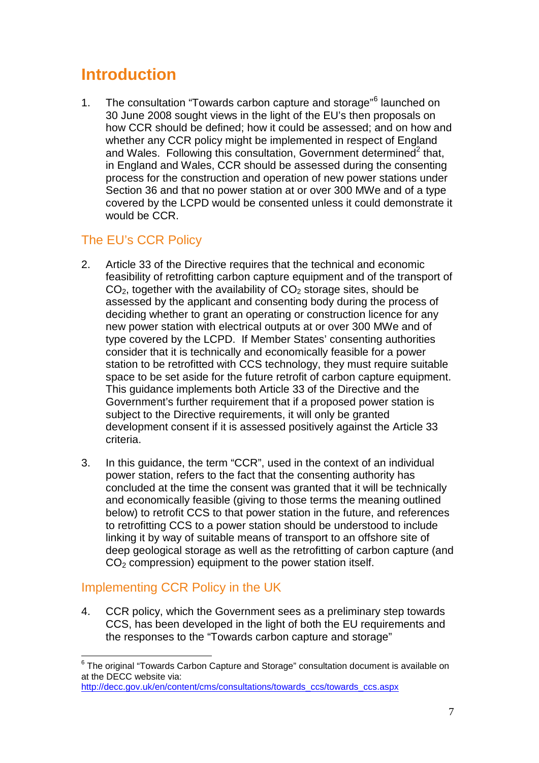# Introduction

1. The consultation "Towards carbon capture and storage"[6] launched on 30 June 2008 sought views in the light of the EU's then proposals on how CCR should be defined; how it could be assessed; and on how and whether any CCR policy might be implemented in respect of England and Wales. Following this consultation, Government determined[2] that, in England and Wales, CCR should be assessed during the consenting process for the construction and operation of new power stations under Section 36 and that no power station at or over 300 MWe and of a type covered by the LCPD would be consented unless it could demonstrate it would be CCR.

## The EU's CCR Policy

2. Article 33 of the Directive requires that the technical and economic feasibility of retrofitting carbon capture equipment and of the transport of $CO_2$, together with the availability of $CO_2$ storage sites, should be assessed by the applicant and consenting body during the process of deciding whether to grant an operating or construction licence for any new power station with electrical outputs at or over 300 MWe and of type covered by the LCPD. If Member States' consenting authorities consider that it is technically and economically feasible for a power station to be retrofitted with CCS technology, they must require suitable space to be set aside for the future retrofit of carbon capture equipment. This guidance implements both Article 33 of the Directive and the Government's further requirement that if a proposed power station is subject to the Directive requirements, it will only be granted development consent if it is assessed positively against the Article 33 criteria.

3. In this guidance, the term "CCR", used in the context of an individual power station, refers to the fact that the consenting authority has concluded at the time the consent was granted that it will be technically and economically feasible (giving to those terms the meaning outlined below) to retrofit CCS to that power station in the future, and references to retrofitting CCS to a power station should be understood to include linking it by way of suitable means of transport to an offshore site of deep geological storage as well as the retrofitting of carbon capture (and $CO_2$ compression) equipment to the power station itself.

## Implementing CCR Policy in the UK

4. CCR policy, which the Government sees as a preliminary step towards CCS, has been developed in the light of both the EU requirements and the responses to the "Towards carbon capture and storage"

---

[6] The original "Towards Carbon Capture and Storage" consultation document is available on at the DECC website via: http://decc.gov.uk/en/content/cms/consultations/towards_ccs/towards_ccs.aspx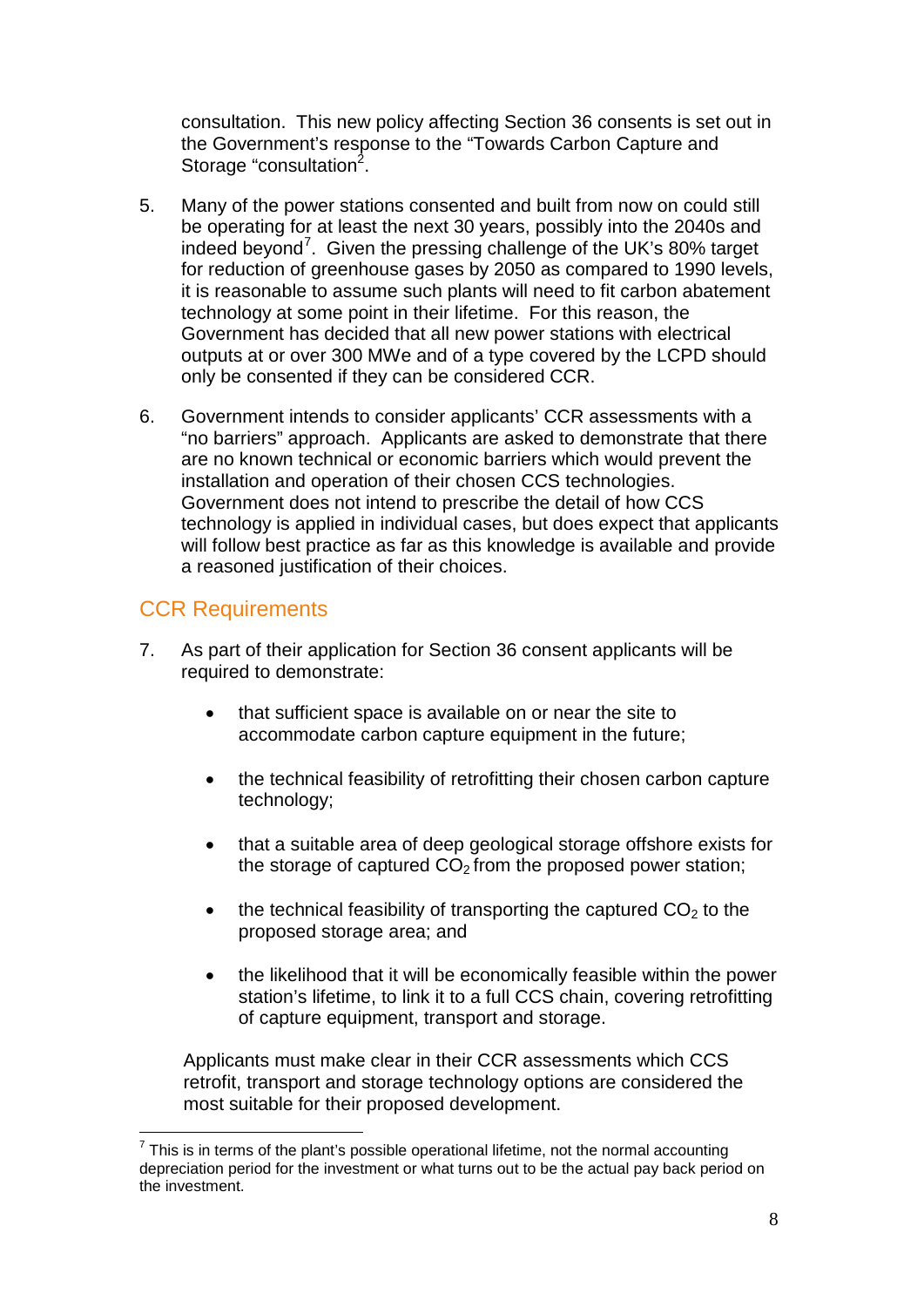consultation. This new policy affecting Section 36 consents is set out in the Government's response to the "Towards Carbon Capture and Storage "consultation[2].

5. Many of the power stations consented and built from now on could still be operating for at least the next 30 years, possibly into the 2040s and indeed beyond[7]. Given the pressing challenge of the UK's 80% target for reduction of greenhouse gases by 2050 as compared to 1990 levels, it is reasonable to assume such plants will need to fit carbon abatement technology at some point in their lifetime. For this reason, the Government has decided that all new power stations with electrical outputs at or over 300 MWe and of a type covered by the LCPD should only be consented if they can be considered CCR.

6. Government intends to consider applicants' CCR assessments with a "no barriers" approach. Applicants are asked to demonstrate that there are no known technical or economic barriers which would prevent the installation and operation of their chosen CCS technologies. Government does not intend to prescribe the detail of how CCS technology is applied in individual cases, but does expect that applicants will follow best practice as far as this knowledge is available and provide a reasoned justification of their choices.

## CCR Requirements

7. As part of their application for Section 36 consent applicants will be required to demonstrate:

   - that sufficient space is available on or near the site to accommodate carbon capture equipment in the future;
   - the technical feasibility of retrofitting their chosen carbon capture technology;
   - that a suitable area of deep geological storage offshore exists for the storage of captured $CO_2$ from the proposed power station;
   - the technical feasibility of transporting the captured $CO_2$ to the proposed storage area; and
   - the likelihood that it will be economically feasible within the power station's lifetime, to link it to a full CCS chain, covering retrofitting of capture equipment, transport and storage.

   Applicants must make clear in their CCR assessments which CCS retrofit, transport and storage technology options are considered the most suitable for their proposed development.

[7] This is in terms of the plant's possible operational lifetime, not the normal accounting depreciation period for the investment or what turns out to be the actual pay back period on the investment.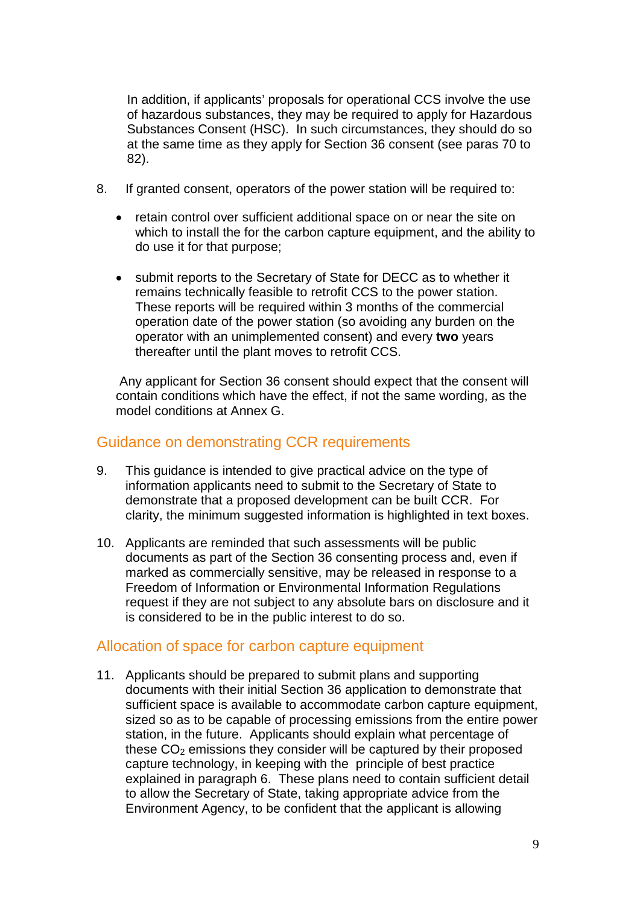In addition, if applicants' proposals for operational CCS involve the use of hazardous substances, they may be required to apply for Hazardous Substances Consent (HSC). In such circumstances, they should do so at the same time as they apply for Section 36 consent (see paras 70 to 82).

8. If granted consent, operators of the power station will be required to:

   - retain control over sufficient additional space on or near the site on which to install the for the carbon capture equipment, and the ability to do use it for that purpose;

   - submit reports to the Secretary of State for DECC as to whether it remains technically feasible to retrofit CCS to the power station. These reports will be required within 3 months of the commercial operation date of the power station (so avoiding any burden on the operator with an unimplemented consent) and every **two** years thereafter until the plant moves to retrofit CCS.

   Any applicant for Section 36 consent should expect that the consent will contain conditions which have the effect, if not the same wording, as the model conditions at Annex G.

## Guidance on demonstrating CCR requirements

9. This guidance is intended to give practical advice on the type of information applicants need to submit to the Secretary of State to demonstrate that a proposed development can be built CCR. For clarity, the minimum suggested information is highlighted in text boxes.

10. Applicants are reminded that such assessments will be public documents as part of the Section 36 consenting process and, even if marked as commercially sensitive, may be released in response to a Freedom of Information or Environmental Information Regulations request if they are not subject to any absolute bars on disclosure and it is considered to be in the public interest to do so.

## Allocation of space for carbon capture equipment

11. Applicants should be prepared to submit plans and supporting documents with their initial Section 36 application to demonstrate that sufficient space is available to accommodate carbon capture equipment, sized so as to be capable of processing emissions from the entire power station, in the future. Applicants should explain what percentage of these $CO_2$ emissions they consider will be captured by their proposed capture technology, in keeping with the principle of best practice explained in paragraph 6. These plans need to contain sufficient detail to allow the Secretary of State, taking appropriate advice from the Environment Agency, to be confident that the applicant is allowing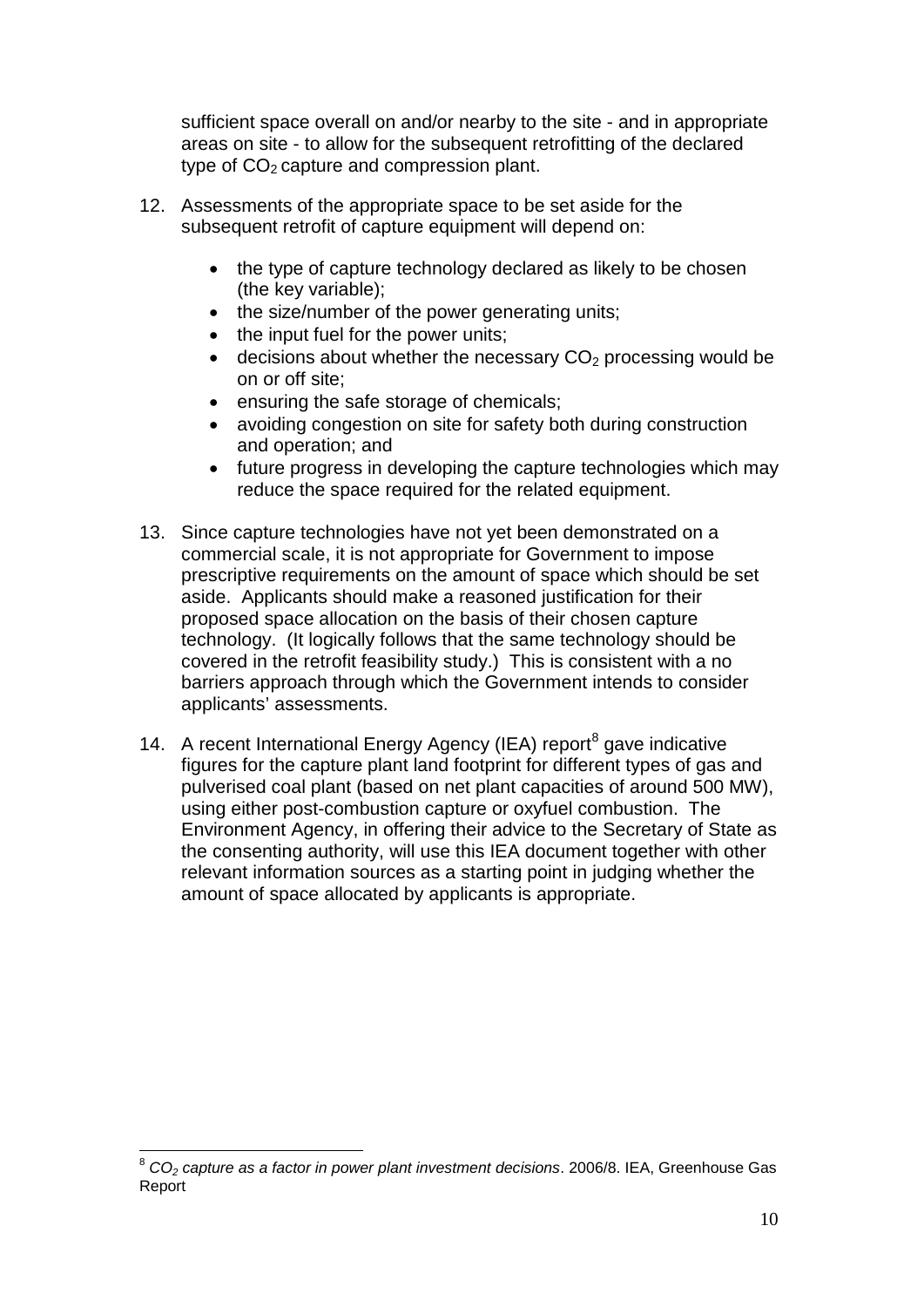sufficient space overall on and/or nearby to the site - and in appropriate areas on site - to allow for the subsequent retrofitting of the declared type of $CO_2$ capture and compression plant.

12. Assessments of the appropriate space to be set aside for the subsequent retrofit of capture equipment will depend on:

    - the type of capture technology declared as likely to be chosen (the key variable);
    - the size/number of the power generating units;
    - the input fuel for the power units;
    - decisions about whether the necessary $CO_2$ processing would be on or off site;
    - ensuring the safe storage of chemicals;
    - avoiding congestion on site for safety both during construction and operation; and
    - future progress in developing the capture technologies which may reduce the space required for the related equipment.

13. Since capture technologies have not yet been demonstrated on a commercial scale, it is not appropriate for Government to impose prescriptive requirements on the amount of space which should be set aside. Applicants should make a reasoned justification for their proposed space allocation on the basis of their chosen capture technology. (It logically follows that the same technology should be covered in the retrofit feasibility study.) This is consistent with a no barriers approach through which the Government intends to consider applicants' assessments.

14. A recent International Energy Agency (IEA) report[8] gave indicative figures for the capture plant land footprint for different types of gas and pulverised coal plant (based on net plant capacities of around 500 MW), using either post-combustion capture or oxyfuel combustion. The Environment Agency, in offering their advice to the Secretary of State as the consenting authority, will use this IEA document together with other relevant information sources as a starting point in judging whether the amount of space allocated by applicants is appropriate.

---

[8] *$CO_2$ capture as a factor in power plant investment decisions*. 2006/8. IEA, Greenhouse Gas Report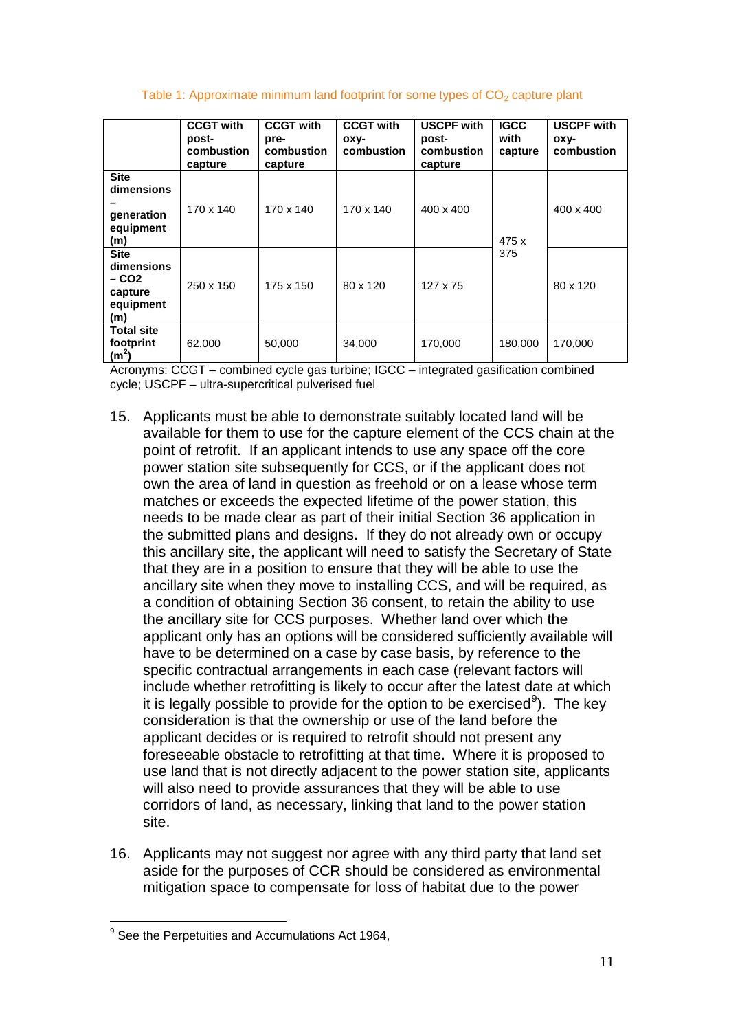Table 1: Approximate minimum land footprint for some types of $CO_2$ capture plant

| | CCGT with post-combustion capture | CCGT with pre-combustion capture | CCGT with oxy-combustion | USCPF with post-combustion capture | IGCC with capture | USCPF with oxy-combustion |
|---|---|---|---|---|---|---|
| **Site dimensions – generation equipment (m)** | 170 x 140 | 170 x 140 | 170 x 140 | 400 x 400 | 475 x 375 | 400 x 400 |
| **Site dimensions – CO2 capture equipment (m)** | 250 x 150 | 175 x 150 | 80 x 120 | 127 x 75 | | 80 x 120 |
| **Total site footprint ($m^2$)** | 62,000 | 50,000 | 34,000 | 170,000 | 180,000 | 170,000 |

Acronyms: CCGT – combined cycle gas turbine; IGCC – integrated gasification combined cycle; USCPF – ultra-supercritical pulverised fuel

15. Applicants must be able to demonstrate suitably located land will be available for them to use for the capture element of the CCS chain at the point of retrofit. If an applicant intends to use any space off the core power station site subsequently for CCS, or if the applicant does not own the area of land in question as freehold or on a lease whose term matches or exceeds the expected lifetime of the power station, this needs to be made clear as part of their initial Section 36 application in the submitted plans and designs. If they do not already own or occupy this ancillary site, the applicant will need to satisfy the Secretary of State that they are in a position to ensure that they will be able to use the ancillary site when they move to installing CCS, and will be required, as a condition of obtaining Section 36 consent, to retain the ability to use the ancillary site for CCS purposes. Whether land over which the applicant only has an options will be considered sufficiently available will have to be determined on a case by case basis, by reference to the specific contractual arrangements in each case (relevant factors will include whether retrofitting is likely to occur after the latest date at which it is legally possible to provide for the option to be exercised[9]). The key consideration is that the ownership or use of the land before the applicant decides or is required to retrofit should not present any foreseeable obstacle to retrofitting at that time. Where it is proposed to use land that is not directly adjacent to the power station site, applicants will also need to provide assurances that they will be able to use corridors of land, as necessary, linking that land to the power station site.

16. Applicants may not suggest nor agree with any third party that land set aside for the purposes of CCR should be considered as environmental mitigation space to compensate for loss of habitat due to the power

[9] See the Perpetuities and Accumulations Act 1964,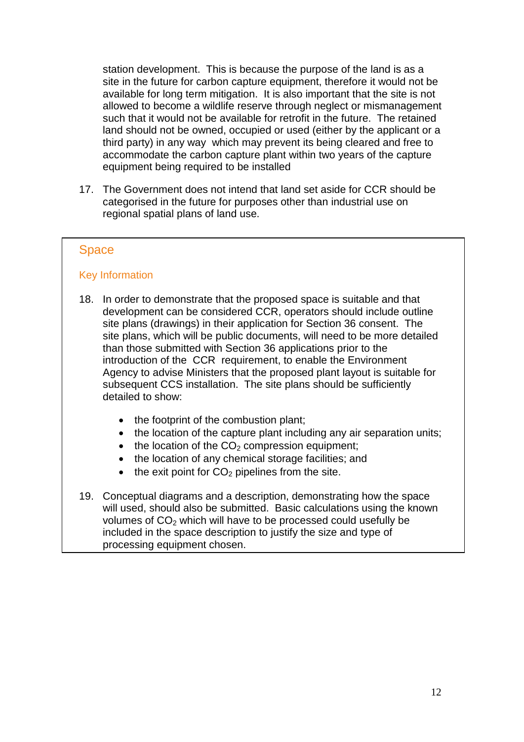station development. This is because the purpose of the land is as a site in the future for carbon capture equipment, therefore it would not be available for long term mitigation. It is also important that the site is not allowed to become a wildlife reserve through neglect or mismanagement such that it would not be available for retrofit in the future. The retained land should not be owned, occupied or used (either by the applicant or a third party) in any way which may prevent its being cleared and free to accommodate the carbon capture plant within two years of the capture equipment being required to be installed

17. The Government does not intend that land set aside for CCR should be categorised in the future for purposes other than industrial use on regional spatial plans of land use.

## Space

### Key Information

18. In order to demonstrate that the proposed space is suitable and that development can be considered CCR, operators should include outline site plans (drawings) in their application for Section 36 consent. The site plans, which will be public documents, will need to be more detailed than those submitted with Section 36 applications prior to the introduction of the CCR requirement, to enable the Environment Agency to advise Ministers that the proposed plant layout is suitable for subsequent CCS installation. The site plans should be sufficiently detailed to show:

    - the footprint of the combustion plant;
    - the location of the capture plant including any air separation units;
    - the location of the $CO_2$ compression equipment;
    - the location of any chemical storage facilities; and
    - the exit point for $CO_2$ pipelines from the site.

19. Conceptual diagrams and a description, demonstrating how the space will used, should also be submitted. Basic calculations using the known volumes of $CO_2$ which will have to be processed could usefully be included in the space description to justify the size and type of processing equipment chosen.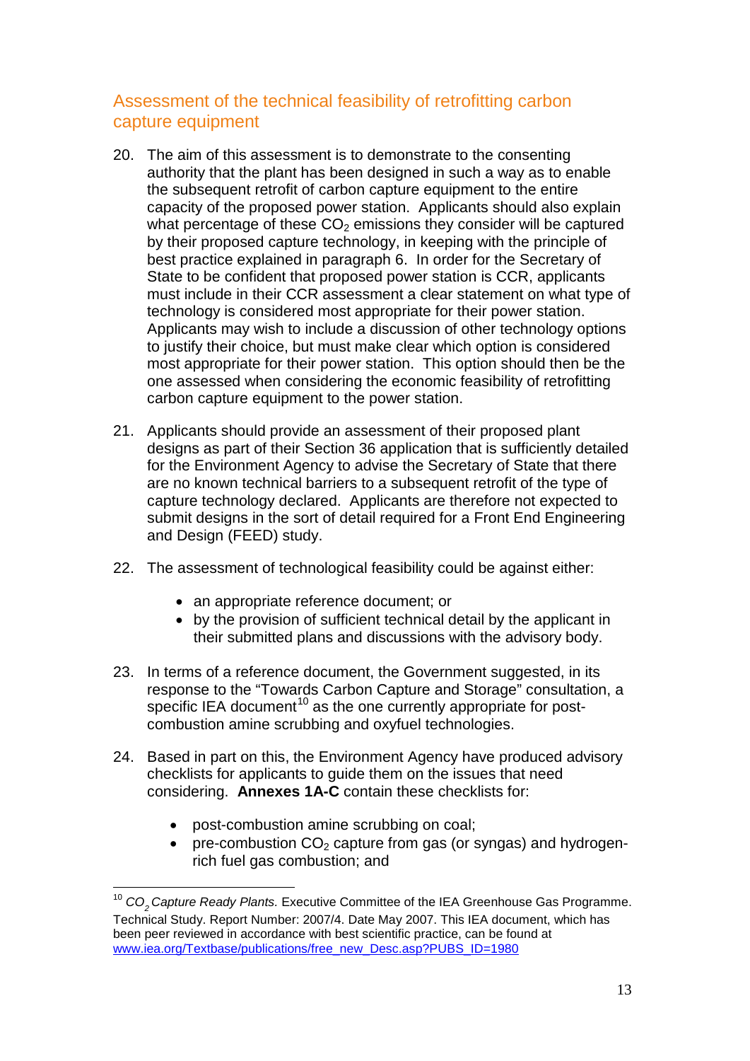## Assessment of the technical feasibility of retrofitting carbon capture equipment

20. The aim of this assessment is to demonstrate to the consenting authority that the plant has been designed in such a way as to enable the subsequent retrofit of carbon capture equipment to the entire capacity of the proposed power station. Applicants should also explain what percentage of these $CO_2$ emissions they consider will be captured by their proposed capture technology, in keeping with the principle of best practice explained in paragraph 6. In order for the Secretary of State to be confident that proposed power station is CCR, applicants must include in their CCR assessment a clear statement on what type of technology is considered most appropriate for their power station. Applicants may wish to include a discussion of other technology options to justify their choice, but must make clear which option is considered most appropriate for their power station. This option should then be the one assessed when considering the economic feasibility of retrofitting carbon capture equipment to the power station.

21. Applicants should provide an assessment of their proposed plant designs as part of their Section 36 application that is sufficiently detailed for the Environment Agency to advise the Secretary of State that there are no known technical barriers to a subsequent retrofit of the type of capture technology declared. Applicants are therefore not expected to submit designs in the sort of detail required for a Front End Engineering and Design (FEED) study.

22. The assessment of technological feasibility could be against either:

    - an appropriate reference document; or
    - by the provision of sufficient technical detail by the applicant in their submitted plans and discussions with the advisory body.

23. In terms of a reference document, the Government suggested, in its response to the "Towards Carbon Capture and Storage" consultation, a specific IEA document[10] as the one currently appropriate for post-combustion amine scrubbing and oxyfuel technologies.

24. Based in part on this, the Environment Agency have produced advisory checklists for applicants to guide them on the issues that need considering. **Annexes 1A-C** contain these checklists for:

    - post-combustion amine scrubbing on coal;
    - pre-combustion $CO_2$ capture from gas (or syngas) and hydrogen-rich fuel gas combustion; and

---

[10] *$CO_2$ Capture Ready Plants.* Executive Committee of the IEA Greenhouse Gas Programme. Technical Study. Report Number: 2007/4. Date May 2007. This IEA document, which has been peer reviewed in accordance with best scientific practice, can be found at www.iea.org/Textbase/publications/free_new_Desc.asp?PUBS_ID=1980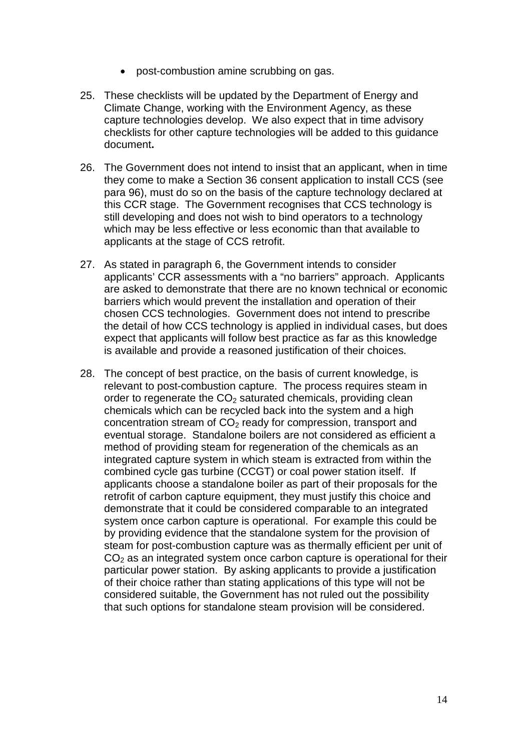- post-combustion amine scrubbing on gas.

25. These checklists will be updated by the Department of Energy and Climate Change, working with the Environment Agency, as these capture technologies develop. We also expect that in time advisory checklists for other capture technologies will be added to this guidance document**.**

26. The Government does not intend to insist that an applicant, when in time they come to make a Section 36 consent application to install CCS (see para 96), must do so on the basis of the capture technology declared at this CCR stage. The Government recognises that CCS technology is still developing and does not wish to bind operators to a technology which may be less effective or less economic than that available to applicants at the stage of CCS retrofit.

27. As stated in paragraph 6, the Government intends to consider applicants' CCR assessments with a "no barriers" approach. Applicants are asked to demonstrate that there are no known technical or economic barriers which would prevent the installation and operation of their chosen CCS technologies. Government does not intend to prescribe the detail of how CCS technology is applied in individual cases, but does expect that applicants will follow best practice as far as this knowledge is available and provide a reasoned justification of their choices.

28. The concept of best practice, on the basis of current knowledge, is relevant to post-combustion capture. The process requires steam in order to regenerate the $CO_2$ saturated chemicals, providing clean chemicals which can be recycled back into the system and a high concentration stream of $CO_2$ ready for compression, transport and eventual storage. Standalone boilers are not considered as efficient a method of providing steam for regeneration of the chemicals as an integrated capture system in which steam is extracted from within the combined cycle gas turbine (CCGT) or coal power station itself. If applicants choose a standalone boiler as part of their proposals for the retrofit of carbon capture equipment, they must justify this choice and demonstrate that it could be considered comparable to an integrated system once carbon capture is operational. For example this could be by providing evidence that the standalone system for the provision of steam for post-combustion capture was as thermally efficient per unit of $CO_2$ as an integrated system once carbon capture is operational for their particular power station. By asking applicants to provide a justification of their choice rather than stating applications of this type will not be considered suitable, the Government has not ruled out the possibility that such options for standalone steam provision will be considered.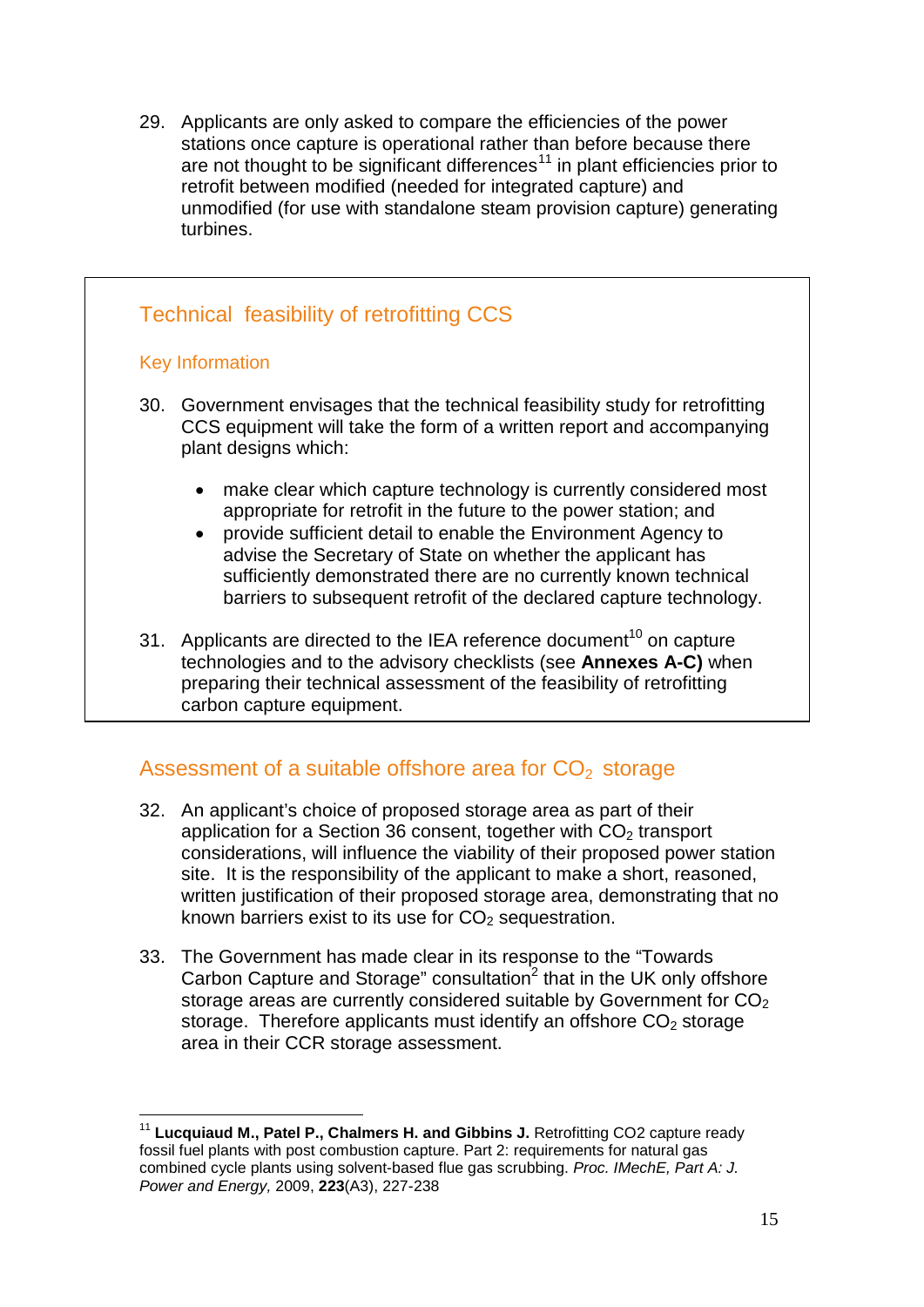29. Applicants are only asked to compare the efficiencies of the power stations once capture is operational rather than before because there are not thought to be significant differences[11] in plant efficiencies prior to retrofit between modified (needed for integrated capture) and unmodified (for use with standalone steam provision capture) generating turbines.

## Technical feasibility of retrofitting CCS

### Key Information

30. Government envisages that the technical feasibility study for retrofitting CCS equipment will take the form of a written report and accompanying plant designs which:

    - make clear which capture technology is currently considered most appropriate for retrofit in the future to the power station; and
    - provide sufficient detail to enable the Environment Agency to advise the Secretary of State on whether the applicant has sufficiently demonstrated there are no currently known technical barriers to subsequent retrofit of the declared capture technology.

31. Applicants are directed to the IEA reference document[10] on capture technologies and to the advisory checklists (see **Annexes A-C)** when preparing their technical assessment of the feasibility of retrofitting carbon capture equipment.

## Assessment of a suitable offshore area for $CO_2$ storage

32. An applicant's choice of proposed storage area as part of their application for a Section 36 consent, together with $CO_2$ transport considerations, will influence the viability of their proposed power station site. It is the responsibility of the applicant to make a short, reasoned, written justification of their proposed storage area, demonstrating that no known barriers exist to its use for $CO_2$ sequestration.

33. The Government has made clear in its response to the "Towards Carbon Capture and Storage" consultation[2] that in the UK only offshore storage areas are currently considered suitable by Government for $CO_2$ storage. Therefore applicants must identify an offshore $CO_2$ storage area in their CCR storage assessment.

---

[11] **Lucquiaud M., Patel P., Chalmers H. and Gibbins J.** Retrofitting CO2 capture ready fossil fuel plants with post combustion capture. Part 2: requirements for natural gas combined cycle plants using solvent-based flue gas scrubbing. *Proc. IMechE, Part A: J. Power and Energy,* 2009, **223**(A3), 227-238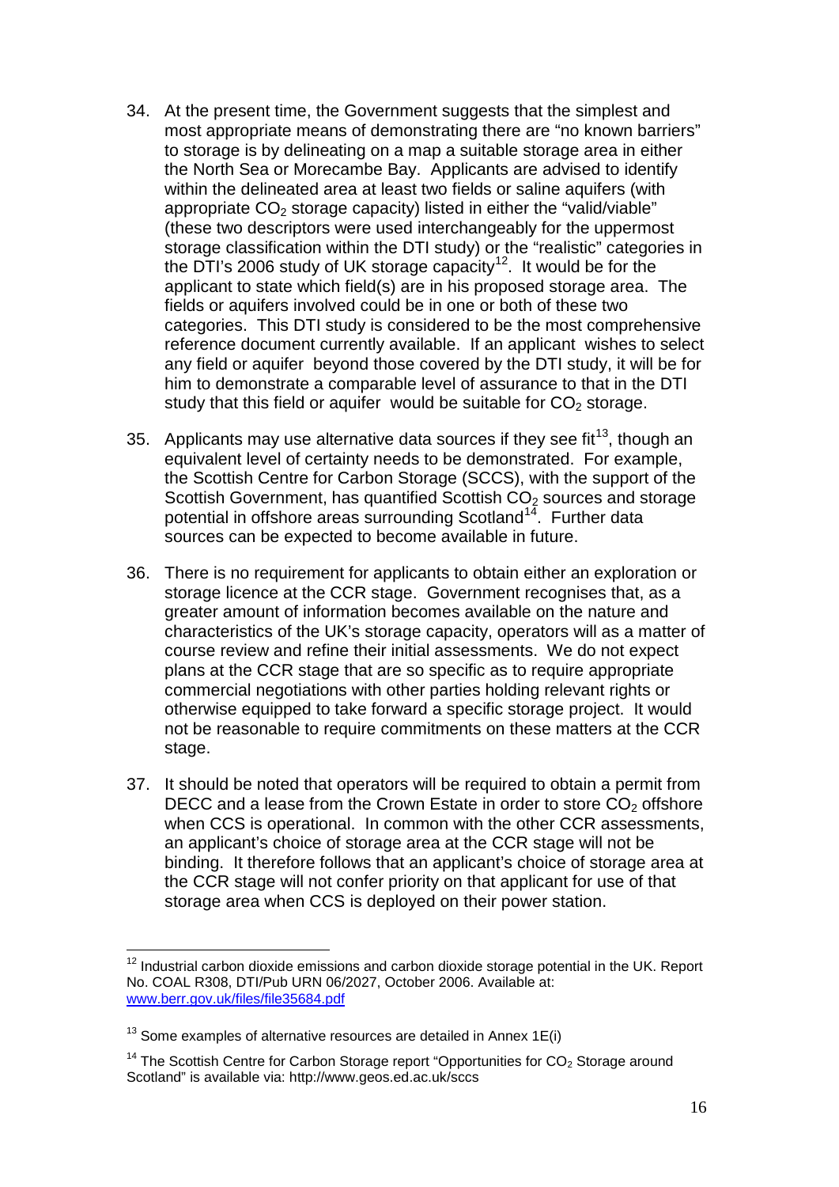34. At the present time, the Government suggests that the simplest and most appropriate means of demonstrating there are "no known barriers" to storage is by delineating on a map a suitable storage area in either the North Sea or Morecambe Bay. Applicants are advised to identify within the delineated area at least two fields or saline aquifers (with appropriate $CO_2$ storage capacity) listed in either the "valid/viable" (these two descriptors were used interchangeably for the uppermost storage classification within the DTI study) or the "realistic" categories in the DTI's 2006 study of UK storage capacity[12]. It would be for the applicant to state which field(s) are in his proposed storage area. The fields or aquifers involved could be in one or both of these two categories. This DTI study is considered to be the most comprehensive reference document currently available. If an applicant wishes to select any field or aquifer beyond those covered by the DTI study, it will be for him to demonstrate a comparable level of assurance to that in the DTI study that this field or aquifer would be suitable for $CO_2$ storage.

35. Applicants may use alternative data sources if they see fit[13], though an equivalent level of certainty needs to be demonstrated. For example, the Scottish Centre for Carbon Storage (SCCS), with the support of the Scottish Government, has quantified Scottish $CO_2$ sources and storage potential in offshore areas surrounding Scotland[14]. Further data sources can be expected to become available in future.

36. There is no requirement for applicants to obtain either an exploration or storage licence at the CCR stage. Government recognises that, as a greater amount of information becomes available on the nature and characteristics of the UK's storage capacity, operators will as a matter of course review and refine their initial assessments. We do not expect plans at the CCR stage that are so specific as to require appropriate commercial negotiations with other parties holding relevant rights or otherwise equipped to take forward a specific storage project. It would not be reasonable to require commitments on these matters at the CCR stage.

37. It should be noted that operators will be required to obtain a permit from DECC and a lease from the Crown Estate in order to store $CO_2$ offshore when CCS is operational. In common with the other CCR assessments, an applicant's choice of storage area at the CCR stage will not be binding. It therefore follows that an applicant's choice of storage area at the CCR stage will not confer priority on that applicant for use of that storage area when CCS is deployed on their power station.

---

[12] Industrial carbon dioxide emissions and carbon dioxide storage potential in the UK. Report No. COAL R308, DTI/Pub URN 06/2027, October 2006. Available at: www.berr.gov.uk/files/file35684.pdf

[13] Some examples of alternative resources are detailed in Annex 1E(i)

[14] The Scottish Centre for Carbon Storage report "Opportunities for $CO_2$ Storage around Scotland" is available via: http://www.geos.ed.ac.uk/sccs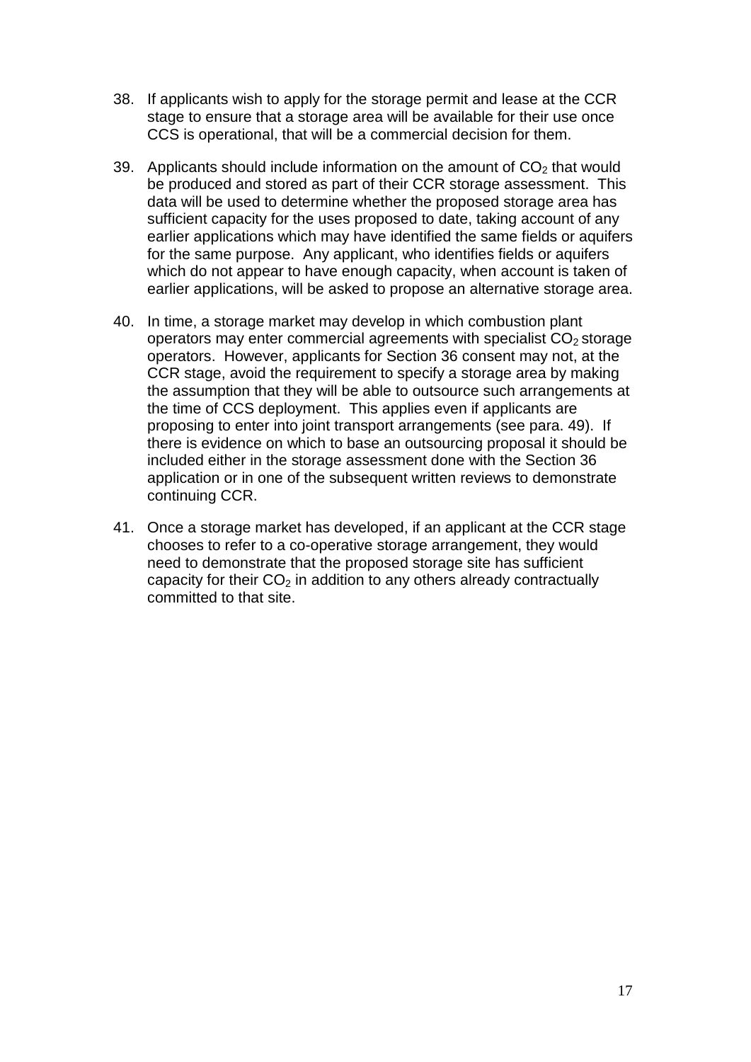38. If applicants wish to apply for the storage permit and lease at the CCR stage to ensure that a storage area will be available for their use once CCS is operational, that will be a commercial decision for them.

39. Applicants should include information on the amount of $CO_2$ that would be produced and stored as part of their CCR storage assessment. This data will be used to determine whether the proposed storage area has sufficient capacity for the uses proposed to date, taking account of any earlier applications which may have identified the same fields or aquifers for the same purpose. Any applicant, who identifies fields or aquifers which do not appear to have enough capacity, when account is taken of earlier applications, will be asked to propose an alternative storage area.

40. In time, a storage market may develop in which combustion plant operators may enter commercial agreements with specialist $CO_2$ storage operators. However, applicants for Section 36 consent may not, at the CCR stage, avoid the requirement to specify a storage area by making the assumption that they will be able to outsource such arrangements at the time of CCS deployment. This applies even if applicants are proposing to enter into joint transport arrangements (see para. 49). If there is evidence on which to base an outsourcing proposal it should be included either in the storage assessment done with the Section 36 application or in one of the subsequent written reviews to demonstrate continuing CCR.

41. Once a storage market has developed, if an applicant at the CCR stage chooses to refer to a co-operative storage arrangement, they would need to demonstrate that the proposed storage site has sufficient capacity for their $CO_2$ in addition to any others already contractually committed to that site.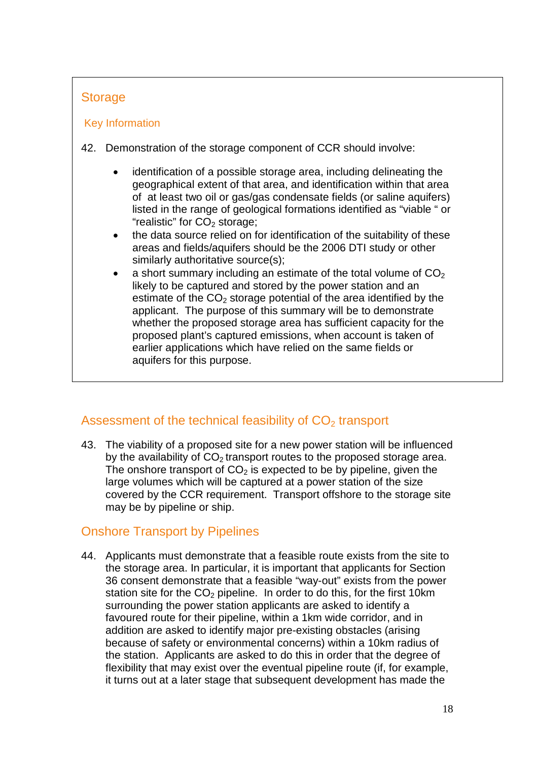## Storage

### Key Information

42. Demonstration of the storage component of CCR should involve:

- identification of a possible storage area, including delineating the geographical extent of that area, and identification within that area of at least two oil or gas/gas condensate fields (or saline aquifers) listed in the range of geological formations identified as "viable " or "realistic" for $CO_2$ storage;
- the data source relied on for identification of the suitability of these areas and fields/aquifers should be the 2006 DTI study or other similarly authoritative source(s);
- a short summary including an estimate of the total volume of $CO_2$ likely to be captured and stored by the power station and an estimate of the $CO_2$ storage potential of the area identified by the applicant. The purpose of this summary will be to demonstrate whether the proposed storage area has sufficient capacity for the proposed plant's captured emissions, when account is taken of earlier applications which have relied on the same fields or aquifers for this purpose.

## Assessment of the technical feasibility of $CO_2$ transport

43. The viability of a proposed site for a new power station will be influenced by the availability of $CO_2$ transport routes to the proposed storage area. The onshore transport of $CO_2$ is expected to be by pipeline, given the large volumes which will be captured at a power station of the size covered by the CCR requirement. Transport offshore to the storage site may be by pipeline or ship.

## Onshore Transport by Pipelines

44. Applicants must demonstrate that a feasible route exists from the site to the storage area. In particular, it is important that applicants for Section 36 consent demonstrate that a feasible "way-out" exists from the power station site for the $CO_2$ pipeline. In order to do this, for the first 10km surrounding the power station applicants are asked to identify a favoured route for their pipeline, within a 1km wide corridor, and in addition are asked to identify major pre-existing obstacles (arising because of safety or environmental concerns) within a 10km radius of the station. Applicants are asked to do this in order that the degree of flexibility that may exist over the eventual pipeline route (if, for example, it turns out at a later stage that subsequent development has made the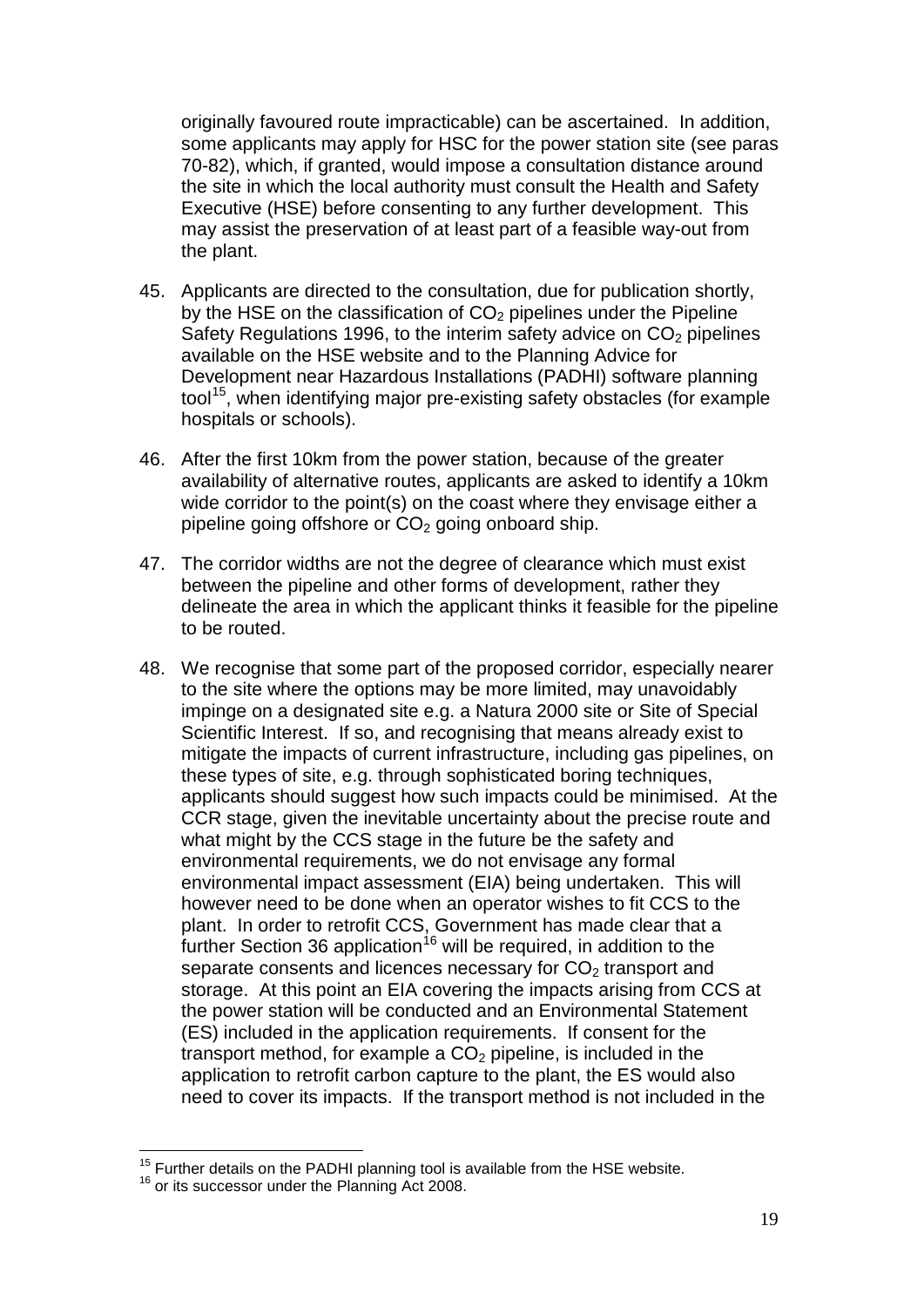originally favoured route impracticable) can be ascertained. In addition, some applicants may apply for HSC for the power station site (see paras 70-82), which, if granted, would impose a consultation distance around the site in which the local authority must consult the Health and Safety Executive (HSE) before consenting to any further development. This may assist the preservation of at least part of a feasible way-out from the plant.

45. Applicants are directed to the consultation, due for publication shortly, by the HSE on the classification of $CO_2$ pipelines under the Pipeline Safety Regulations 1996, to the interim safety advice on $CO_2$ pipelines available on the HSE website and to the Planning Advice for Development near Hazardous Installations (PADHI) software planning tool[15], when identifying major pre-existing safety obstacles (for example hospitals or schools).

46. After the first 10km from the power station, because of the greater availability of alternative routes, applicants are asked to identify a 10km wide corridor to the point(s) on the coast where they envisage either a pipeline going offshore or $CO_2$ going onboard ship.

47. The corridor widths are not the degree of clearance which must exist between the pipeline and other forms of development, rather they delineate the area in which the applicant thinks it feasible for the pipeline to be routed.

48. We recognise that some part of the proposed corridor, especially nearer to the site where the options may be more limited, may unavoidably impinge on a designated site e.g. a Natura 2000 site or Site of Special Scientific Interest. If so, and recognising that means already exist to mitigate the impacts of current infrastructure, including gas pipelines, on these types of site, e.g. through sophisticated boring techniques, applicants should suggest how such impacts could be minimised. At the CCR stage, given the inevitable uncertainty about the precise route and what might by the CCS stage in the future be the safety and environmental requirements, we do not envisage any formal environmental impact assessment (EIA) being undertaken. This will however need to be done when an operator wishes to fit CCS to the plant. In order to retrofit CCS, Government has made clear that a further Section 36 application[16] will be required, in addition to the separate consents and licences necessary for $CO_2$ transport and storage. At this point an EIA covering the impacts arising from CCS at the power station will be conducted and an Environmental Statement (ES) included in the application requirements. If consent for the transport method, for example a $CO_2$ pipeline, is included in the application to retrofit carbon capture to the plant, the ES would also need to cover its impacts. If the transport method is not included in the

---

[15] Further details on the PADHI planning tool is available from the HSE website.

[16] or its successor under the Planning Act 2008.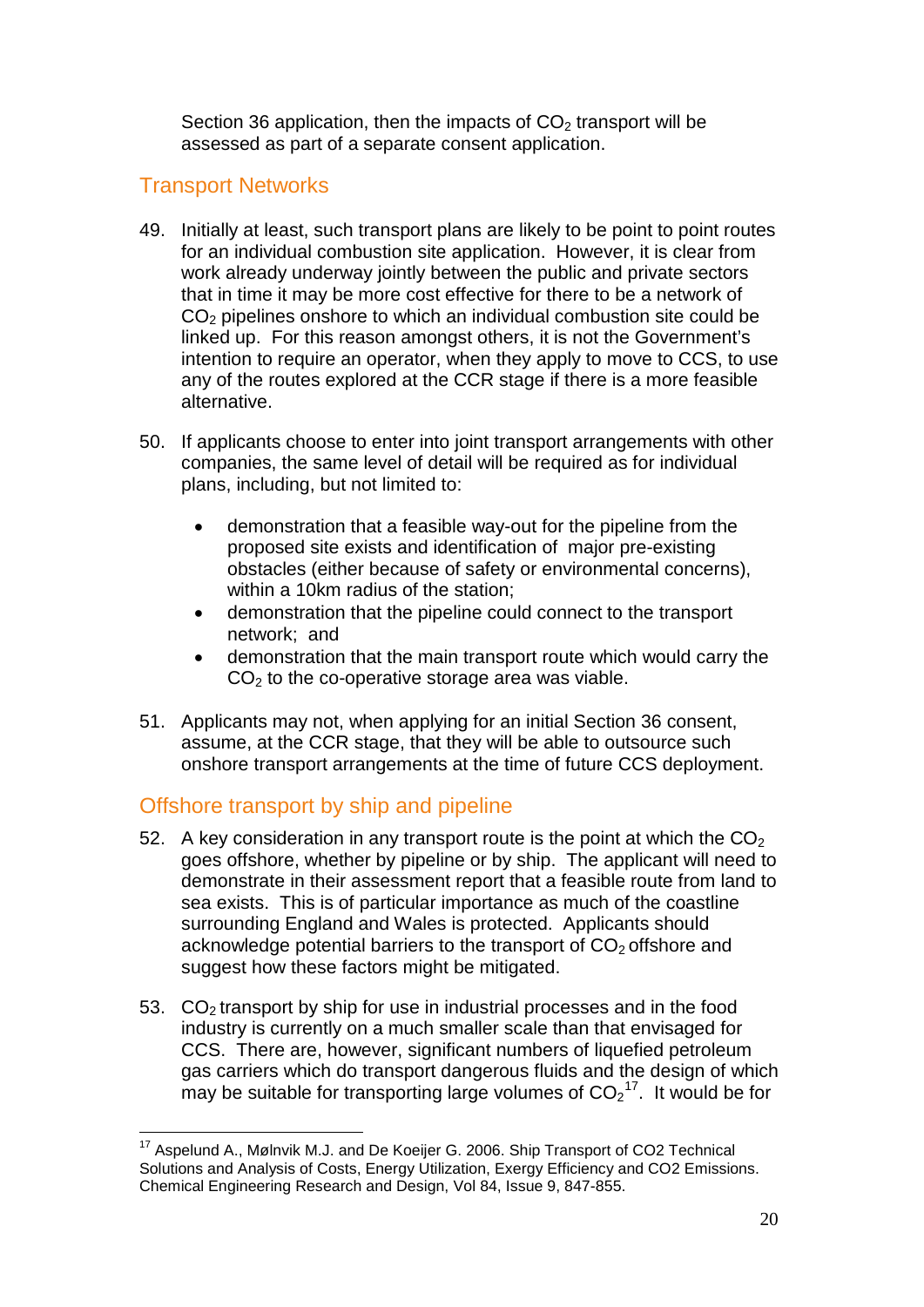Section 36 application, then the impacts of $CO_2$ transport will be assessed as part of a separate consent application.

## Transport Networks

49. Initially at least, such transport plans are likely to be point to point routes for an individual combustion site application. However, it is clear from work already underway jointly between the public and private sectors that in time it may be more cost effective for there to be a network of $CO_2$ pipelines onshore to which an individual combustion site could be linked up. For this reason amongst others, it is not the Government's intention to require an operator, when they apply to move to CCS, to use any of the routes explored at the CCR stage if there is a more feasible alternative.

50. If applicants choose to enter into joint transport arrangements with other companies, the same level of detail will be required as for individual plans, including, but not limited to:

   - demonstration that a feasible way-out for the pipeline from the proposed site exists and identification of major pre-existing obstacles (either because of safety or environmental concerns), within a 10km radius of the station;
   - demonstration that the pipeline could connect to the transport network; and
   - demonstration that the main transport route which would carry the $CO_2$ to the co-operative storage area was viable.

51. Applicants may not, when applying for an initial Section 36 consent, assume, at the CCR stage, that they will be able to outsource such onshore transport arrangements at the time of future CCS deployment.

## Offshore transport by ship and pipeline

52. A key consideration in any transport route is the point at which the $CO_2$ goes offshore, whether by pipeline or by ship. The applicant will need to demonstrate in their assessment report that a feasible route from land to sea exists. This is of particular importance as much of the coastline surrounding England and Wales is protected. Applicants should acknowledge potential barriers to the transport of $CO_2$ offshore and suggest how these factors might be mitigated.

53. $CO_2$ transport by ship for use in industrial processes and in the food industry is currently on a much smaller scale than that envisaged for CCS. There are, however, significant numbers of liquefied petroleum gas carriers which do transport dangerous fluids and the design of which may be suitable for transporting large volumes of $CO_2$[17]. It would be for

---

[17] Aspelund A., Mølnvik M.J. and De Koeijer G. 2006. Ship Transport of CO2 Technical Solutions and Analysis of Costs, Energy Utilization, Exergy Efficiency and CO2 Emissions. Chemical Engineering Research and Design, Vol 84, Issue 9, 847-855.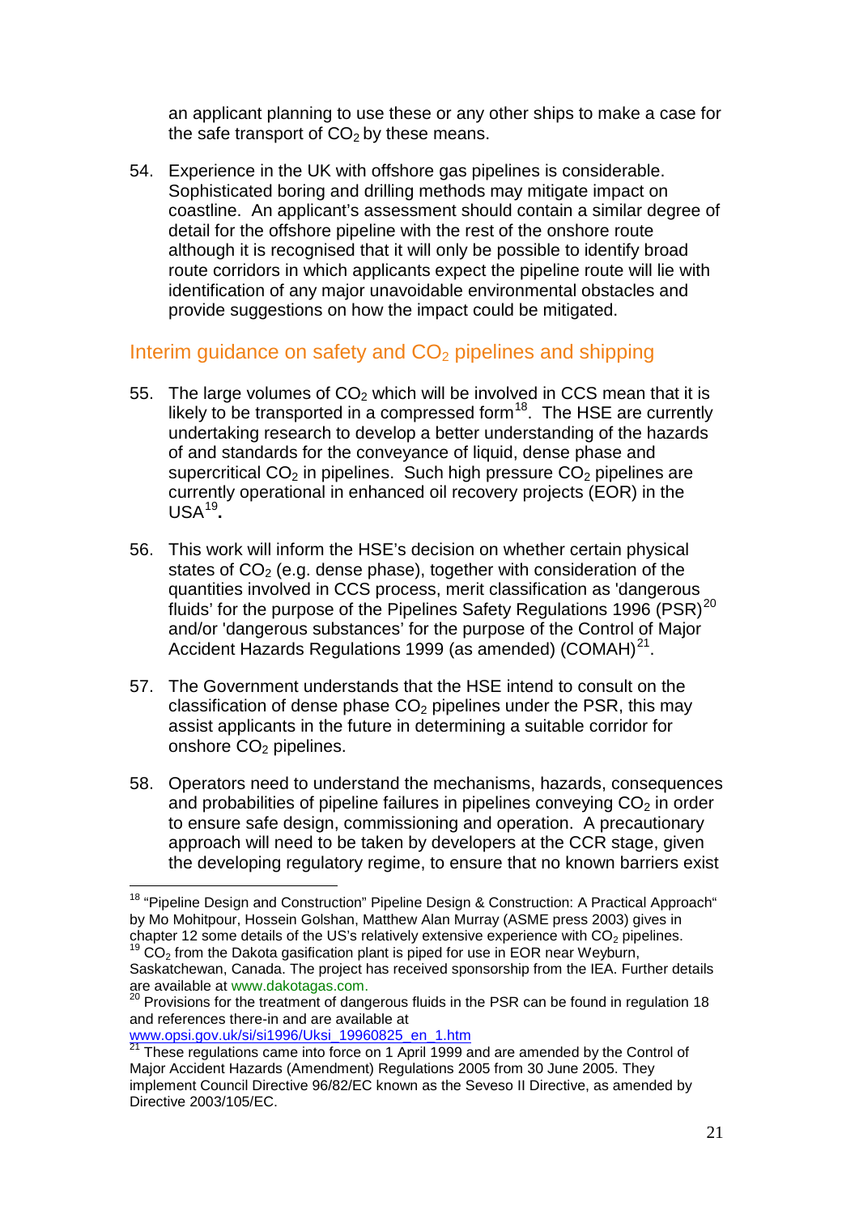an applicant planning to use these or any other ships to make a case for the safe transport of $CO_2$ by these means.

54. Experience in the UK with offshore gas pipelines is considerable. Sophisticated boring and drilling methods may mitigate impact on coastline. An applicant's assessment should contain a similar degree of detail for the offshore pipeline with the rest of the onshore route although it is recognised that it will only be possible to identify broad route corridors in which applicants expect the pipeline route will lie with identification of any major unavoidable environmental obstacles and provide suggestions on how the impact could be mitigated.

## Interim guidance on safety and $CO_2$ pipelines and shipping

55. The large volumes of $CO_2$ which will be involved in CCS mean that it is likely to be transported in a compressed form[18]. The HSE are currently undertaking research to develop a better understanding of the hazards of and standards for the conveyance of liquid, dense phase and supercritical $CO_2$ in pipelines. Such high pressure $CO_2$ pipelines are currently operational in enhanced oil recovery projects (EOR) in the USA[19]**.**

56. This work will inform the HSE's decision on whether certain physical states of $CO_2$ (e.g. dense phase), together with consideration of the quantities involved in CCS process, merit classification as 'dangerous fluids' for the purpose of the Pipelines Safety Regulations 1996 (PSR)[20] and/or 'dangerous substances' for the purpose of the Control of Major Accident Hazards Regulations 1999 (as amended) (COMAH)[21].

57. The Government understands that the HSE intend to consult on the classification of dense phase $CO_2$ pipelines under the PSR, this may assist applicants in the future in determining a suitable corridor for onshore $CO_2$ pipelines.

58. Operators need to understand the mechanisms, hazards, consequences and probabilities of pipeline failures in pipelines conveying $CO_2$ in order to ensure safe design, commissioning and operation. A precautionary approach will need to be taken by developers at the CCR stage, given the developing regulatory regime, to ensure that no known barriers exist

---

[18] "Pipeline Design and Construction" Pipeline Design & Construction: A Practical Approach" by Mo Mohitpour, Hossein Golshan, Matthew Alan Murray (ASME press 2003) gives in chapter 12 some details of the US's relatively extensive experience with $CO_2$ pipelines.

[19] $CO_2$ from the Dakota gasification plant is piped for use in EOR near Weyburn, Saskatchewan, Canada. The project has received sponsorship from the IEA. Further details are available at www.dakotagas.com.

[20] Provisions for the treatment of dangerous fluids in the PSR can be found in regulation 18 and references there-in and are available at www.opsi.gov.uk/si/si1996/Uksi_19960825_en_1.htm

[21] These regulations came into force on 1 April 1999 and are amended by the Control of Major Accident Hazards (Amendment) Regulations 2005 from 30 June 2005. They implement Council Directive 96/82/EC known as the Seveso II Directive, as amended by Directive 2003/105/EC.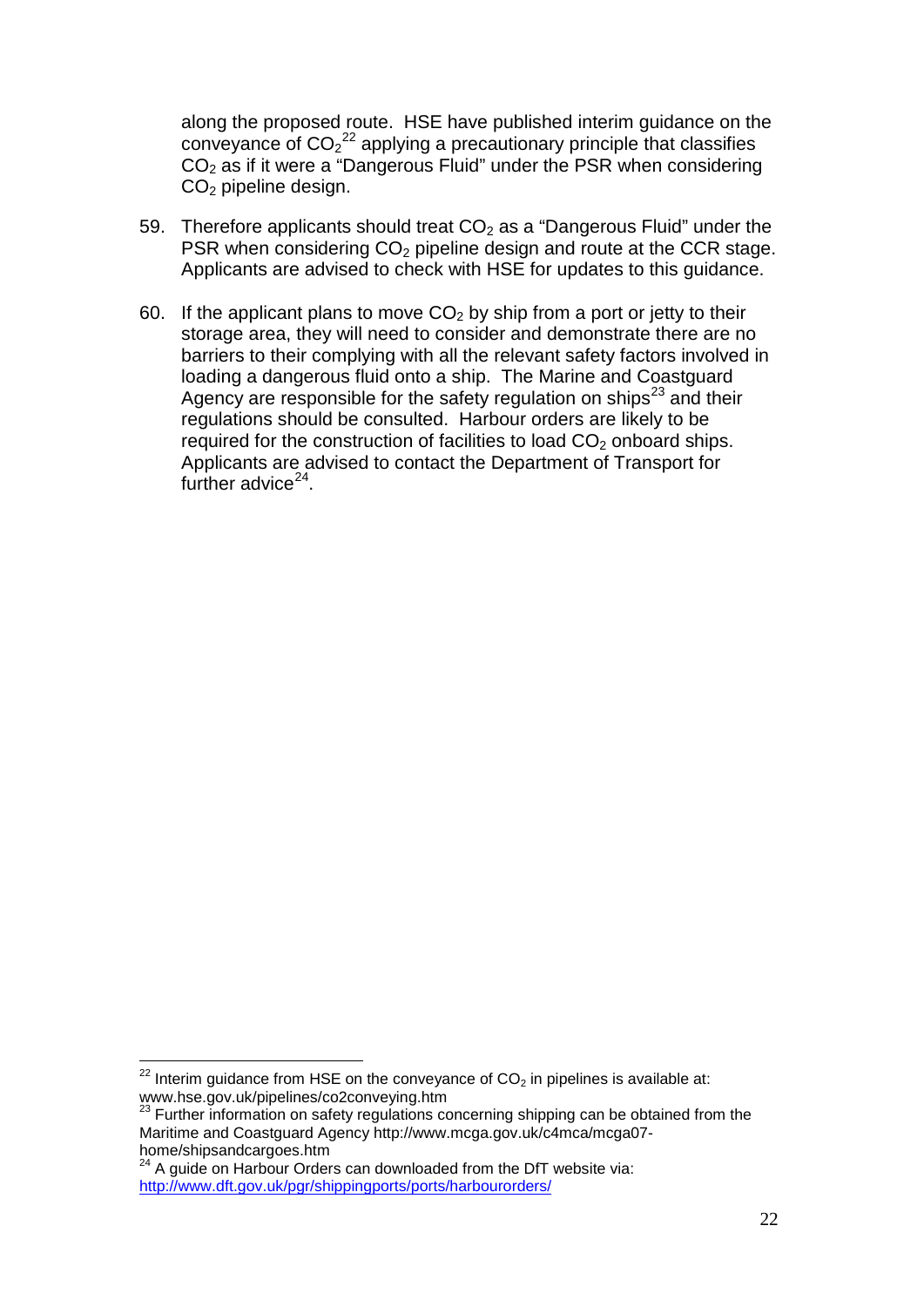along the proposed route. HSE have published interim guidance on the conveyance of $CO_2$[22] applying a precautionary principle that classifies $CO_2$ as if it were a "Dangerous Fluid" under the PSR when considering $CO_2$ pipeline design.

59. Therefore applicants should treat $CO_2$ as a "Dangerous Fluid" under the PSR when considering $CO_2$ pipeline design and route at the CCR stage. Applicants are advised to check with HSE for updates to this guidance.

60. If the applicant plans to move $CO_2$ by ship from a port or jetty to their storage area, they will need to consider and demonstrate there are no barriers to their complying with all the relevant safety factors involved in loading a dangerous fluid onto a ship. The Marine and Coastguard Agency are responsible for the safety regulation on ships[23] and their regulations should be consulted. Harbour orders are likely to be required for the construction of facilities to load $CO_2$ onboard ships. Applicants are advised to contact the Department of Transport for further advice[24].

---

[22] Interim guidance from HSE on the conveyance of $CO_2$ in pipelines is available at: www.hse.gov.uk/pipelines/co2conveying.htm

[23] Further information on safety regulations concerning shipping can be obtained from the Maritime and Coastguard Agency http://www.mcga.gov.uk/c4mca/mcga07-home/shipsandcargoes.htm

[24] A guide on Harbour Orders can downloaded from the DfT website via: http://www.dft.gov.uk/pgr/shippingports/ports/harbourorders/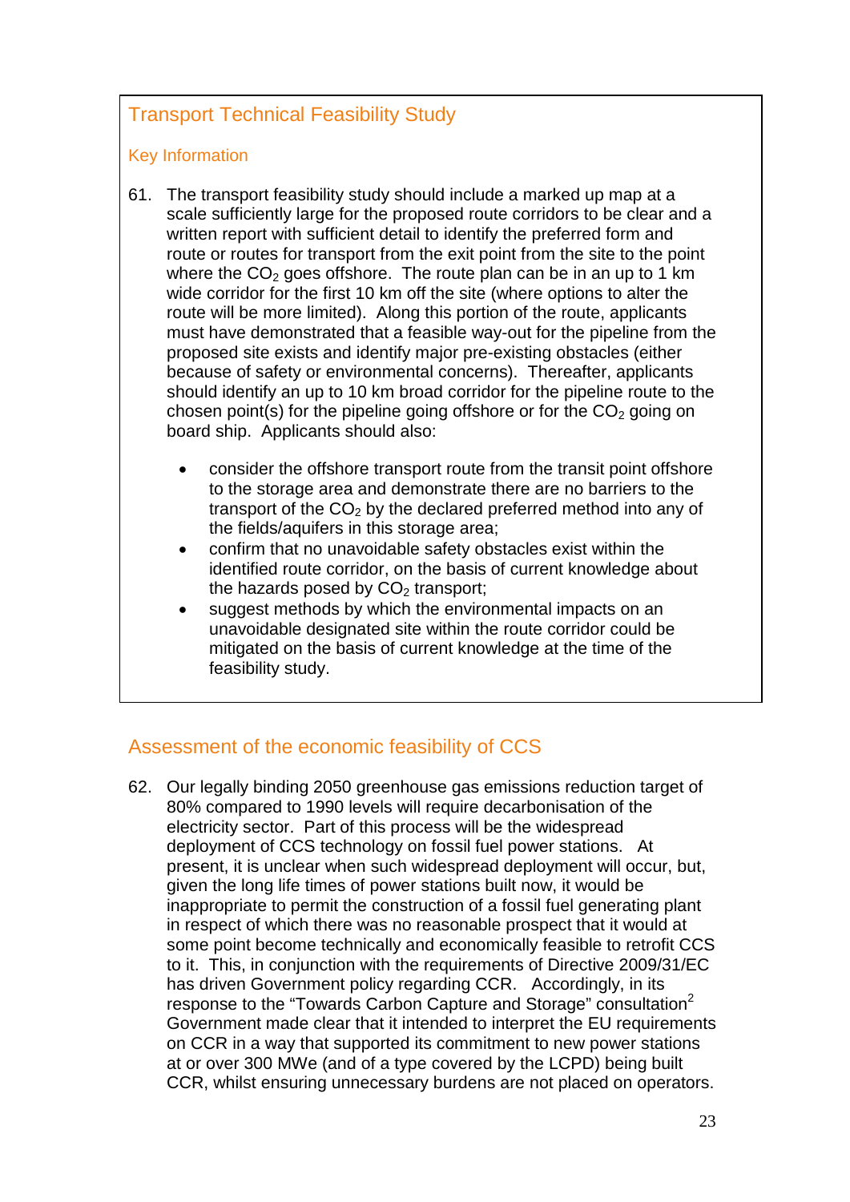## Transport Technical Feasibility Study

### Key Information

61. The transport feasibility study should include a marked up map at a scale sufficiently large for the proposed route corridors to be clear and a written report with sufficient detail to identify the preferred form and route or routes for transport from the exit point from the site to the point where the $CO_2$ goes offshore. The route plan can be in an up to 1 km wide corridor for the first 10 km off the site (where options to alter the route will be more limited). Along this portion of the route, applicants must have demonstrated that a feasible way-out for the pipeline from the proposed site exists and identify major pre-existing obstacles (either because of safety or environmental concerns). Thereafter, applicants should identify an up to 10 km broad corridor for the pipeline route to the chosen point(s) for the pipeline going offshore or for the $CO_2$ going on board ship. Applicants should also:

    - consider the offshore transport route from the transit point offshore to the storage area and demonstrate there are no barriers to the transport of the $CO_2$ by the declared preferred method into any of the fields/aquifers in this storage area;
    - confirm that no unavoidable safety obstacles exist within the identified route corridor, on the basis of current knowledge about the hazards posed by $CO_2$ transport;
    - suggest methods by which the environmental impacts on an unavoidable designated site within the route corridor could be mitigated on the basis of current knowledge at the time of the feasibility study.

## Assessment of the economic feasibility of CCS

62. Our legally binding 2050 greenhouse gas emissions reduction target of 80% compared to 1990 levels will require decarbonisation of the electricity sector. Part of this process will be the widespread deployment of CCS technology on fossil fuel power stations. At present, it is unclear when such widespread deployment will occur, but, given the long life times of power stations built now, it would be inappropriate to permit the construction of a fossil fuel generating plant in respect of which there was no reasonable prospect that it would at some point become technically and economically feasible to retrofit CCS to it. This, in conjunction with the requirements of Directive 2009/31/EC has driven Government policy regarding CCR. Accordingly, in its response to the "Towards Carbon Capture and Storage" consultation[2] Government made clear that it intended to interpret the EU requirements on CCR in a way that supported its commitment to new power stations at or over 300 MWe (and of a type covered by the LCPD) being built CCR, whilst ensuring unnecessary burdens are not placed on operators.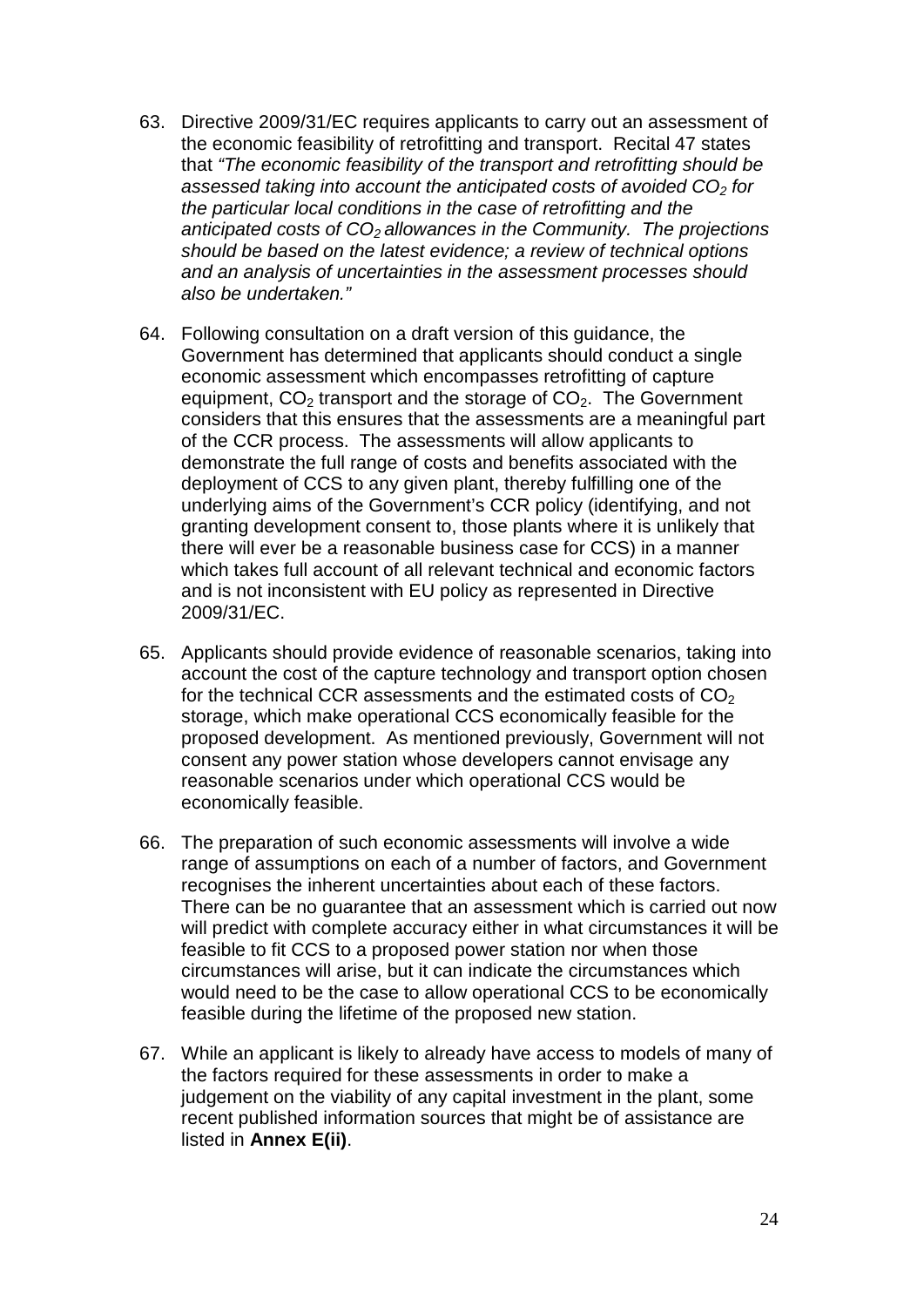63. Directive 2009/31/EC requires applicants to carry out an assessment of the economic feasibility of retrofitting and transport. Recital 47 states that *"The economic feasibility of the transport and retrofitting should be assessed taking into account the anticipated costs of avoided $CO_2$ for the particular local conditions in the case of retrofitting and the anticipated costs of $CO_2$ allowances in the Community. The projections should be based on the latest evidence; a review of technical options and an analysis of uncertainties in the assessment processes should also be undertaken."*

64. Following consultation on a draft version of this guidance, the Government has determined that applicants should conduct a single economic assessment which encompasses retrofitting of capture equipment, $CO_2$ transport and the storage of $CO_2$. The Government considers that this ensures that the assessments are a meaningful part of the CCR process. The assessments will allow applicants to demonstrate the full range of costs and benefits associated with the deployment of CCS to any given plant, thereby fulfilling one of the underlying aims of the Government's CCR policy (identifying, and not granting development consent to, those plants where it is unlikely that there will ever be a reasonable business case for CCS) in a manner which takes full account of all relevant technical and economic factors and is not inconsistent with EU policy as represented in Directive 2009/31/EC.

65. Applicants should provide evidence of reasonable scenarios, taking into account the cost of the capture technology and transport option chosen for the technical CCR assessments and the estimated costs of $CO_2$ storage, which make operational CCS economically feasible for the proposed development. As mentioned previously, Government will not consent any power station whose developers cannot envisage any reasonable scenarios under which operational CCS would be economically feasible.

66. The preparation of such economic assessments will involve a wide range of assumptions on each of a number of factors, and Government recognises the inherent uncertainties about each of these factors. There can be no guarantee that an assessment which is carried out now will predict with complete accuracy either in what circumstances it will be feasible to fit CCS to a proposed power station nor when those circumstances will arise, but it can indicate the circumstances which would need to be the case to allow operational CCS to be economically feasible during the lifetime of the proposed new station.

67. While an applicant is likely to already have access to models of many of the factors required for these assessments in order to make a judgement on the viability of any capital investment in the plant, some recent published information sources that might be of assistance are listed in **Annex E(ii)**.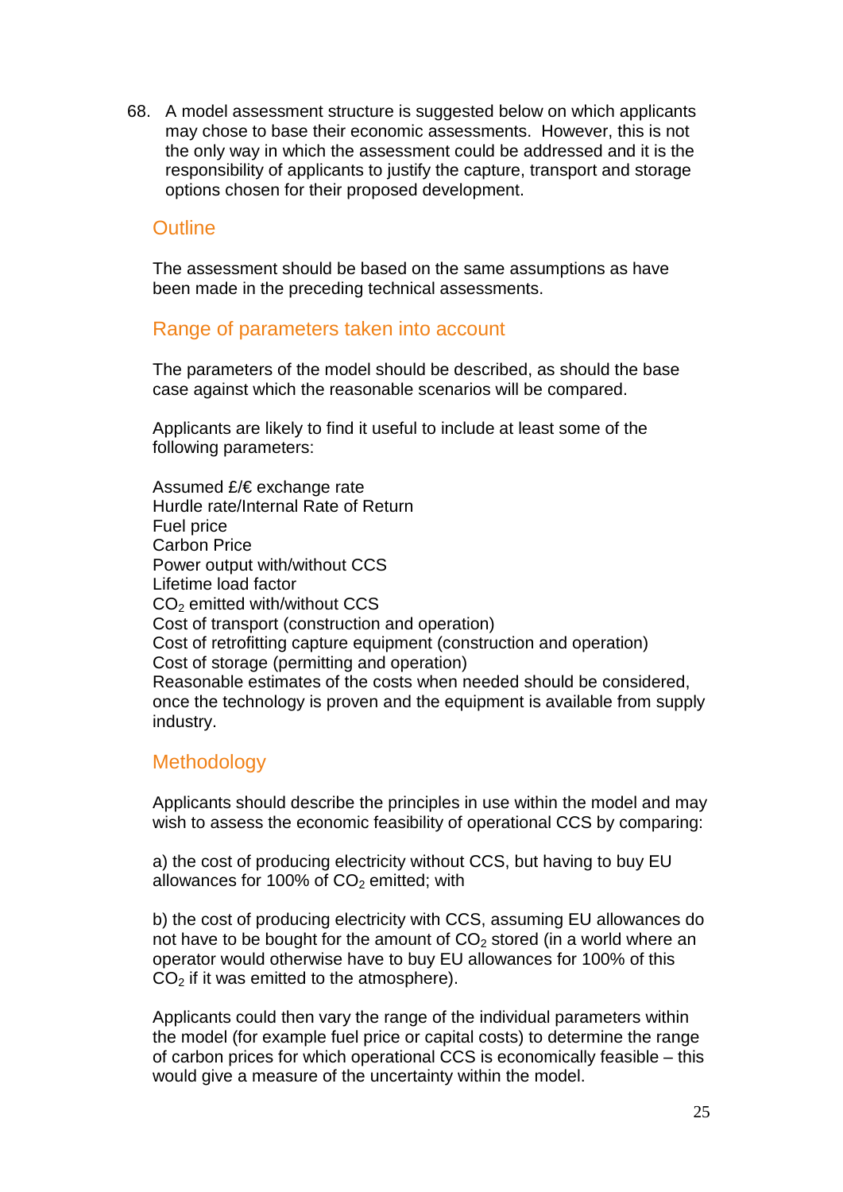68. A model assessment structure is suggested below on which applicants may chose to base their economic assessments. However, this is not the only way in which the assessment could be addressed and it is the responsibility of applicants to justify the capture, transport and storage options chosen for their proposed development.

### Outline

The assessment should be based on the same assumptions as have been made in the preceding technical assessments.

### Range of parameters taken into account

The parameters of the model should be described, as should the base case against which the reasonable scenarios will be compared.

Applicants are likely to find it useful to include at least some of the following parameters:

Assumed £/€ exchange rate
Hurdle rate/Internal Rate of Return
Fuel price
Carbon Price
Power output with/without CCS
Lifetime load factor
$CO_2$ emitted with/without CCS
Cost of transport (construction and operation)
Cost of retrofitting capture equipment (construction and operation)
Cost of storage (permitting and operation)
Reasonable estimates of the costs when needed should be considered, once the technology is proven and the equipment is available from supply industry.

### Methodology

Applicants should describe the principles in use within the model and may wish to assess the economic feasibility of operational CCS by comparing:

a) the cost of producing electricity without CCS, but having to buy EU allowances for 100% of $CO_2$ emitted; with

b) the cost of producing electricity with CCS, assuming EU allowances do not have to be bought for the amount of $CO_2$ stored (in a world where an operator would otherwise have to buy EU allowances for 100% of this $CO_2$ if it was emitted to the atmosphere).

Applicants could then vary the range of the individual parameters within the model (for example fuel price or capital costs) to determine the range of carbon prices for which operational CCS is economically feasible – this would give a measure of the uncertainty within the model.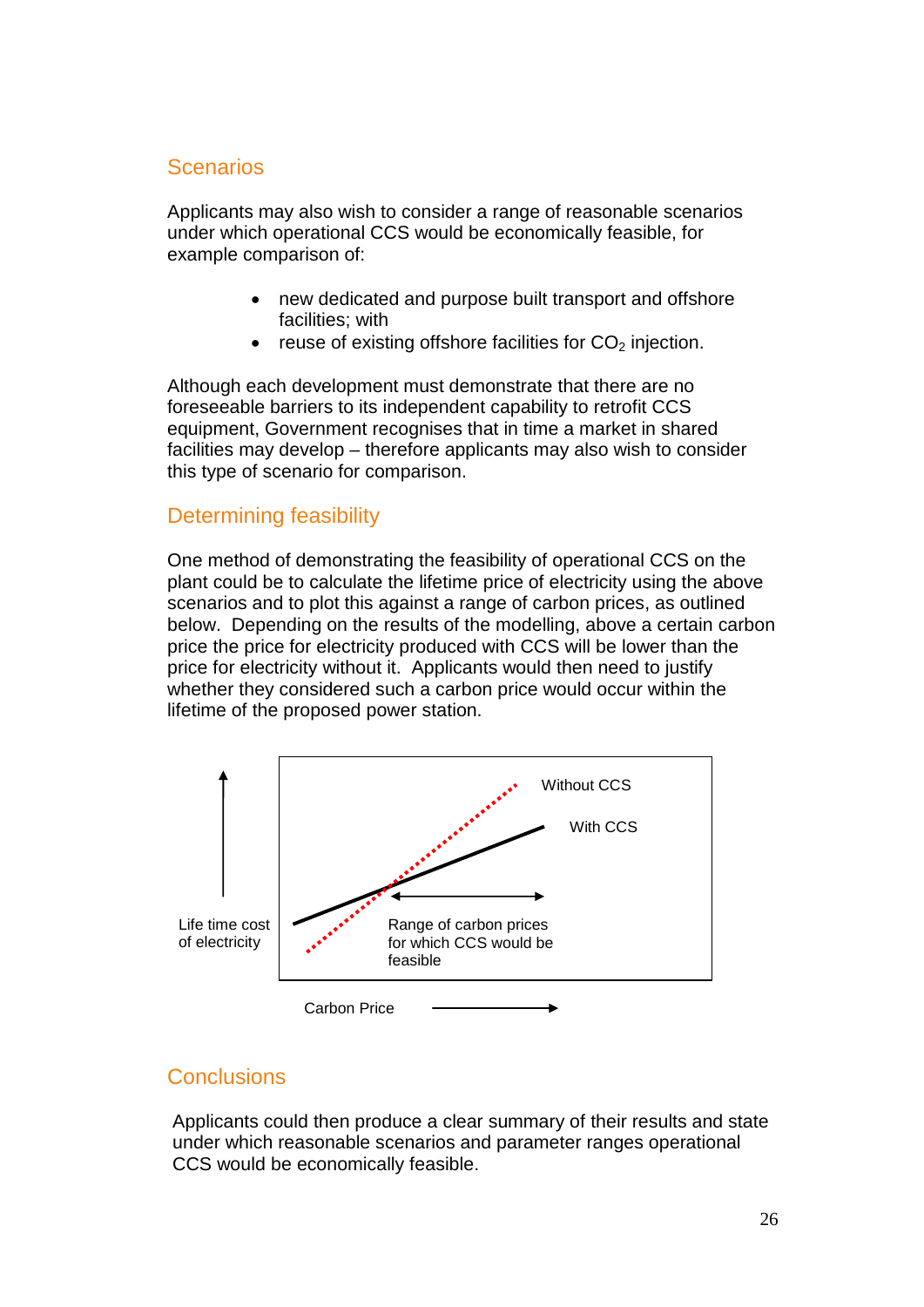## Scenarios

Applicants may also wish to consider a range of reasonable scenarios under which operational CCS would be economically feasible, for example comparison of:

- new dedicated and purpose built transport and offshore facilities; with
- reuse of existing offshore facilities for $CO_2$ injection.

Although each development must demonstrate that there are no foreseeable barriers to its independent capability to retrofit CCS equipment, Government recognises that in time a market in shared facilities may develop – therefore applicants may also wish to consider this type of scenario for comparison.

## Determining feasibility

One method of demonstrating the feasibility of operational CCS on the plant could be to calculate the lifetime price of electricity using the above scenarios and to plot this against a range of carbon prices, as outlined below. Depending on the results of the modelling, above a certain carbon price the price for electricity produced with CCS will be lower than the price for electricity without it. Applicants would then need to justify whether they considered such a carbon price would occur within the lifetime of the proposed power station.

Life time cost of electricity

Without CCS

With CCS

Range of carbon prices for which CCS would be feasible

Carbon Price

## Conclusions

Applicants could then produce a clear summary of their results and state under which reasonable scenarios and parameter ranges operational CCS would be economically feasible.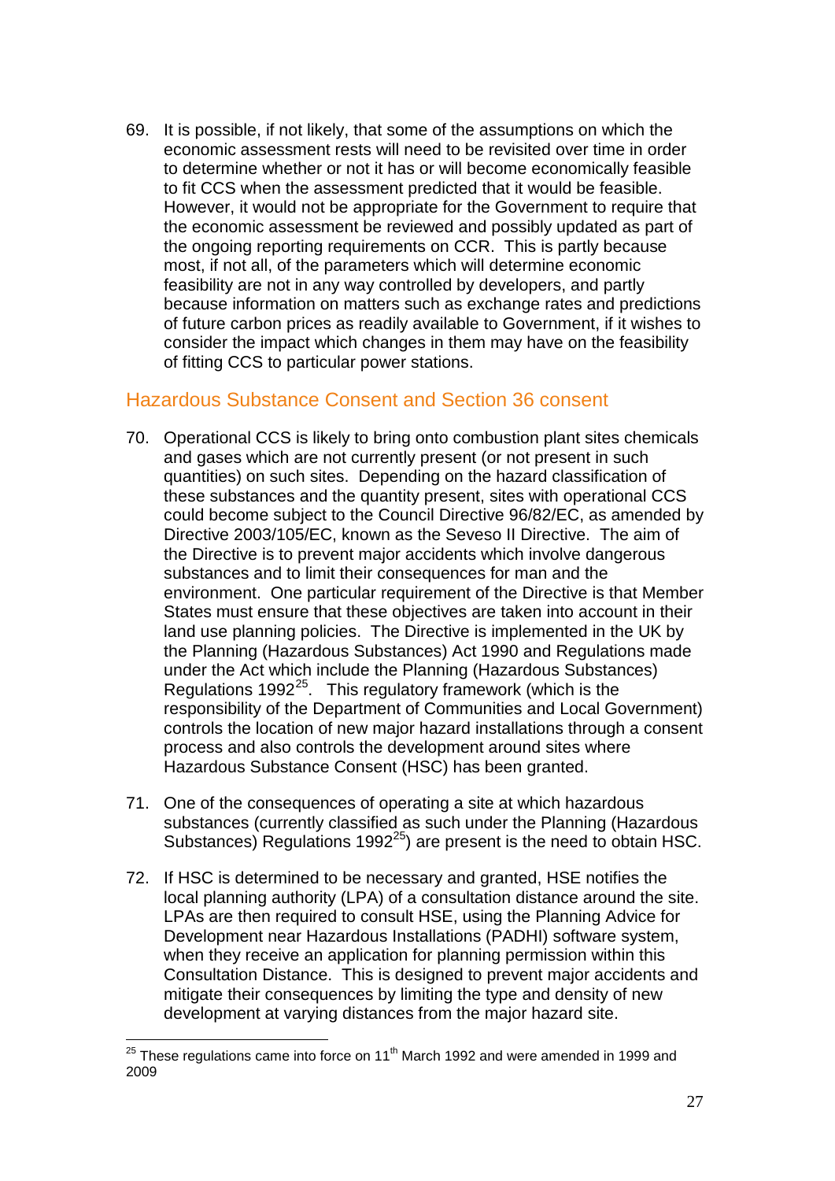69. It is possible, if not likely, that some of the assumptions on which the economic assessment rests will need to be revisited over time in order to determine whether or not it has or will become economically feasible to fit CCS when the assessment predicted that it would be feasible. However, it would not be appropriate for the Government to require that the economic assessment be reviewed and possibly updated as part of the ongoing reporting requirements on CCR. This is partly because most, if not all, of the parameters which will determine economic feasibility are not in any way controlled by developers, and partly because information on matters such as exchange rates and predictions of future carbon prices as readily available to Government, if it wishes to consider the impact which changes in them may have on the feasibility of fitting CCS to particular power stations.

## Hazardous Substance Consent and Section 36 consent

70. Operational CCS is likely to bring onto combustion plant sites chemicals and gases which are not currently present (or not present in such quantities) on such sites. Depending on the hazard classification of these substances and the quantity present, sites with operational CCS could become subject to the Council Directive 96/82/EC, as amended by Directive 2003/105/EC, known as the Seveso II Directive. The aim of the Directive is to prevent major accidents which involve dangerous substances and to limit their consequences for man and the environment. One particular requirement of the Directive is that Member States must ensure that these objectives are taken into account in their land use planning policies. The Directive is implemented in the UK by the Planning (Hazardous Substances) Act 1990 and Regulations made under the Act which include the Planning (Hazardous Substances) Regulations 1992[25]. This regulatory framework (which is the responsibility of the Department of Communities and Local Government) controls the location of new major hazard installations through a consent process and also controls the development around sites where Hazardous Substance Consent (HSC) has been granted.

71. One of the consequences of operating a site at which hazardous substances (currently classified as such under the Planning (Hazardous Substances) Regulations 1992[25]) are present is the need to obtain HSC.

72. If HSC is determined to be necessary and granted, HSE notifies the local planning authority (LPA) of a consultation distance around the site. LPAs are then required to consult HSE, using the Planning Advice for Development near Hazardous Installations (PADHI) software system, when they receive an application for planning permission within this Consultation Distance. This is designed to prevent major accidents and mitigate their consequences by limiting the type and density of new development at varying distances from the major hazard site.

[25] These regulations came into force on 11th March 1992 and were amended in 1999 and 2009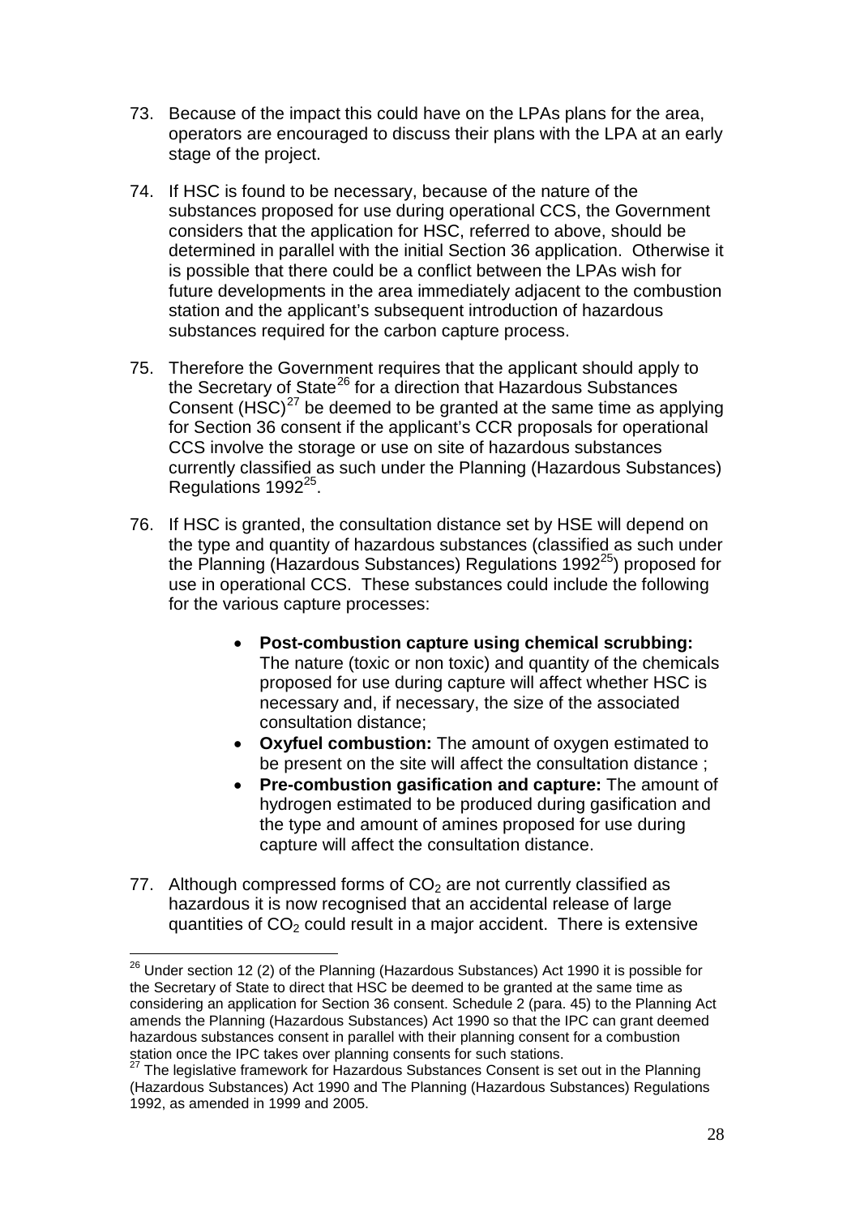73. Because of the impact this could have on the LPAs plans for the area, operators are encouraged to discuss their plans with the LPA at an early stage of the project.

74. If HSC is found to be necessary, because of the nature of the substances proposed for use during operational CCS, the Government considers that the application for HSC, referred to above, should be determined in parallel with the initial Section 36 application. Otherwise it is possible that there could be a conflict between the LPAs wish for future developments in the area immediately adjacent to the combustion station and the applicant's subsequent introduction of hazardous substances required for the carbon capture process.

75. Therefore the Government requires that the applicant should apply to the Secretary of State[26] for a direction that Hazardous Substances Consent (HSC)[27] be deemed to be granted at the same time as applying for Section 36 consent if the applicant's CCR proposals for operational CCS involve the storage or use on site of hazardous substances currently classified as such under the Planning (Hazardous Substances) Regulations 1992[25].

76. If HSC is granted, the consultation distance set by HSE will depend on the type and quantity of hazardous substances (classified as such under the Planning (Hazardous Substances) Regulations 1992[25]) proposed for use in operational CCS. These substances could include the following for the various capture processes:

    - **Post-combustion capture using chemical scrubbing:** The nature (toxic or non toxic) and quantity of the chemicals proposed for use during capture will affect whether HSC is necessary and, if necessary, the size of the associated consultation distance;
    - **Oxyfuel combustion:** The amount of oxygen estimated to be present on the site will affect the consultation distance ;
    - **Pre-combustion gasification and capture:** The amount of hydrogen estimated to be produced during gasification and the type and amount of amines proposed for use during capture will affect the consultation distance.

77. Although compressed forms of $CO_2$ are not currently classified as hazardous it is now recognised that an accidental release of large quantities of $CO_2$ could result in a major accident. There is extensive

---

[26] Under section 12 (2) of the Planning (Hazardous Substances) Act 1990 it is possible for the Secretary of State to direct that HSC be deemed to be granted at the same time as considering an application for Section 36 consent. Schedule 2 (para. 45) to the Planning Act amends the Planning (Hazardous Substances) Act 1990 so that the IPC can grant deemed hazardous substances consent in parallel with their planning consent for a combustion station once the IPC takes over planning consents for such stations.

[27] The legislative framework for Hazardous Substances Consent is set out in the Planning (Hazardous Substances) Act 1990 and The Planning (Hazardous Substances) Regulations 1992, as amended in 1999 and 2005.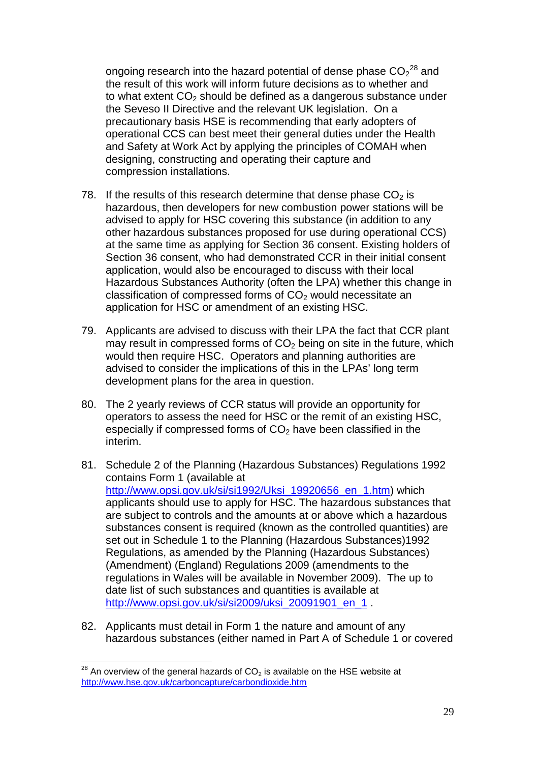ongoing research into the hazard potential of dense phase $CO_2$[28] and the result of this work will inform future decisions as to whether and to what extent $CO_2$ should be defined as a dangerous substance under the Seveso II Directive and the relevant UK legislation. On a precautionary basis HSE is recommending that early adopters of operational CCS can best meet their general duties under the Health and Safety at Work Act by applying the principles of COMAH when designing, constructing and operating their capture and compression installations.

78. If the results of this research determine that dense phase $CO_2$ is hazardous, then developers for new combustion power stations will be advised to apply for HSC covering this substance (in addition to any other hazardous substances proposed for use during operational CCS) at the same time as applying for Section 36 consent. Existing holders of Section 36 consent, who had demonstrated CCR in their initial consent application, would also be encouraged to discuss with their local Hazardous Substances Authority (often the LPA) whether this change in classification of compressed forms of $CO_2$ would necessitate an application for HSC or amendment of an existing HSC.

79. Applicants are advised to discuss with their LPA the fact that CCR plant may result in compressed forms of $CO_2$ being on site in the future, which would then require HSC. Operators and planning authorities are advised to consider the implications of this in the LPAs' long term development plans for the area in question.

80. The 2 yearly reviews of CCR status will provide an opportunity for operators to assess the need for HSC or the remit of an existing HSC, especially if compressed forms of $CO_2$ have been classified in the interim.

81. Schedule 2 of the Planning (Hazardous Substances) Regulations 1992 contains Form 1 (available at http://www.opsi.gov.uk/si/si1992/Uksi_19920656_en_1.htm) which applicants should use to apply for HSC. The hazardous substances that are subject to controls and the amounts at or above which a hazardous substances consent is required (known as the controlled quantities) are set out in Schedule 1 to the Planning (Hazardous Substances)1992 Regulations, as amended by the Planning (Hazardous Substances) (Amendment) (England) Regulations 2009 (amendments to the regulations in Wales will be available in November 2009). The up to date list of such substances and quantities is available at http://www.opsi.gov.uk/si/si2009/uksi_20091901_en_1 .

82. Applicants must detail in Form 1 the nature and amount of any hazardous substances (either named in Part A of Schedule 1 or covered

---

[28] An overview of the general hazards of $CO_2$ is available on the HSE website at http://www.hse.gov.uk/carboncapture/carbondioxide.htm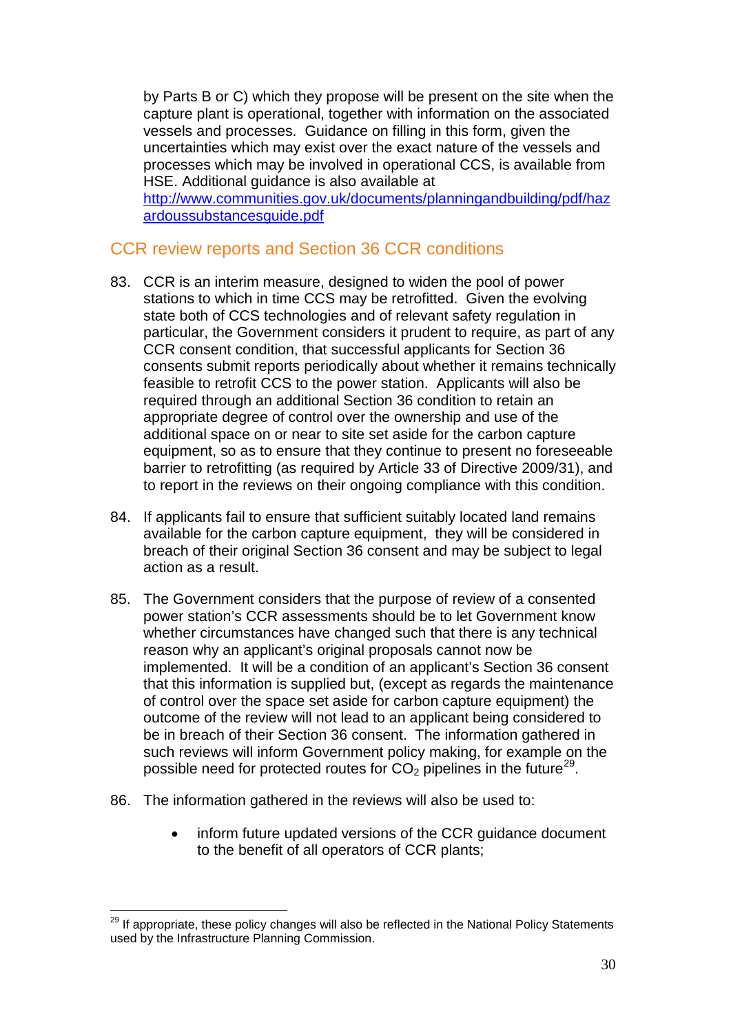by Parts B or C) which they propose will be present on the site when the capture plant is operational, together with information on the associated vessels and processes. Guidance on filling in this form, given the uncertainties which may exist over the exact nature of the vessels and processes which may be involved in operational CCS, is available from HSE. Additional guidance is also available at [http://www.communities.gov.uk/documents/planningandbuilding/pdf/hazardoussubstancesguide.pdf](http://www.communities.gov.uk/documents/planningandbuilding/pdf/hazardoussubstancesguide.pdf)

## CCR review reports and Section 36 CCR conditions

83. CCR is an interim measure, designed to widen the pool of power stations to which in time CCS may be retrofitted. Given the evolving state both of CCS technologies and of relevant safety regulation in particular, the Government considers it prudent to require, as part of any CCR consent condition, that successful applicants for Section 36 consents submit reports periodically about whether it remains technically feasible to retrofit CCS to the power station. Applicants will also be required through an additional Section 36 condition to retain an appropriate degree of control over the ownership and use of the additional space on or near to site set aside for the carbon capture equipment, so as to ensure that they continue to present no foreseeable barrier to retrofitting (as required by Article 33 of Directive 2009/31), and to report in the reviews on their ongoing compliance with this condition.

84. If applicants fail to ensure that sufficient suitably located land remains available for the carbon capture equipment, they will be considered in breach of their original Section 36 consent and may be subject to legal action as a result.

85. The Government considers that the purpose of review of a consented power station's CCR assessments should be to let Government know whether circumstances have changed such that there is any technical reason why an applicant's original proposals cannot now be implemented. It will be a condition of an applicant's Section 36 consent that this information is supplied but, (except as regards the maintenance of control over the space set aside for carbon capture equipment) the outcome of the review will not lead to an applicant being considered to be in breach of their Section 36 consent. The information gathered in such reviews will inform Government policy making, for example on the possible need for protected routes for $CO_2$ pipelines in the future[29].

86. The information gathered in the reviews will also be used to:

    - inform future updated versions of the CCR guidance document to the benefit of all operators of CCR plants;

---

[29] If appropriate, these policy changes will also be reflected in the National Policy Statements used by the Infrastructure Planning Commission.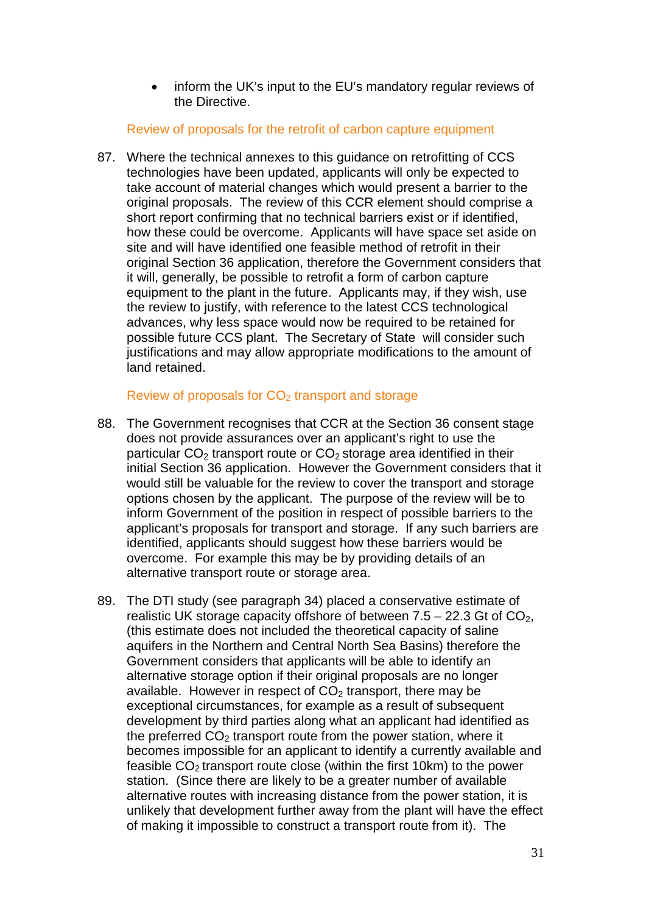- inform the UK's input to the EU's mandatory regular reviews of the Directive.

### Review of proposals for the retrofit of carbon capture equipment

87. Where the technical annexes to this guidance on retrofitting of CCS technologies have been updated, applicants will only be expected to take account of material changes which would present a barrier to the original proposals. The review of this CCR element should comprise a short report confirming that no technical barriers exist or if identified, how these could be overcome. Applicants will have space set aside on site and will have identified one feasible method of retrofit in their original Section 36 application, therefore the Government considers that it will, generally, be possible to retrofit a form of carbon capture equipment to the plant in the future. Applicants may, if they wish, use the review to justify, with reference to the latest CCS technological advances, why less space would now be required to be retained for possible future CCS plant. The Secretary of State will consider such justifications and may allow appropriate modifications to the amount of land retained.

### Review of proposals for $CO_2$ transport and storage

88. The Government recognises that CCR at the Section 36 consent stage does not provide assurances over an applicant's right to use the particular $CO_2$ transport route or $CO_2$ storage area identified in their initial Section 36 application. However the Government considers that it would still be valuable for the review to cover the transport and storage options chosen by the applicant. The purpose of the review will be to inform Government of the position in respect of possible barriers to the applicant's proposals for transport and storage. If any such barriers are identified, applicants should suggest how these barriers would be overcome. For example this may be by providing details of an alternative transport route or storage area.

89. The DTI study (see paragraph 34) placed a conservative estimate of realistic UK storage capacity offshore of between 7.5 – 22.3 Gt of $CO_2$, (this estimate does not included the theoretical capacity of saline aquifers in the Northern and Central North Sea Basins) therefore the Government considers that applicants will be able to identify an alternative storage option if their original proposals are no longer available. However in respect of $CO_2$ transport, there may be exceptional circumstances, for example as a result of subsequent development by third parties along what an applicant had identified as the preferred $CO_2$ transport route from the power station, where it becomes impossible for an applicant to identify a currently available and feasible $CO_2$ transport route close (within the first 10km) to the power station. (Since there are likely to be a greater number of available alternative routes with increasing distance from the power station, it is unlikely that development further away from the plant will have the effect of making it impossible to construct a transport route from it). The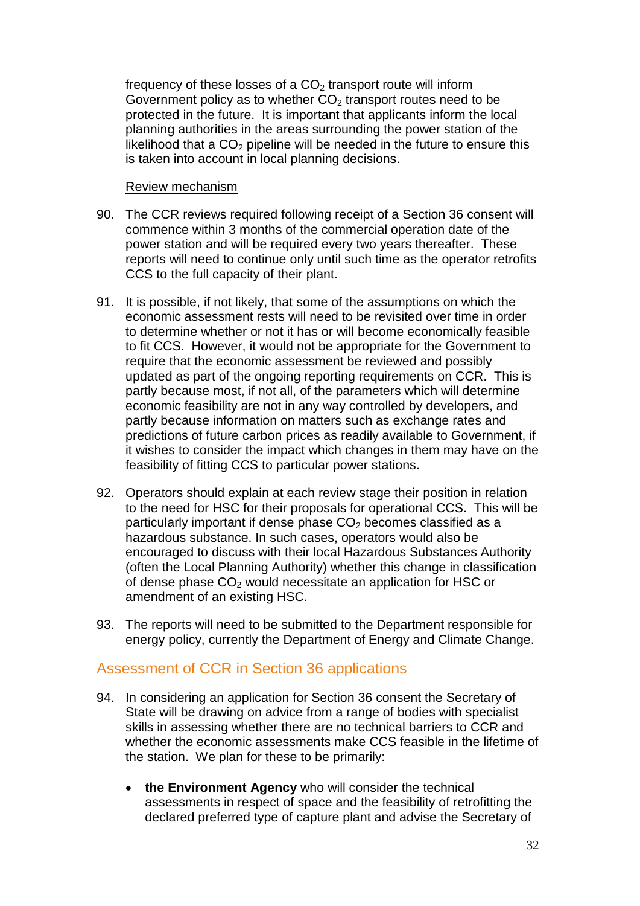frequency of these losses of a $CO_2$ transport route will inform Government policy as to whether $CO_2$ transport routes need to be protected in the future. It is important that applicants inform the local planning authorities in the areas surrounding the power station of the likelihood that a $CO_2$ pipeline will be needed in the future to ensure this is taken into account in local planning decisions.

Review mechanism

90. The CCR reviews required following receipt of a Section 36 consent will commence within 3 months of the commercial operation date of the power station and will be required every two years thereafter. These reports will need to continue only until such time as the operator retrofits CCS to the full capacity of their plant.

91. It is possible, if not likely, that some of the assumptions on which the economic assessment rests will need to be revisited over time in order to determine whether or not it has or will become economically feasible to fit CCS. However, it would not be appropriate for the Government to require that the economic assessment be reviewed and possibly updated as part of the ongoing reporting requirements on CCR. This is partly because most, if not all, of the parameters which will determine economic feasibility are not in any way controlled by developers, and partly because information on matters such as exchange rates and predictions of future carbon prices as readily available to Government, if it wishes to consider the impact which changes in them may have on the feasibility of fitting CCS to particular power stations.

92. Operators should explain at each review stage their position in relation to the need for HSC for their proposals for operational CCS. This will be particularly important if dense phase $CO_2$ becomes classified as a hazardous substance. In such cases, operators would also be encouraged to discuss with their local Hazardous Substances Authority (often the Local Planning Authority) whether this change in classification of dense phase $CO_2$ would necessitate an application for HSC or amendment of an existing HSC.

93. The reports will need to be submitted to the Department responsible for energy policy, currently the Department of Energy and Climate Change.

## Assessment of CCR in Section 36 applications

94. In considering an application for Section 36 consent the Secretary of State will be drawing on advice from a range of bodies with specialist skills in assessing whether there are no technical barriers to CCR and whether the economic assessments make CCS feasible in the lifetime of the station. We plan for these to be primarily:

- **the Environment Agency** who will consider the technical assessments in respect of space and the feasibility of retrofitting the declared preferred type of capture plant and advise the Secretary of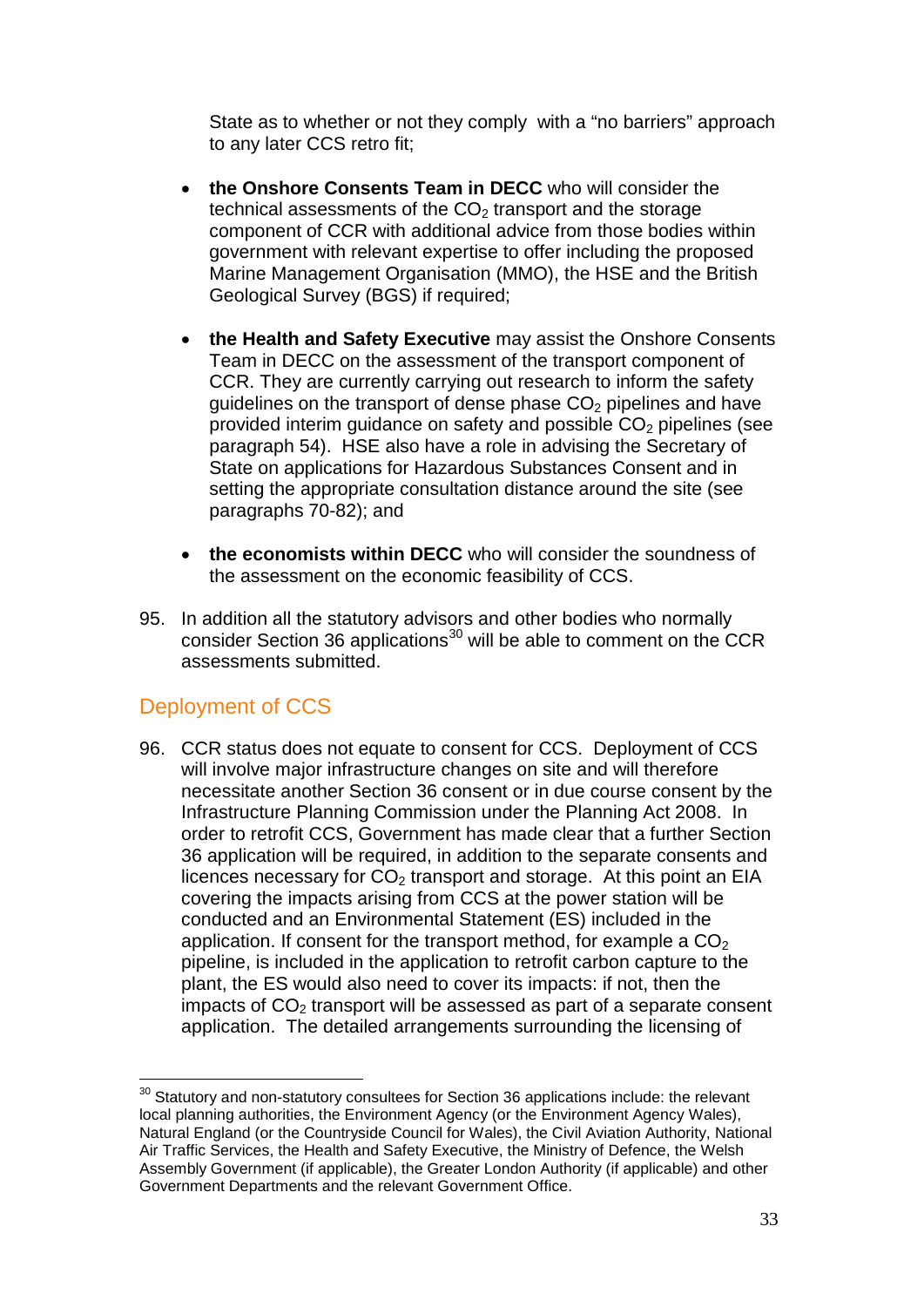State as to whether or not they comply with a "no barriers" approach to any later CCS retro fit;

- **the Onshore Consents Team in DECC** who will consider the technical assessments of the $CO_2$ transport and the storage component of CCR with additional advice from those bodies within government with relevant expertise to offer including the proposed Marine Management Organisation (MMO), the HSE and the British Geological Survey (BGS) if required;

- **the Health and Safety Executive** may assist the Onshore Consents Team in DECC on the assessment of the transport component of CCR. They are currently carrying out research to inform the safety guidelines on the transport of dense phase $CO_2$ pipelines and have provided interim guidance on safety and possible $CO_2$ pipelines (see paragraph 54). HSE also have a role in advising the Secretary of State on applications for Hazardous Substances Consent and in setting the appropriate consultation distance around the site (see paragraphs 70-82); and

- **the economists within DECC** who will consider the soundness of the assessment on the economic feasibility of CCS.

95. In addition all the statutory advisors and other bodies who normally consider Section 36 applications[30] will be able to comment on the CCR assessments submitted.

## Deployment of CCS

96. CCR status does not equate to consent for CCS. Deployment of CCS will involve major infrastructure changes on site and will therefore necessitate another Section 36 consent or in due course consent by the Infrastructure Planning Commission under the Planning Act 2008. In order to retrofit CCS, Government has made clear that a further Section 36 application will be required, in addition to the separate consents and licences necessary for $CO_2$ transport and storage. At this point an EIA covering the impacts arising from CCS at the power station will be conducted and an Environmental Statement (ES) included in the application. If consent for the transport method, for example a $CO_2$ pipeline, is included in the application to retrofit carbon capture to the plant, the ES would also need to cover its impacts: if not, then the impacts of $CO_2$ transport will be assessed as part of a separate consent application. The detailed arrangements surrounding the licensing of

---

[30] Statutory and non-statutory consultees for Section 36 applications include: the relevant local planning authorities, the Environment Agency (or the Environment Agency Wales), Natural England (or the Countryside Council for Wales), the Civil Aviation Authority, National Air Traffic Services, the Health and Safety Executive, the Ministry of Defence, the Welsh Assembly Government (if applicable), the Greater London Authority (if applicable) and other Government Departments and the relevant Government Office.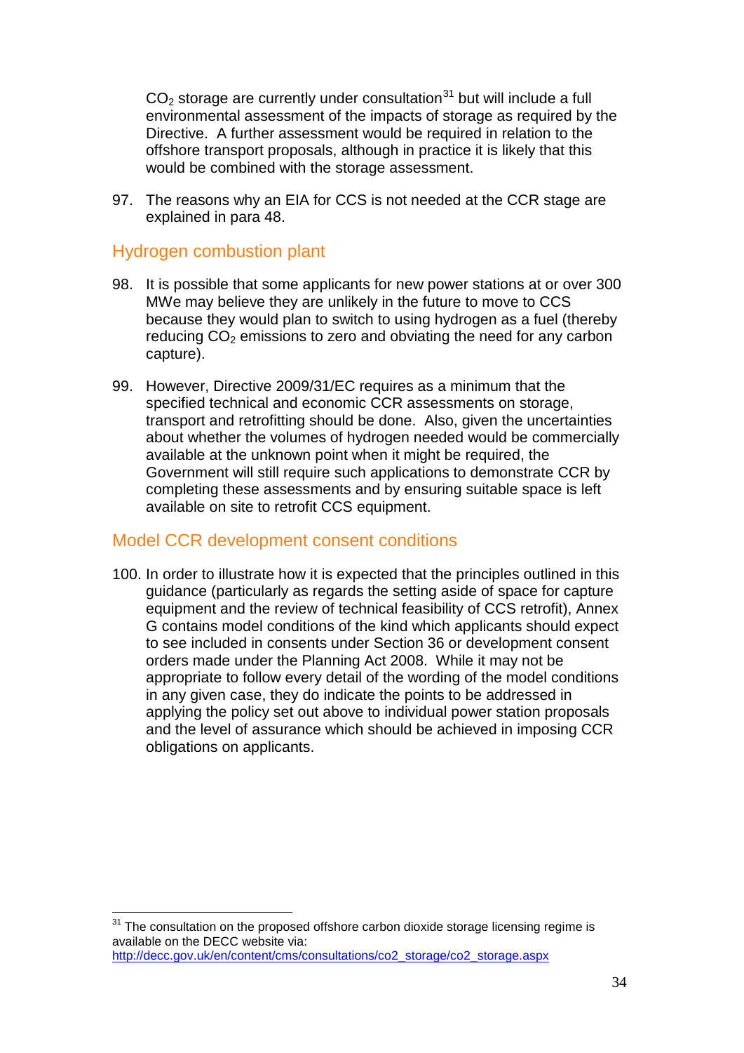$CO_2$ storage are currently under consultation[31] but will include a full environmental assessment of the impacts of storage as required by the Directive. A further assessment would be required in relation to the offshore transport proposals, although in practice it is likely that this would be combined with the storage assessment.

97. The reasons why an EIA for CCS is not needed at the CCR stage are explained in para 48.

## Hydrogen combustion plant

98. It is possible that some applicants for new power stations at or over 300 MWe may believe they are unlikely in the future to move to CCS because they would plan to switch to using hydrogen as a fuel (thereby reducing $CO_2$ emissions to zero and obviating the need for any carbon capture).

99. However, Directive 2009/31/EC requires as a minimum that the specified technical and economic CCR assessments on storage, transport and retrofitting should be done. Also, given the uncertainties about whether the volumes of hydrogen needed would be commercially available at the unknown point when it might be required, the Government will still require such applications to demonstrate CCR by completing these assessments and by ensuring suitable space is left available on site to retrofit CCS equipment.

## Model CCR development consent conditions

100. In order to illustrate how it is expected that the principles outlined in this guidance (particularly as regards the setting aside of space for capture equipment and the review of technical feasibility of CCS retrofit), Annex G contains model conditions of the kind which applicants should expect to see included in consents under Section 36 or development consent orders made under the Planning Act 2008. While it may not be appropriate to follow every detail of the wording of the model conditions in any given case, they do indicate the points to be addressed in applying the policy set out above to individual power station proposals and the level of assurance which should be achieved in imposing CCR obligations on applicants.

---

[31] The consultation on the proposed offshore carbon dioxide storage licensing regime is available on the DECC website via: http://decc.gov.uk/en/content/cms/consultations/co2_storage/co2_storage.aspx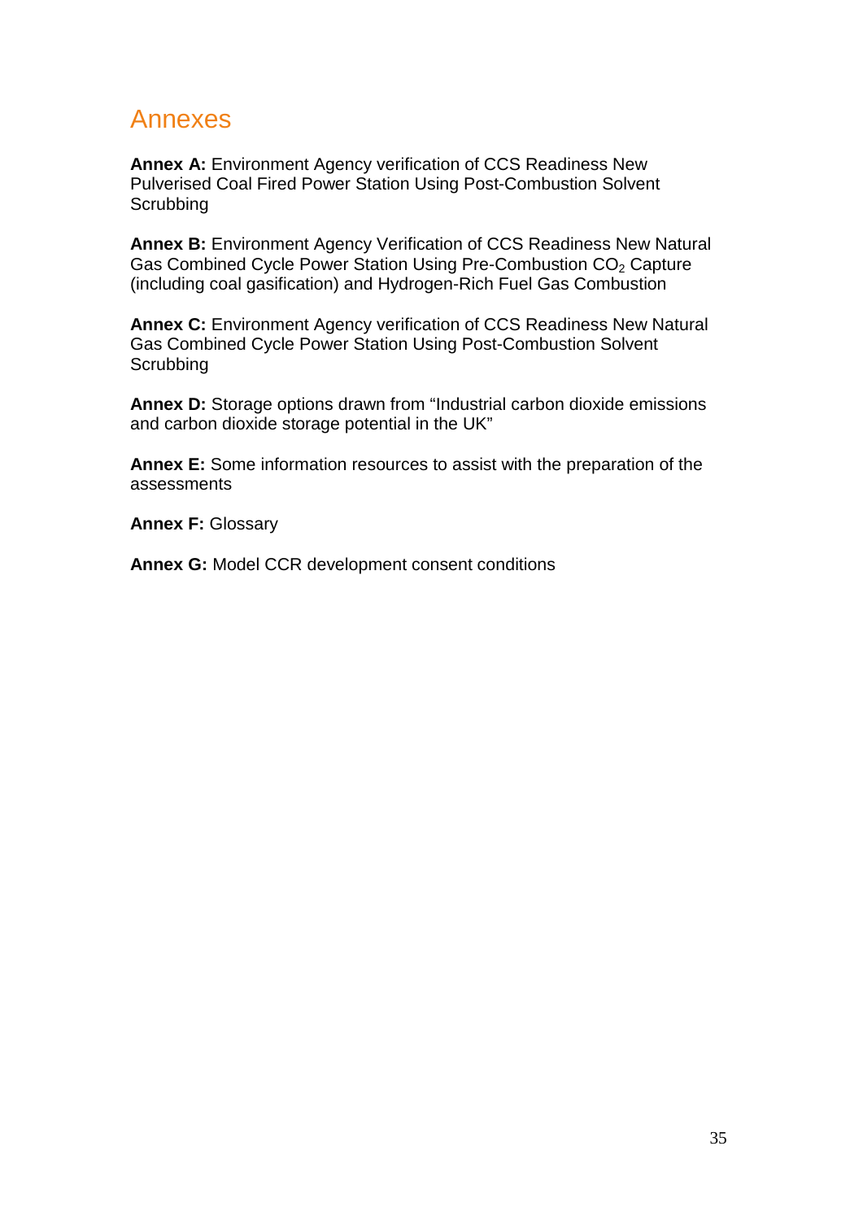# Annexes

**Annex A:** Environment Agency verification of CCS Readiness New Pulverised Coal Fired Power Station Using Post-Combustion Solvent Scrubbing

**Annex B:** Environment Agency Verification of CCS Readiness New Natural Gas Combined Cycle Power Station Using Pre-Combustion $CO_2$ Capture (including coal gasification) and Hydrogen-Rich Fuel Gas Combustion

**Annex C:** Environment Agency verification of CCS Readiness New Natural Gas Combined Cycle Power Station Using Post-Combustion Solvent Scrubbing

**Annex D:** Storage options drawn from "Industrial carbon dioxide emissions and carbon dioxide storage potential in the UK"

**Annex E:** Some information resources to assist with the preparation of the assessments

**Annex F:** Glossary

**Annex G:** Model CCR development consent conditions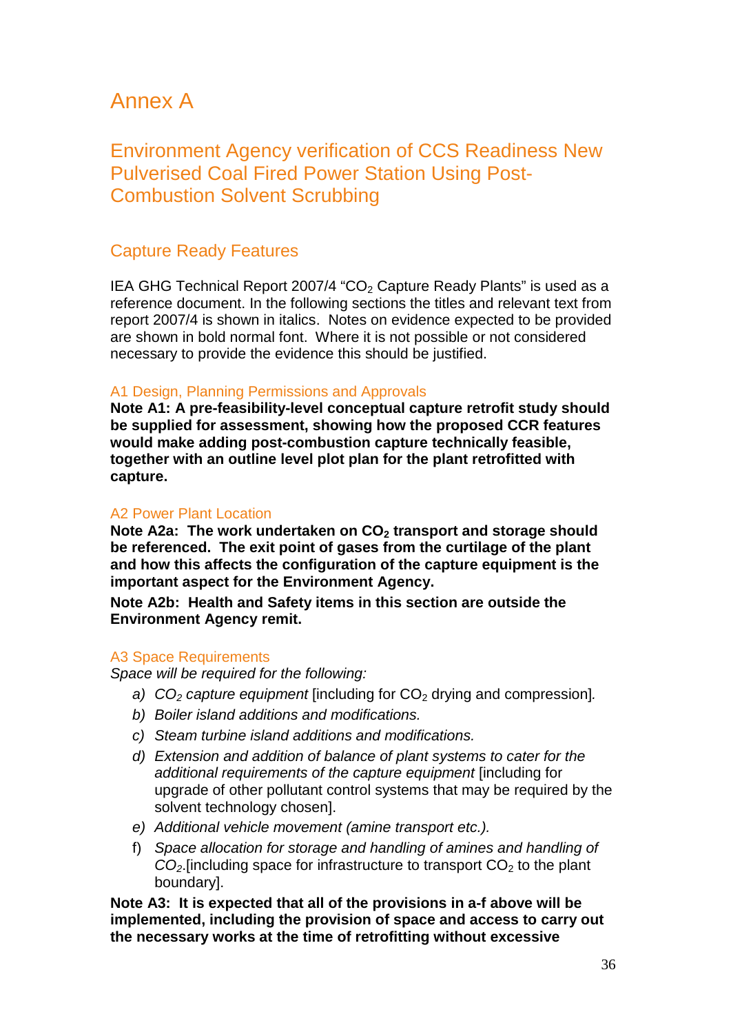# Annex A

## Environment Agency verification of CCS Readiness New Pulverised Coal Fired Power Station Using Post-Combustion Solvent Scrubbing

### Capture Ready Features

IEA GHG Technical Report 2007/4 "$CO_2$ Capture Ready Plants" is used as a reference document. In the following sections the titles and relevant text from report 2007/4 is shown in italics. Notes on evidence expected to be provided are shown in bold normal font. Where it is not possible or not considered necessary to provide the evidence this should be justified.

#### A1 Design, Planning Permissions and Approvals

**Note A1: A pre-feasibility-level conceptual capture retrofit study should be supplied for assessment, showing how the proposed CCR features would make adding post-combustion capture technically feasible, together with an outline level plot plan for the plant retrofitted with capture.**

#### A2 Power Plant Location

**Note A2a: The work undertaken on $CO_2$ transport and storage should be referenced. The exit point of gases from the curtilage of the plant and how this affects the configuration of the capture equipment is the important aspect for the Environment Agency.**

**Note A2b: Health and Safety items in this section are outside the Environment Agency remit.**

#### A3 Space Requirements

*Space will be required for the following:*

a) *$CO_2$ capture equipment* [including for $CO_2$ drying and compression].
b) *Boiler island additions and modifications.*
c) *Steam turbine island additions and modifications.*
d) *Extension and addition of balance of plant systems to cater for the additional requirements of the capture equipment* [including for upgrade of other pollutant control systems that may be required by the solvent technology chosen].
e) *Additional vehicle movement (amine transport etc.).*
f) *Space allocation for storage and handling of amines and handling of $CO_2$.*[including space for infrastructure to transport $CO_2$ to the plant boundary].

**Note A3: It is expected that all of the provisions in a-f above will be implemented, including the provision of space and access to carry out the necessary works at the time of retrofitting without excessive**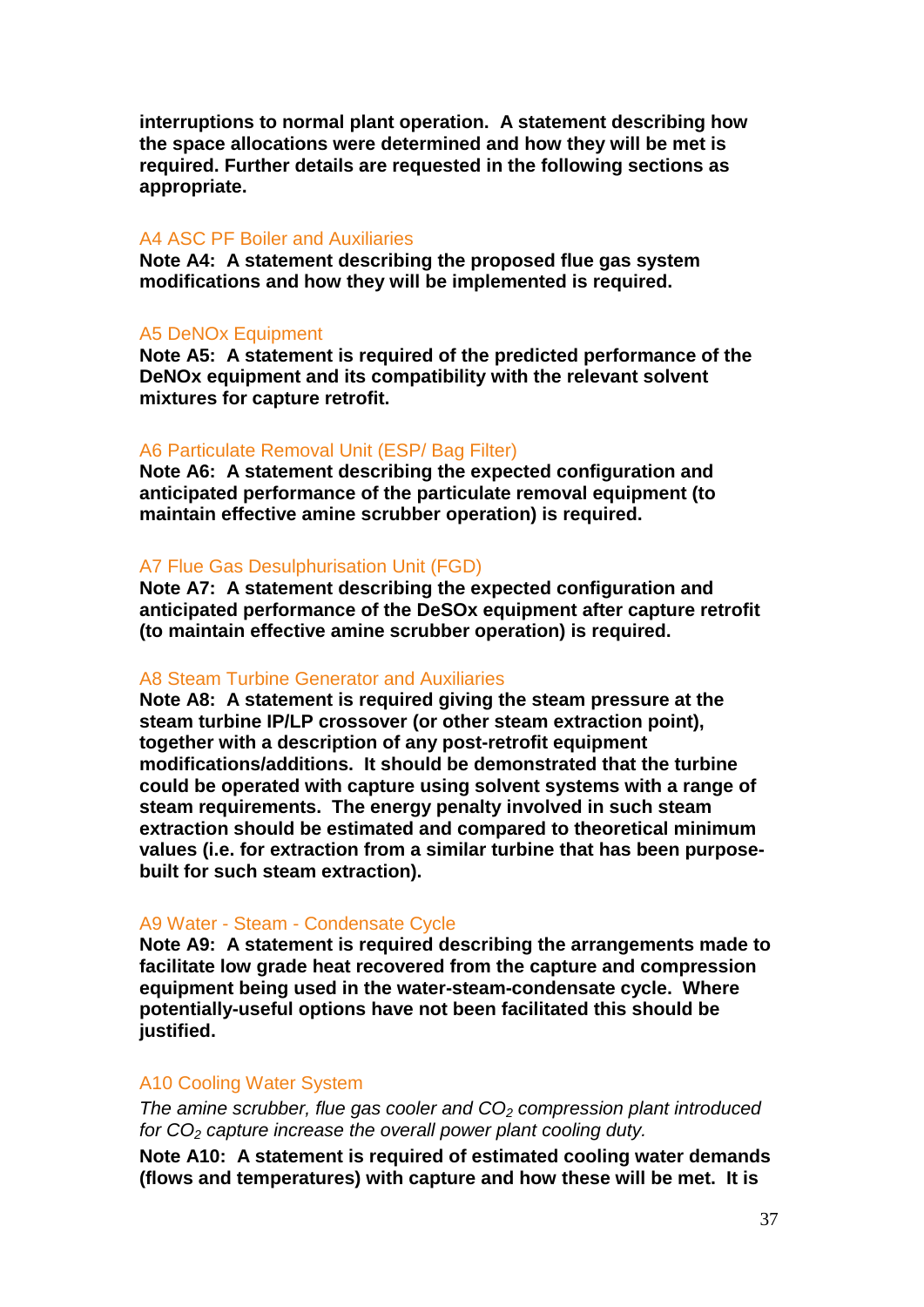**interruptions to normal plant operation. A statement describing how the space allocations were determined and how they will be met is required. Further details are requested in the following sections as appropriate.**

### A4 ASC PF Boiler and Auxiliaries

**Note A4: A statement describing the proposed flue gas system modifications and how they will be implemented is required.**

### A5 DeNOx Equipment

**Note A5: A statement is required of the predicted performance of the DeNOx equipment and its compatibility with the relevant solvent mixtures for capture retrofit.**

### A6 Particulate Removal Unit (ESP/ Bag Filter)

**Note A6: A statement describing the expected configuration and anticipated performance of the particulate removal equipment (to maintain effective amine scrubber operation) is required.**

### A7 Flue Gas Desulphurisation Unit (FGD)

**Note A7: A statement describing the expected configuration and anticipated performance of the DeSOx equipment after capture retrofit (to maintain effective amine scrubber operation) is required.**

### A8 Steam Turbine Generator and Auxiliaries

**Note A8: A statement is required giving the steam pressure at the steam turbine IP/LP crossover (or other steam extraction point), together with a description of any post-retrofit equipment modifications/additions. It should be demonstrated that the turbine could be operated with capture using solvent systems with a range of steam requirements. The energy penalty involved in such steam extraction should be estimated and compared to theoretical minimum values (i.e. for extraction from a similar turbine that has been purpose-built for such steam extraction).**

### A9 Water - Steam - Condensate Cycle

**Note A9: A statement is required describing the arrangements made to facilitate low grade heat recovered from the capture and compression equipment being used in the water-steam-condensate cycle. Where potentially-useful options have not been facilitated this should be justified.**

### A10 Cooling Water System

*The amine scrubber, flue gas cooler and $CO_2$ compression plant introduced for $CO_2$ capture increase the overall power plant cooling duty.*

**Note A10: A statement is required of estimated cooling water demands (flows and temperatures) with capture and how these will be met. It is**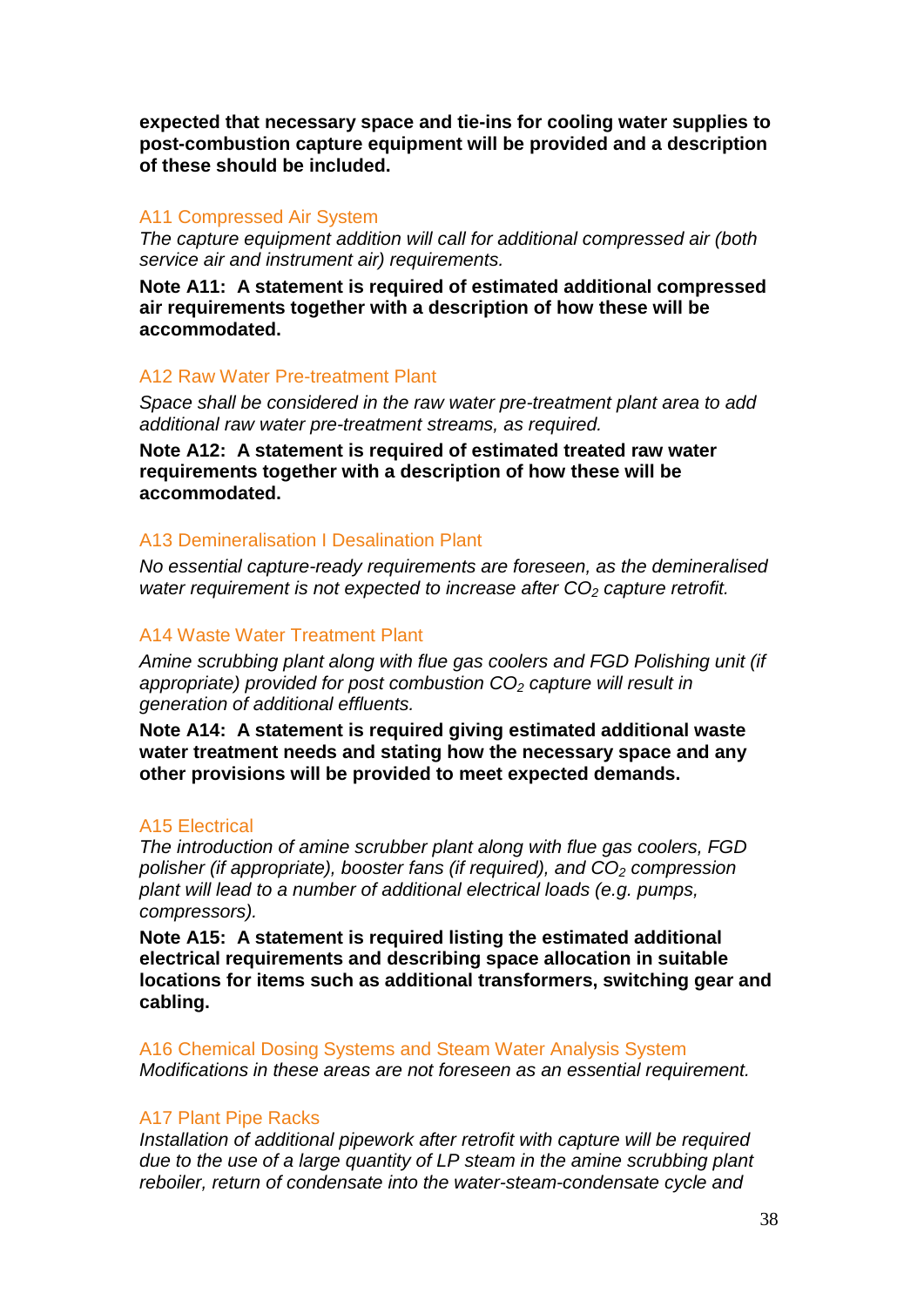**expected that necessary space and tie-ins for cooling water supplies to post-combustion capture equipment will be provided and a description of these should be included.**

### A11 Compressed Air System

*The capture equipment addition will call for additional compressed air (both service air and instrument air) requirements.*

**Note A11: A statement is required of estimated additional compressed air requirements together with a description of how these will be accommodated.**

### A12 Raw Water Pre-treatment Plant

*Space shall be considered in the raw water pre-treatment plant area to add additional raw water pre-treatment streams, as required.*

**Note A12: A statement is required of estimated treated raw water requirements together with a description of how these will be accommodated.**

### A13 Demineralisation I Desalination Plant

*No essential capture-ready requirements are foreseen, as the demineralised water requirement is not expected to increase after $CO_2$ capture retrofit.*

### A14 Waste Water Treatment Plant

*Amine scrubbing plant along with flue gas coolers and FGD Polishing unit (if appropriate) provided for post combustion $CO_2$ capture will result in generation of additional effluents.*

**Note A14: A statement is required giving estimated additional waste water treatment needs and stating how the necessary space and any other provisions will be provided to meet expected demands.**

### A15 Electrical

*The introduction of amine scrubber plant along with flue gas coolers, FGD polisher (if appropriate), booster fans (if required), and $CO_2$ compression plant will lead to a number of additional electrical loads (e.g. pumps, compressors).*

**Note A15: A statement is required listing the estimated additional electrical requirements and describing space allocation in suitable locations for items such as additional transformers, switching gear and cabling.**

### A16 Chemical Dosing Systems and Steam Water Analysis System

*Modifications in these areas are not foreseen as an essential requirement.*

### A17 Plant Pipe Racks

*Installation of additional pipework after retrofit with capture will be required due to the use of a large quantity of LP steam in the amine scrubbing plant reboiler, return of condensate into the water-steam-condensate cycle and*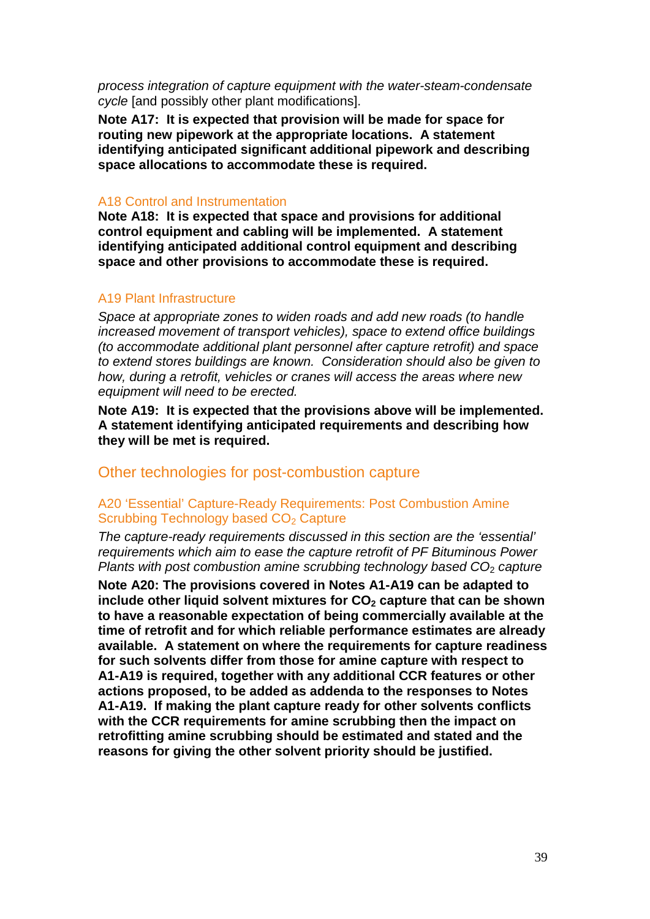*process integration of capture equipment with the water-steam-condensate cycle* [and possibly other plant modifications].

**Note A17: It is expected that provision will be made for space for routing new pipework at the appropriate locations. A statement identifying anticipated significant additional pipework and describing space allocations to accommodate these is required.**

### A18 Control and Instrumentation

**Note A18: It is expected that space and provisions for additional control equipment and cabling will be implemented. A statement identifying anticipated additional control equipment and describing space and other provisions to accommodate these is required.**

### A19 Plant Infrastructure

*Space at appropriate zones to widen roads and add new roads (to handle increased movement of transport vehicles), space to extend office buildings (to accommodate additional plant personnel after capture retrofit) and space to extend stores buildings are known. Consideration should also be given to how, during a retrofit, vehicles or cranes will access the areas where new equipment will need to be erected.*

**Note A19: It is expected that the provisions above will be implemented. A statement identifying anticipated requirements and describing how they will be met is required.**

## Other technologies for post-combustion capture

### A20 'Essential' Capture-Ready Requirements: Post Combustion Amine Scrubbing Technology based $CO_2$ Capture

*The capture-ready requirements discussed in this section are the 'essential' requirements which aim to ease the capture retrofit of PF Bituminous Power Plants with post combustion amine scrubbing technology based $CO_2$ capture*

**Note A20: The provisions covered in Notes A1-A19 can be adapted to include other liquid solvent mixtures for $CO_2$ capture that can be shown to have a reasonable expectation of being commercially available at the time of retrofit and for which reliable performance estimates are already available. A statement on where the requirements for capture readiness for such solvents differ from those for amine capture with respect to A1-A19 is required, together with any additional CCR features or other actions proposed, to be added as addenda to the responses to Notes A1-A19. If making the plant capture ready for other solvents conflicts with the CCR requirements for amine scrubbing then the impact on retrofitting amine scrubbing should be estimated and stated and the reasons for giving the other solvent priority should be justified.**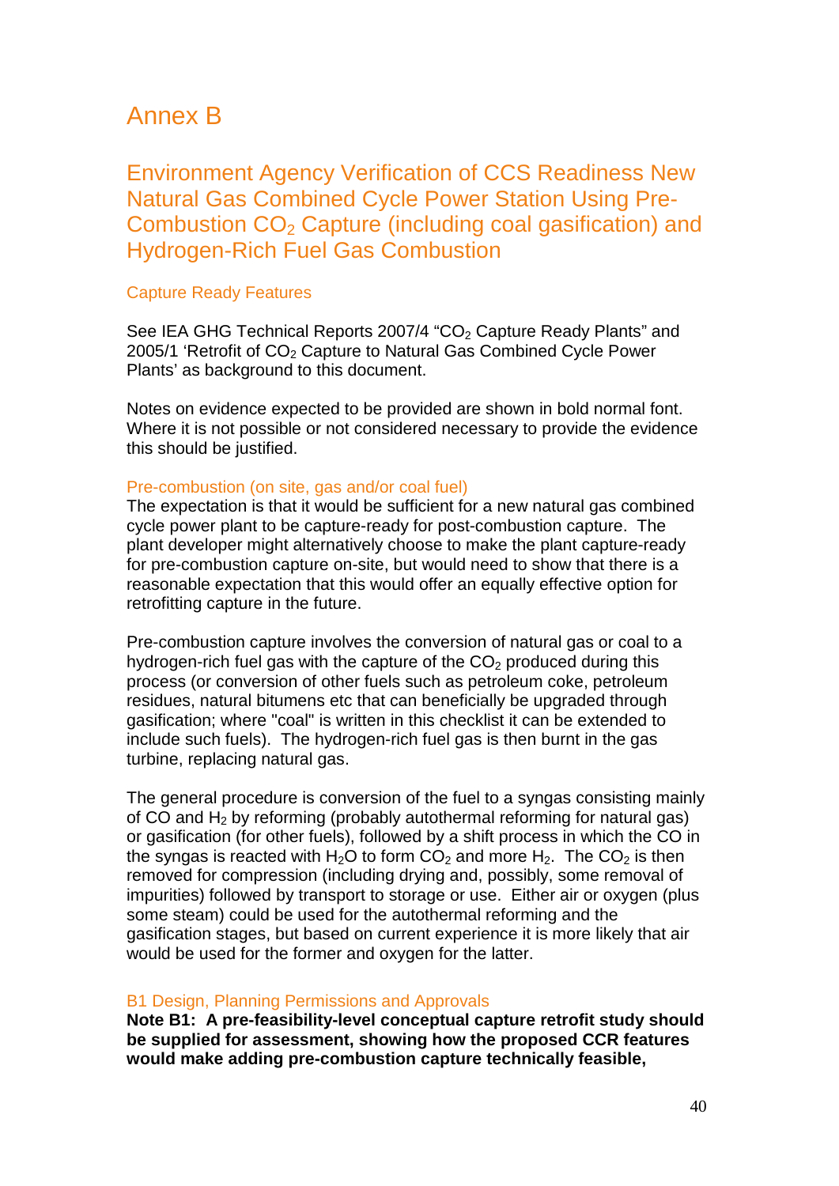# Annex B

## Environment Agency Verification of CCS Readiness New Natural Gas Combined Cycle Power Station Using Pre-Combustion $CO_2$ Capture (including coal gasification) and Hydrogen-Rich Fuel Gas Combustion

### Capture Ready Features

See IEA GHG Technical Reports 2007/4 "$CO_2$ Capture Ready Plants" and 2005/1 'Retrofit of $CO_2$ Capture to Natural Gas Combined Cycle Power Plants' as background to this document.

Notes on evidence expected to be provided are shown in bold normal font. Where it is not possible or not considered necessary to provide the evidence this should be justified.

### Pre-combustion (on site, gas and/or coal fuel)

The expectation is that it would be sufficient for a new natural gas combined cycle power plant to be capture-ready for post-combustion capture. The plant developer might alternatively choose to make the plant capture-ready for pre-combustion capture on-site, but would need to show that there is a reasonable expectation that this would offer an equally effective option for retrofitting capture in the future.

Pre-combustion capture involves the conversion of natural gas or coal to a hydrogen-rich fuel gas with the capture of the $CO_2$ produced during this process (or conversion of other fuels such as petroleum coke, petroleum residues, natural bitumens etc that can beneficially be upgraded through gasification; where "coal" is written in this checklist it can be extended to include such fuels). The hydrogen-rich fuel gas is then burnt in the gas turbine, replacing natural gas.

The general procedure is conversion of the fuel to a syngas consisting mainly of CO and $H_2$ by reforming (probably autothermal reforming for natural gas) or gasification (for other fuels), followed by a shift process in which the CO in the syngas is reacted with $H_2O$ to form $CO_2$ and more $H_2$. The $CO_2$ is then removed for compression (including drying and, possibly, some removal of impurities) followed by transport to storage or use. Either air or oxygen (plus some steam) could be used for the autothermal reforming and the gasification stages, but based on current experience it is more likely that air would be used for the former and oxygen for the latter.

### B1 Design, Planning Permissions and Approvals

**Note B1: A pre-feasibility-level conceptual capture retrofit study should be supplied for assessment, showing how the proposed CCR features would make adding pre-combustion capture technically feasible,**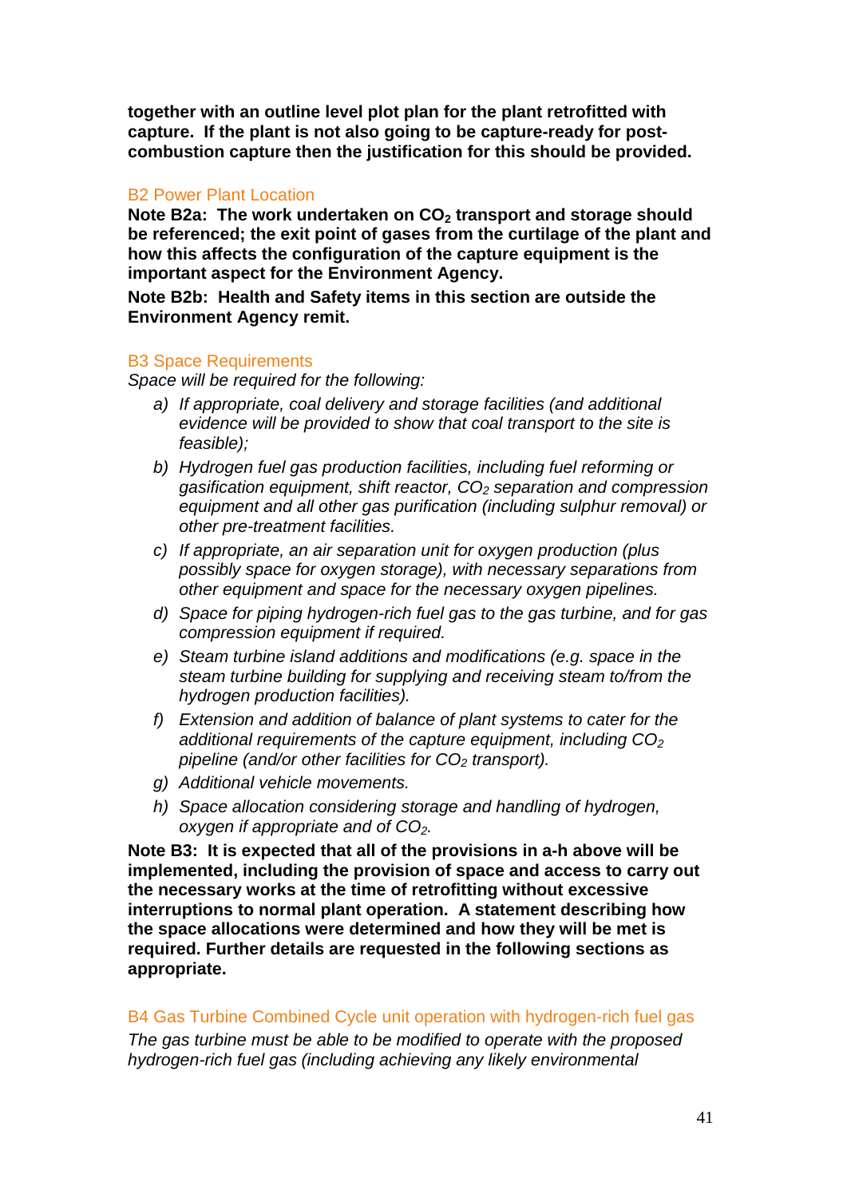**together with an outline level plot plan for the plant retrofitted with capture. If the plant is not also going to be capture-ready for post-combustion capture then the justification for this should be provided.**

### B2 Power Plant Location

**Note B2a: The work undertaken on $CO_2$ transport and storage should be referenced; the exit point of gases from the curtilage of the plant and how this affects the configuration of the capture equipment is the important aspect for the Environment Agency.**

**Note B2b: Health and Safety items in this section are outside the Environment Agency remit.**

### B3 Space Requirements

*Space will be required for the following:*

a) *If appropriate, coal delivery and storage facilities (and additional evidence will be provided to show that coal transport to the site is feasible);*
b) *Hydrogen fuel gas production facilities, including fuel reforming or gasification equipment, shift reactor, $CO_2$ separation and compression equipment and all other gas purification (including sulphur removal) or other pre-treatment facilities.*
c) *If appropriate, an air separation unit for oxygen production (plus possibly space for oxygen storage), with necessary separations from other equipment and space for the necessary oxygen pipelines.*
d) *Space for piping hydrogen-rich fuel gas to the gas turbine, and for gas compression equipment if required.*
e) *Steam turbine island additions and modifications (e.g. space in the steam turbine building for supplying and receiving steam to/from the hydrogen production facilities).*
f) *Extension and addition of balance of plant systems to cater for the additional requirements of the capture equipment, including $CO_2$ pipeline (and/or other facilities for $CO_2$ transport).*
g) *Additional vehicle movements.*
h) *Space allocation considering storage and handling of hydrogen, oxygen if appropriate and of $CO_2$.*

**Note B3: It is expected that all of the provisions in a-h above will be implemented, including the provision of space and access to carry out the necessary works at the time of retrofitting without excessive interruptions to normal plant operation. A statement describing how the space allocations were determined and how they will be met is required. Further details are requested in the following sections as appropriate.**

### B4 Gas Turbine Combined Cycle unit operation with hydrogen-rich fuel gas

*The gas turbine must be able to be modified to operate with the proposed hydrogen-rich fuel gas (including achieving any likely environmental*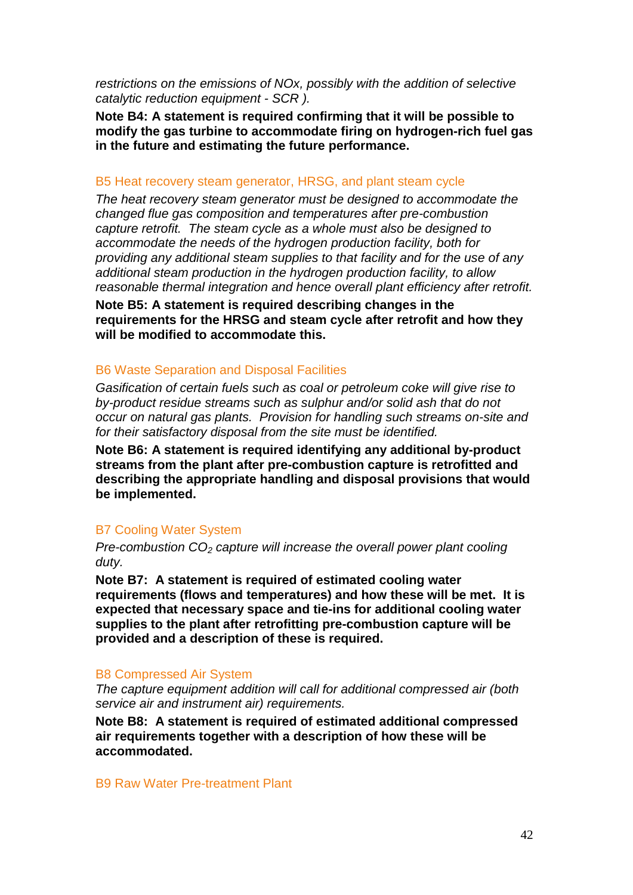*restrictions on the emissions of NOx, possibly with the addition of selective catalytic reduction equipment - SCR ).*

**Note B4: A statement is required confirming that it will be possible to modify the gas turbine to accommodate firing on hydrogen-rich fuel gas in the future and estimating the future performance.**

### B5 Heat recovery steam generator, HRSG, and plant steam cycle

*The heat recovery steam generator must be designed to accommodate the changed flue gas composition and temperatures after pre-combustion capture retrofit. The steam cycle as a whole must also be designed to accommodate the needs of the hydrogen production facility, both for providing any additional steam supplies to that facility and for the use of any additional steam production in the hydrogen production facility, to allow reasonable thermal integration and hence overall plant efficiency after retrofit.*

**Note B5: A statement is required describing changes in the requirements for the HRSG and steam cycle after retrofit and how they will be modified to accommodate this.**

### B6 Waste Separation and Disposal Facilities

*Gasification of certain fuels such as coal or petroleum coke will give rise to by-product residue streams such as sulphur and/or solid ash that do not occur on natural gas plants. Provision for handling such streams on-site and for their satisfactory disposal from the site must be identified.*

**Note B6: A statement is required identifying any additional by-product streams from the plant after pre-combustion capture is retrofitted and describing the appropriate handling and disposal provisions that would be implemented.**

### B7 Cooling Water System

*Pre-combustion $CO_2$ capture will increase the overall power plant cooling duty.*

**Note B7: A statement is required of estimated cooling water requirements (flows and temperatures) and how these will be met. It is expected that necessary space and tie-ins for additional cooling water supplies to the plant after retrofitting pre-combustion capture will be provided and a description of these is required.**

### B8 Compressed Air System

*The capture equipment addition will call for additional compressed air (both service air and instrument air) requirements.*

**Note B8: A statement is required of estimated additional compressed air requirements together with a description of how these will be accommodated.**

### B9 Raw Water Pre-treatment Plant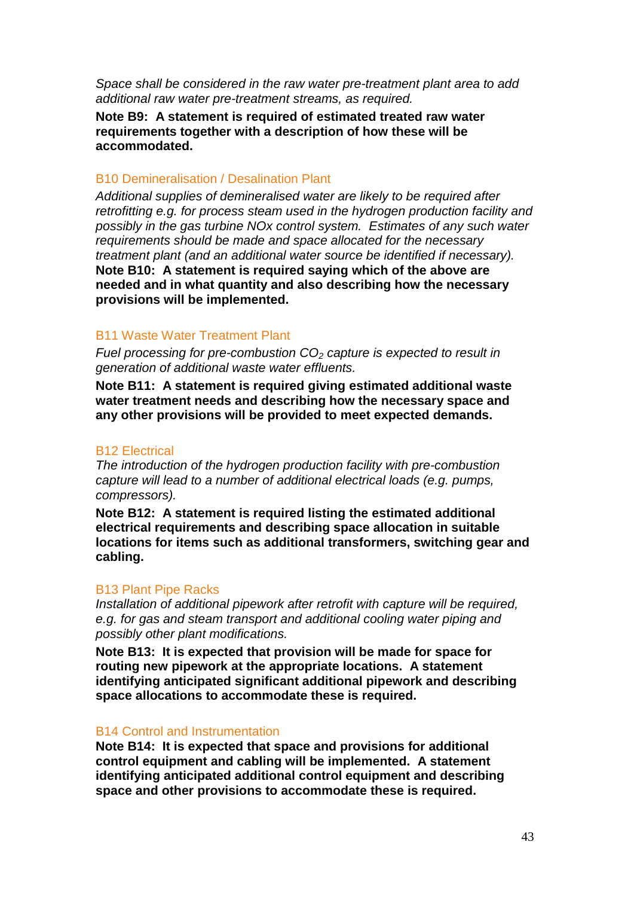*Space shall be considered in the raw water pre-treatment plant area to add additional raw water pre-treatment streams, as required.*

**Note B9: A statement is required of estimated treated raw water requirements together with a description of how these will be accommodated.**

### B10 Demineralisation / Desalination Plant

*Additional supplies of demineralised water are likely to be required after retrofitting e.g. for process steam used in the hydrogen production facility and possibly in the gas turbine NOx control system. Estimates of any such water requirements should be made and space allocated for the necessary treatment plant (and an additional water source be identified if necessary).*

**Note B10: A statement is required saying which of the above are needed and in what quantity and also describing how the necessary provisions will be implemented.**

### B11 Waste Water Treatment Plant

*Fuel processing for pre-combustion $CO_2$ capture is expected to result in generation of additional waste water effluents.*

**Note B11: A statement is required giving estimated additional waste water treatment needs and describing how the necessary space and any other provisions will be provided to meet expected demands.**

### B12 Electrical

*The introduction of the hydrogen production facility with pre-combustion capture will lead to a number of additional electrical loads (e.g. pumps, compressors).*

**Note B12: A statement is required listing the estimated additional electrical requirements and describing space allocation in suitable locations for items such as additional transformers, switching gear and cabling.**

### B13 Plant Pipe Racks

*Installation of additional pipework after retrofit with capture will be required, e.g. for gas and steam transport and additional cooling water piping and possibly other plant modifications.*

**Note B13: It is expected that provision will be made for space for routing new pipework at the appropriate locations. A statement identifying anticipated significant additional pipework and describing space allocations to accommodate these is required.**

### B14 Control and Instrumentation

**Note B14: It is expected that space and provisions for additional control equipment and cabling will be implemented. A statement identifying anticipated additional control equipment and describing space and other provisions to accommodate these is required.**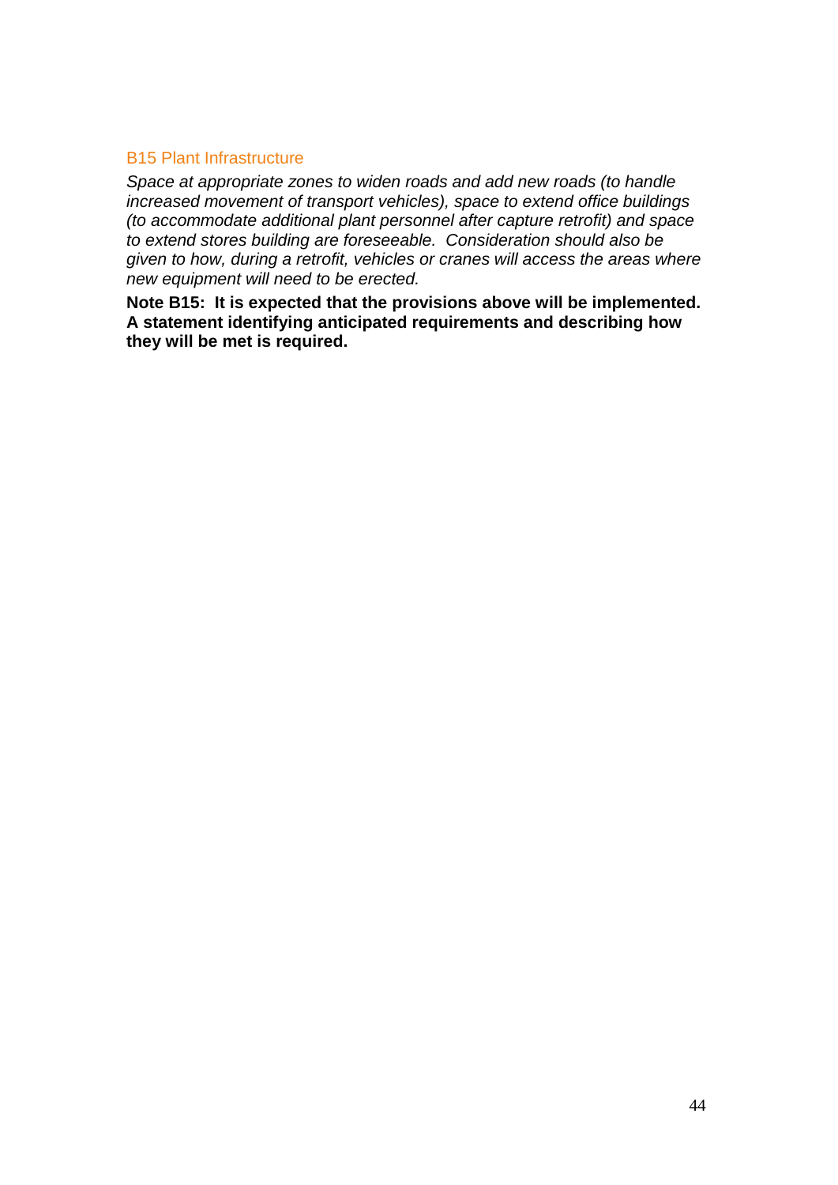### B15 Plant Infrastructure

*Space at appropriate zones to widen roads and add new roads (to handle increased movement of transport vehicles), space to extend office buildings (to accommodate additional plant personnel after capture retrofit) and space to extend stores building are foreseeable. Consideration should also be given to how, during a retrofit, vehicles or cranes will access the areas where new equipment will need to be erected.*

**Note B15: It is expected that the provisions above will be implemented. A statement identifying anticipated requirements and describing how they will be met is required.**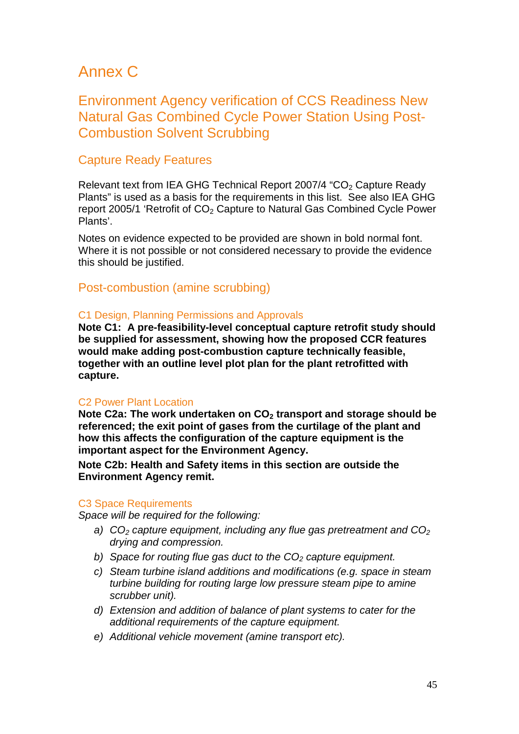# Annex C

## Environment Agency verification of CCS Readiness New Natural Gas Combined Cycle Power Station Using Post-Combustion Solvent Scrubbing

### Capture Ready Features

Relevant text from IEA GHG Technical Report 2007/4 "$CO_2$ Capture Ready Plants" is used as a basis for the requirements in this list. See also IEA GHG report 2005/1 'Retrofit of $CO_2$ Capture to Natural Gas Combined Cycle Power Plants'.

Notes on evidence expected to be provided are shown in bold normal font. Where it is not possible or not considered necessary to provide the evidence this should be justified.

### Post-combustion (amine scrubbing)

#### C1 Design, Planning Permissions and Approvals

**Note C1: A pre-feasibility-level conceptual capture retrofit study should be supplied for assessment, showing how the proposed CCR features would make adding post-combustion capture technically feasible, together with an outline level plot plan for the plant retrofitted with capture.**

#### C2 Power Plant Location

**Note C2a: The work undertaken on $CO_2$ transport and storage should be referenced; the exit point of gases from the curtilage of the plant and how this affects the configuration of the capture equipment is the important aspect for the Environment Agency.**

**Note C2b: Health and Safety items in this section are outside the Environment Agency remit.**

#### C3 Space Requirements

*Space will be required for the following:*

a) *$CO_2$ capture equipment, including any flue gas pretreatment and $CO_2$ drying and compression.*
b) *Space for routing flue gas duct to the $CO_2$ capture equipment.*
c) *Steam turbine island additions and modifications (e.g. space in steam turbine building for routing large low pressure steam pipe to amine scrubber unit).*
d) *Extension and addition of balance of plant systems to cater for the additional requirements of the capture equipment.*
e) *Additional vehicle movement (amine transport etc).*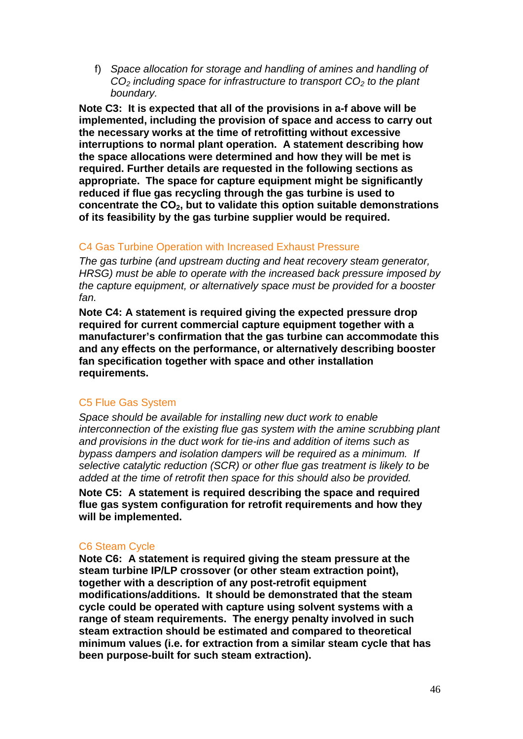f) *Space allocation for storage and handling of amines and handling of $CO_2$ including space for infrastructure to transport $CO_2$ to the plant boundary.*

**Note C3: It is expected that all of the provisions in a-f above will be implemented, including the provision of space and access to carry out the necessary works at the time of retrofitting without excessive interruptions to normal plant operation. A statement describing how the space allocations were determined and how they will be met is required. Further details are requested in the following sections as appropriate. The space for capture equipment might be significantly reduced if flue gas recycling through the gas turbine is used to concentrate the $CO_2$, but to validate this option suitable demonstrations of its feasibility by the gas turbine supplier would be required.**

## C4 Gas Turbine Operation with Increased Exhaust Pressure

*The gas turbine (and upstream ducting and heat recovery steam generator, HRSG) must be able to operate with the increased back pressure imposed by the capture equipment, or alternatively space must be provided for a booster fan.*

**Note C4: A statement is required giving the expected pressure drop required for current commercial capture equipment together with a manufacturer's confirmation that the gas turbine can accommodate this and any effects on the performance, or alternatively describing booster fan specification together with space and other installation requirements.**

## C5 Flue Gas System

*Space should be available for installing new duct work to enable interconnection of the existing flue gas system with the amine scrubbing plant and provisions in the duct work for tie-ins and addition of items such as bypass dampers and isolation dampers will be required as a minimum. If selective catalytic reduction (SCR) or other flue gas treatment is likely to be added at the time of retrofit then space for this should also be provided.*

**Note C5: A statement is required describing the space and required flue gas system configuration for retrofit requirements and how they will be implemented.**

## C6 Steam Cycle

**Note C6: A statement is required giving the steam pressure at the steam turbine IP/LP crossover (or other steam extraction point), together with a description of any post-retrofit equipment modifications/additions. It should be demonstrated that the steam cycle could be operated with capture using solvent systems with a range of steam requirements. The energy penalty involved in such steam extraction should be estimated and compared to theoretical minimum values (i.e. for extraction from a similar steam cycle that has been purpose-built for such steam extraction).**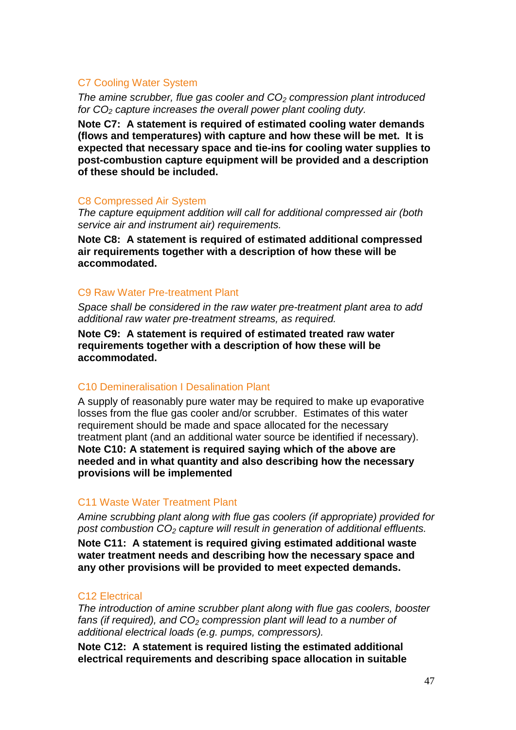### C7 Cooling Water System

*The amine scrubber, flue gas cooler and $CO_2$ compression plant introduced for $CO_2$ capture increases the overall power plant cooling duty.*

**Note C7: A statement is required of estimated cooling water demands (flows and temperatures) with capture and how these will be met. It is expected that necessary space and tie-ins for cooling water supplies to post-combustion capture equipment will be provided and a description of these should be included.**

### C8 Compressed Air System

*The capture equipment addition will call for additional compressed air (both service air and instrument air) requirements.*

**Note C8: A statement is required of estimated additional compressed air requirements together with a description of how these will be accommodated.**

### C9 Raw Water Pre-treatment Plant

*Space shall be considered in the raw water pre-treatment plant area to add additional raw water pre-treatment streams, as required.*

**Note C9: A statement is required of estimated treated raw water requirements together with a description of how these will be accommodated.**

### C10 Demineralisation I Desalination Plant

A supply of reasonably pure water may be required to make up evaporative losses from the flue gas cooler and/or scrubber. Estimates of this water requirement should be made and space allocated for the necessary treatment plant (and an additional water source be identified if necessary).
**Note C10: A statement is required saying which of the above are needed and in what quantity and also describing how the necessary provisions will be implemented**

### C11 Waste Water Treatment Plant

*Amine scrubbing plant along with flue gas coolers (if appropriate) provided for post combustion $CO_2$ capture will result in generation of additional effluents.*

**Note C11: A statement is required giving estimated additional waste water treatment needs and describing how the necessary space and any other provisions will be provided to meet expected demands.**

### C12 Electrical

*The introduction of amine scrubber plant along with flue gas coolers, booster fans (if required), and $CO_2$ compression plant will lead to a number of additional electrical loads (e.g. pumps, compressors).*

**Note C12: A statement is required listing the estimated additional electrical requirements and describing space allocation in suitable**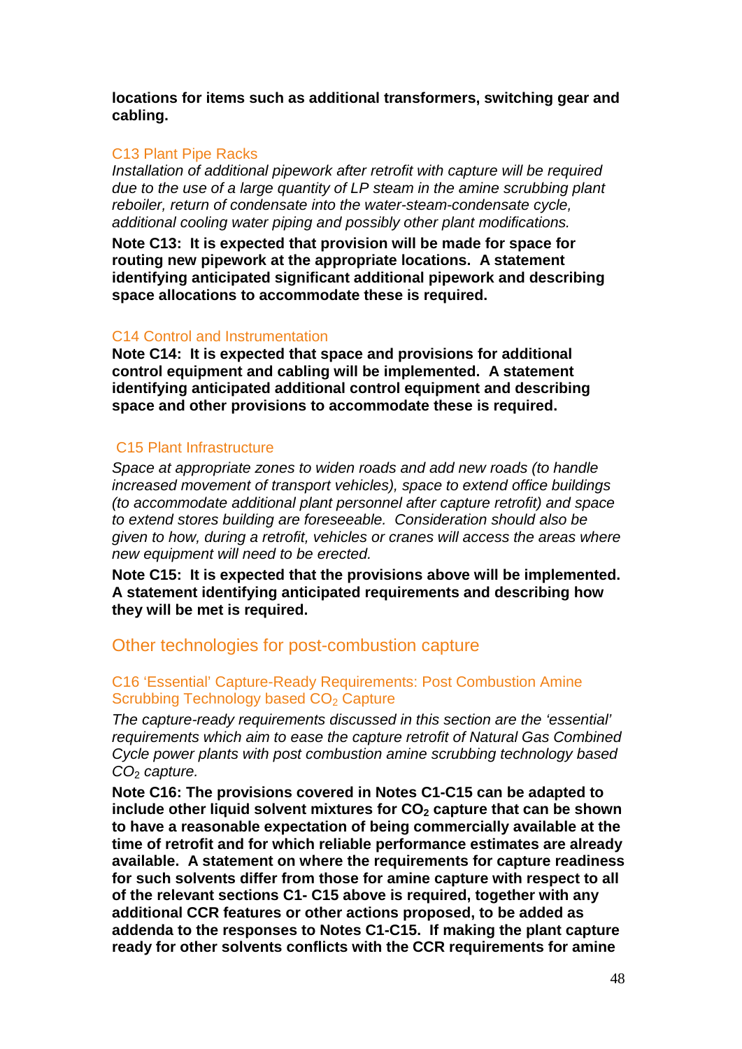**locations for items such as additional transformers, switching gear and cabling.**

### C13 Plant Pipe Racks

*Installation of additional pipework after retrofit with capture will be required due to the use of a large quantity of LP steam in the amine scrubbing plant reboiler, return of condensate into the water-steam-condensate cycle, additional cooling water piping and possibly other plant modifications.*

**Note C13: It is expected that provision will be made for space for routing new pipework at the appropriate locations. A statement identifying anticipated significant additional pipework and describing space allocations to accommodate these is required.**

### C14 Control and Instrumentation

**Note C14: It is expected that space and provisions for additional control equipment and cabling will be implemented. A statement identifying anticipated additional control equipment and describing space and other provisions to accommodate these is required.**

### C15 Plant Infrastructure

*Space at appropriate zones to widen roads and add new roads (to handle increased movement of transport vehicles), space to extend office buildings (to accommodate additional plant personnel after capture retrofit) and space to extend stores building are foreseeable. Consideration should also be given to how, during a retrofit, vehicles or cranes will access the areas where new equipment will need to be erected.*

**Note C15: It is expected that the provisions above will be implemented. A statement identifying anticipated requirements and describing how they will be met is required.**

## Other technologies for post-combustion capture

### C16 'Essential' Capture-Ready Requirements: Post Combustion Amine Scrubbing Technology based $CO_2$ Capture

*The capture-ready requirements discussed in this section are the 'essential' requirements which aim to ease the capture retrofit of Natural Gas Combined Cycle power plants with post combustion amine scrubbing technology based $CO_2$ capture.*

**Note C16: The provisions covered in Notes C1-C15 can be adapted to include other liquid solvent mixtures for $CO_2$ capture that can be shown to have a reasonable expectation of being commercially available at the time of retrofit and for which reliable performance estimates are already available. A statement on where the requirements for capture readiness for such solvents differ from those for amine capture with respect to all of the relevant sections C1- C15 above is required, together with any additional CCR features or other actions proposed, to be added as addenda to the responses to Notes C1-C15. If making the plant capture ready for other solvents conflicts with the CCR requirements for amine**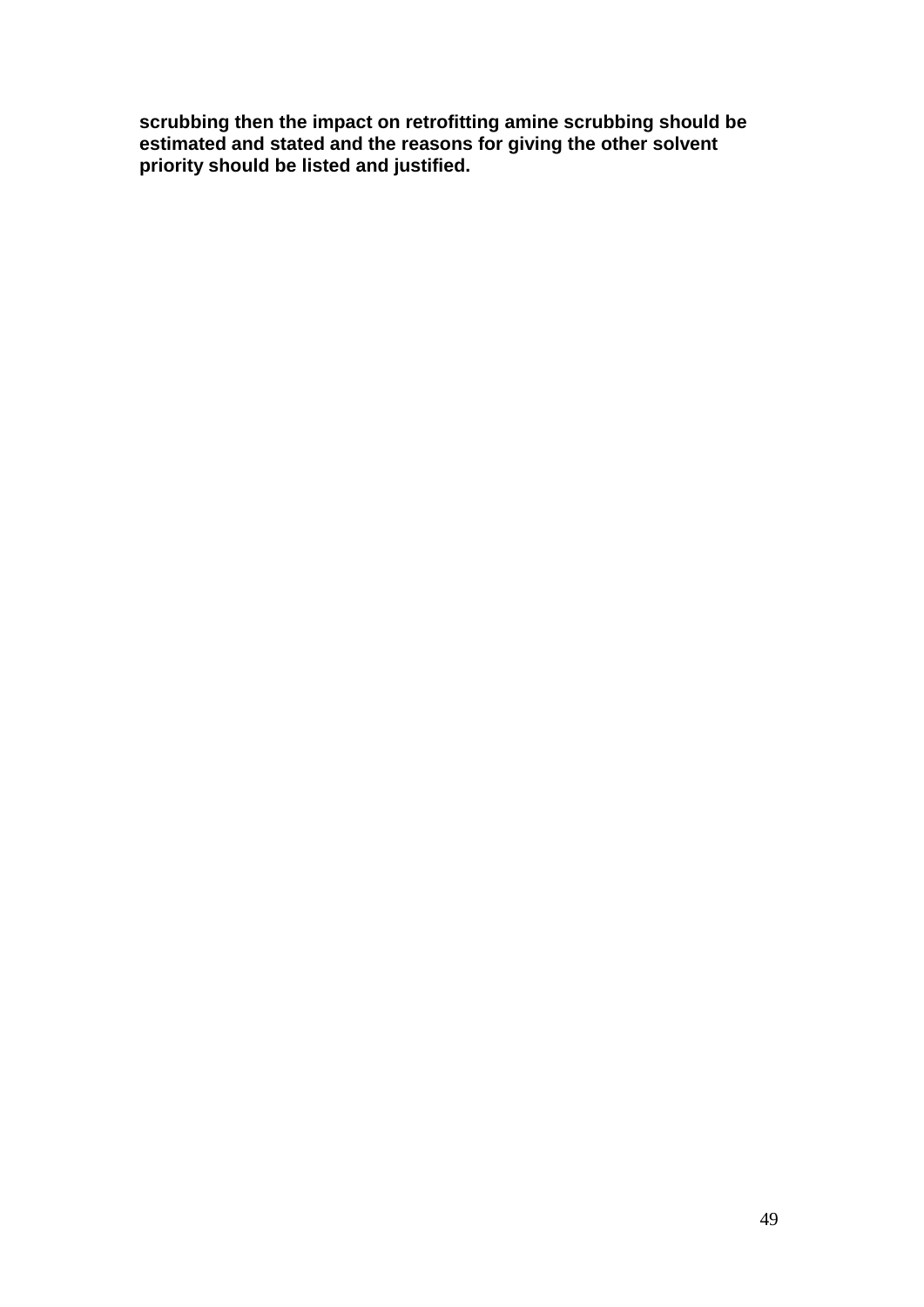**scrubbing then the impact on retrofitting amine scrubbing should be estimated and stated and the reasons for giving the other solvent priority should be listed and justified.**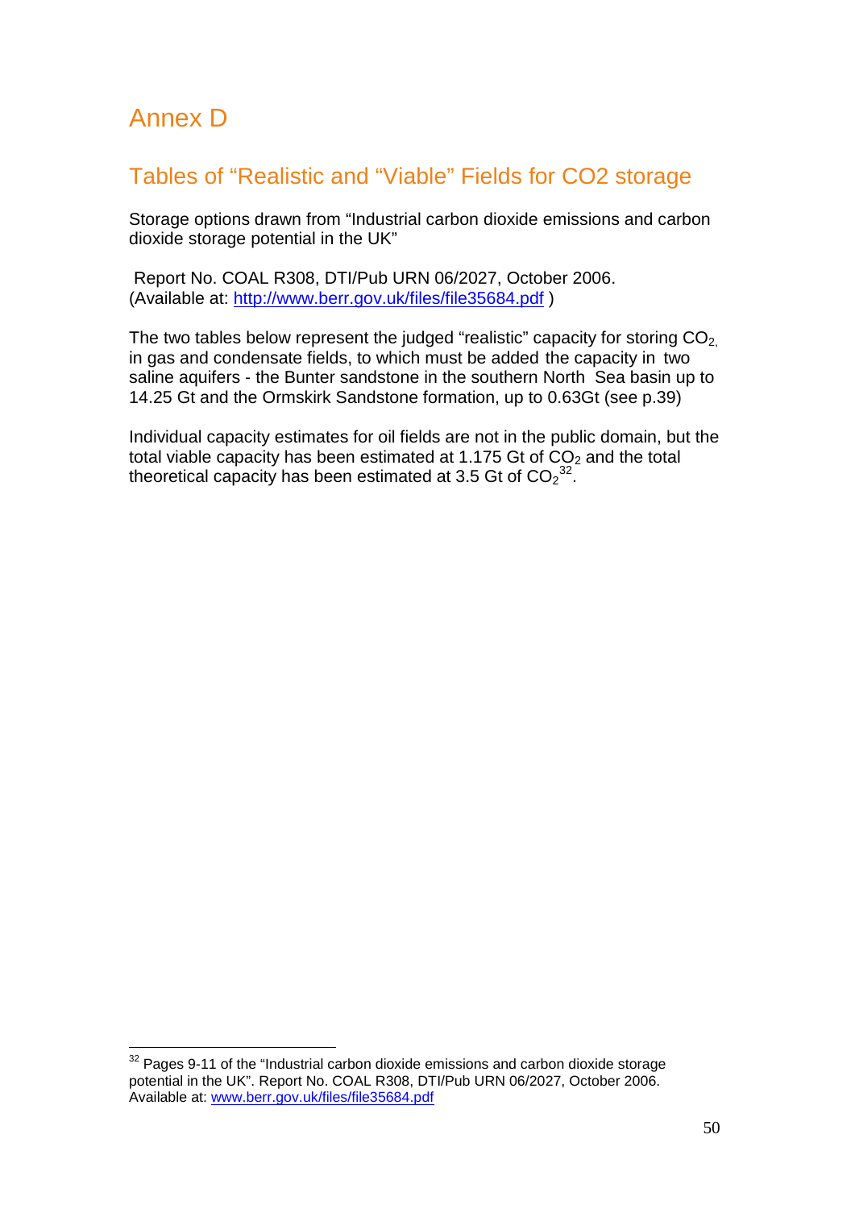# Annex D

## Tables of "Realistic and "Viable" Fields for CO2 storage

Storage options drawn from "Industrial carbon dioxide emissions and carbon dioxide storage potential in the UK"

Report No. COAL R308, DTI/Pub URN 06/2027, October 2006.
(Available at: http://www.berr.gov.uk/files/file35684.pdf )

The two tables below represent the judged "realistic" capacity for storing $CO_2$, in gas and condensate fields, to which must be added the capacity in two saline aquifers - the Bunter sandstone in the southern North Sea basin up to 14.25 Gt and the Ormskirk Sandstone formation, up to 0.63Gt (see p.39)

Individual capacity estimates for oil fields are not in the public domain, but the total viable capacity has been estimated at 1.175 Gt of $CO_2$ and the total theoretical capacity has been estimated at 3.5 Gt of $CO_2$[32].

---

[32] Pages 9-11 of the "Industrial carbon dioxide emissions and carbon dioxide storage potential in the UK". Report No. COAL R308, DTI/Pub URN 06/2027, October 2006. Available at: www.berr.gov.uk/files/file35684.pdf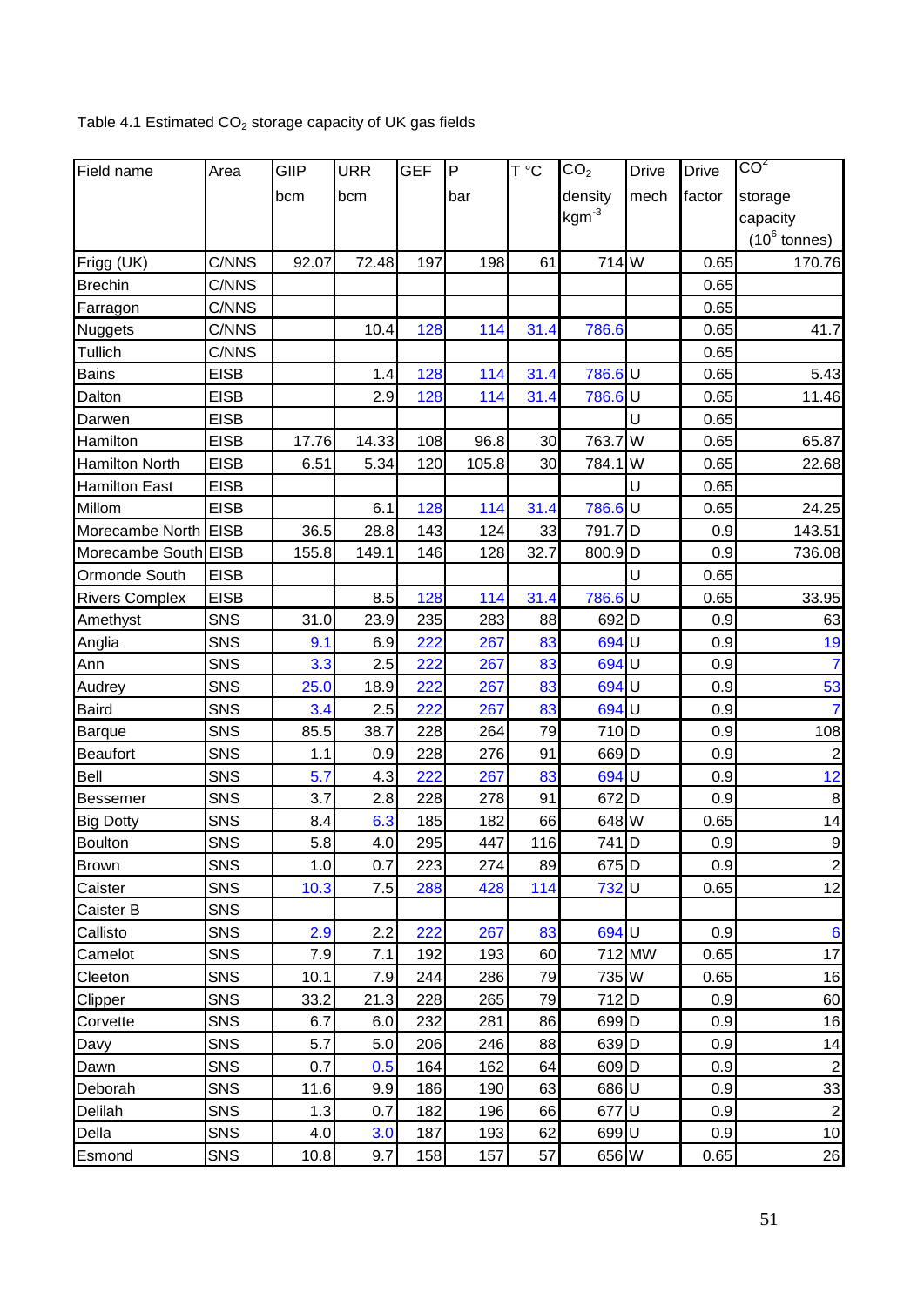Table 4.1 Estimated $CO_2$ storage capacity of UK gas fields

| Field name | Area | GIIP bcm | URR bcm | GEF | P bar | T °C | $CO_2$ density $kgm^{-3}$ | Drive mech | Drive factor | $CO^2$ storage capacity ($10^6$ tonnes) |
|---|---|---|---|---|---|---|---|---|---|---|
| Frigg (UK) | C/NNS | 92.07 | 72.48 | 197 | 198 | 61 | 714 | W | 0.65 | 170.76 |
| Brechin | C/NNS | | | | | | | | 0.65 | |
| Farragon | C/NNS | | | | | | | | 0.65 | |
| Nuggets | C/NNS | | 10.4 | 128 | 114 | 31.4 | 786.6 | | 0.65 | 41.7 |
| Tullich | C/NNS | | | | | | | | 0.65 | |
| Bains | EISB | | 1.4 | 128 | 114 | 31.4 | 786.6 | U | 0.65 | 5.43 |
| Dalton | EISB | | 2.9 | 128 | 114 | 31.4 | 786.6 | U | 0.65 | 11.46 |
| Darwen | EISB | | | | | | | U | 0.65 | |
| Hamilton | EISB | 17.76 | 14.33 | 108 | 96.8 | 30 | 763.7 | W | 0.65 | 65.87 |
| Hamilton North | EISB | 6.51 | 5.34 | 120 | 105.8 | 30 | 784.1 | W | 0.65 | 22.68 |
| Hamilton East | EISB | | | | | | | U | 0.65 | |
| Millom | EISB | | 6.1 | 128 | 114 | 31.4 | 786.6 | U | 0.65 | 24.25 |
| Morecambe North | EISB | 36.5 | 28.8 | 143 | 124 | 33 | 791.7 | D | 0.9 | 143.51 |
| Morecambe South | EISB | 155.8 | 149.1 | 146 | 128 | 32.7 | 800.9 | D | 0.9 | 736.08 |
| Ormonde South | EISB | | | | | | | U | 0.65 | |
| Rivers Complex | EISB | | 8.5 | 128 | 114 | 31.4 | 786.6 | U | 0.65 | 33.95 |
| Amethyst | SNS | 31.0 | 23.9 | 235 | 283 | 88 | 692 | D | 0.9 | 63 |
| Anglia | SNS | 9.1 | 6.9 | 222 | 267 | 83 | 694 | U | 0.9 | 19 |
| Ann | SNS | 3.3 | 2.5 | 222 | 267 | 83 | 694 | U | 0.9 | 7 |
| Audrey | SNS | 25.0 | 18.9 | 222 | 267 | 83 | 694 | U | 0.9 | 53 |
| Baird | SNS | 3.4 | 2.5 | 222 | 267 | 83 | 694 | U | 0.9 | 7 |
| Barque | SNS | 85.5 | 38.7 | 228 | 264 | 79 | 710 | D | 0.9 | 108 |
| Beaufort | SNS | 1.1 | 0.9 | 228 | 276 | 91 | 669 | D | 0.9 | 2 |
| Bell | SNS | 5.7 | 4.3 | 222 | 267 | 83 | 694 | U | 0.9 | 12 |
| Bessemer | SNS | 3.7 | 2.8 | 228 | 278 | 91 | 672 | D | 0.9 | 8 |
| Big Dotty | SNS | 8.4 | 6.3 | 185 | 182 | 66 | 648 | W | 0.65 | 14 |
| Boulton | SNS | 5.8 | 4.0 | 295 | 447 | 116 | 741 | D | 0.9 | 9 |
| Brown | SNS | 1.0 | 0.7 | 223 | 274 | 89 | 675 | D | 0.9 | 2 |
| Caister | SNS | 10.3 | 7.5 | 288 | 428 | 114 | 732 | U | 0.65 | 12 |
| Caister B | SNS | | | | | | | | | |
| Callisto | SNS | 2.9 | 2.2 | 222 | 267 | 83 | 694 | U | 0.9 | 6 |
| Camelot | SNS | 7.9 | 7.1 | 192 | 193 | 60 | 712 | MW | 0.65 | 17 |
| Cleeton | SNS | 10.1 | 7.9 | 244 | 286 | 79 | 735 | W | 0.65 | 16 |
| Clipper | SNS | 33.2 | 21.3 | 228 | 265 | 79 | 712 | D | 0.9 | 60 |
| Corvette | SNS | 6.7 | 6.0 | 232 | 281 | 86 | 699 | D | 0.9 | 16 |
| Davy | SNS | 5.7 | 5.0 | 206 | 246 | 88 | 639 | D | 0.9 | 14 |
| Dawn | SNS | 0.7 | 0.5 | 164 | 162 | 64 | 609 | D | 0.9 | 2 |
| Deborah | SNS | 11.6 | 9.9 | 186 | 190 | 63 | 686 | U | 0.9 | 33 |
| Delilah | SNS | 1.3 | 0.7 | 182 | 196 | 66 | 677 | U | 0.9 | 2 |
| Della | SNS | 4.0 | 3.0 | 187 | 193 | 62 | 699 | U | 0.9 | 10 |
| Esmond | SNS | 10.8 | 9.7 | 158 | 157 | 57 | 656 | W | 0.65 | 26 |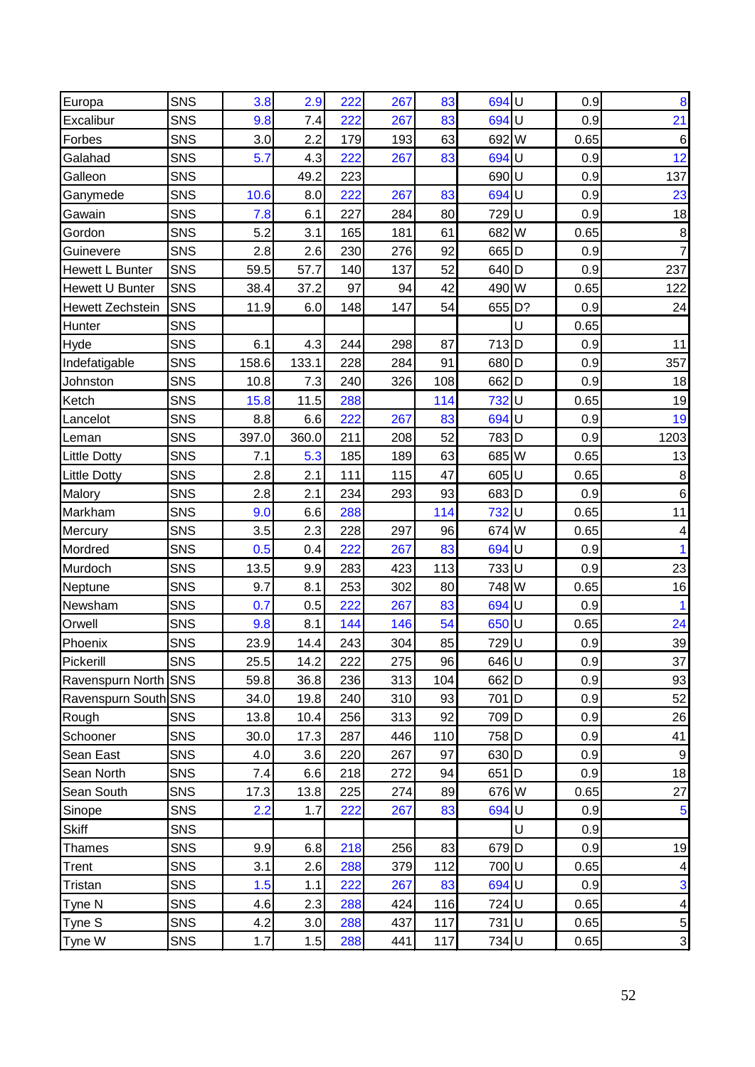| | | | | | | | | | | |
|---|---|---|---|---|---|---|---|---|---|---|
| Europa | SNS | 3.8 | 2.9 | 222 | 267 | 83 | 694 | U | 0.9 | 8 |
| Excalibur | SNS | 9.8 | 7.4 | 222 | 267 | 83 | 694 | U | 0.9 | 21 |
| Forbes | SNS | 3.0 | 2.2 | 179 | 193 | 63 | 692 | W | 0.65 | 6 |
| Galahad | SNS | 5.7 | 4.3 | 222 | 267 | 83 | 694 | U | 0.9 | 12 |
| Galleon | SNS | | 49.2 | 223 | | | 690 | U | 0.9 | 137 |
| Ganymede | SNS | 10.6 | 8.0 | 222 | 267 | 83 | 694 | U | 0.9 | 23 |
| Gawain | SNS | 7.8 | 6.1 | 227 | 284 | 80 | 729 | U | 0.9 | 18 |
| Gordon | SNS | 5.2 | 3.1 | 165 | 181 | 61 | 682 | W | 0.65 | 8 |
| Guinevere | SNS | 2.8 | 2.6 | 230 | 276 | 92 | 665 | D | 0.9 | 7 |
| Hewett L Bunter | SNS | 59.5 | 57.7 | 140 | 137 | 52 | 640 | D | 0.9 | 237 |
| Hewett U Bunter | SNS | 38.4 | 37.2 | 97 | 94 | 42 | 490 | W | 0.65 | 122 |
| Hewett Zechstein | SNS | 11.9 | 6.0 | 148 | 147 | 54 | 655 | D? | 0.9 | 24 |
| Hunter | SNS | | | | | | | U | 0.65 | |
| Hyde | SNS | 6.1 | 4.3 | 244 | 298 | 87 | 713 | D | 0.9 | 11 |
| Indefatigable | SNS | 158.6 | 133.1 | 228 | 284 | 91 | 680 | D | 0.9 | 357 |
| Johnston | SNS | 10.8 | 7.3 | 240 | 326 | 108 | 662 | D | 0.9 | 18 |
| Ketch | SNS | 15.8 | 11.5 | 288 | | 114 | 732 | U | 0.65 | 19 |
| Lancelot | SNS | 8.8 | 6.6 | 222 | 267 | 83 | 694 | U | 0.9 | 19 |
| Leman | SNS | 397.0 | 360.0 | 211 | 208 | 52 | 783 | D | 0.9 | 1203 |
| Little Dotty | SNS | 7.1 | 5.3 | 185 | 189 | 63 | 685 | W | 0.65 | 13 |
| Little Dotty | SNS | 2.8 | 2.1 | 111 | 115 | 47 | 605 | U | 0.65 | 8 |
| Malory | SNS | 2.8 | 2.1 | 234 | 293 | 93 | 683 | D | 0.9 | 6 |
| Markham | SNS | 9.0 | 6.6 | 288 | | 114 | 732 | U | 0.65 | 11 |
| Mercury | SNS | 3.5 | 2.3 | 228 | 297 | 96 | 674 | W | 0.65 | 4 |
| Mordred | SNS | 0.5 | 0.4 | 222 | 267 | 83 | 694 | U | 0.9 | 1 |
| Murdoch | SNS | 13.5 | 9.9 | 283 | 423 | 113 | 733 | U | 0.9 | 23 |
| Neptune | SNS | 9.7 | 8.1 | 253 | 302 | 80 | 748 | W | 0.65 | 16 |
| Newsham | SNS | 0.7 | 0.5 | 222 | 267 | 83 | 694 | U | 0.9 | 1 |
| Orwell | SNS | 9.8 | 8.1 | 144 | 146 | 54 | 650 | U | 0.65 | 24 |
| Phoenix | SNS | 23.9 | 14.4 | 243 | 304 | 85 | 729 | U | 0.9 | 39 |
| Pickerill | SNS | 25.5 | 14.2 | 222 | 275 | 96 | 646 | U | 0.9 | 37 |
| Ravenspurn North | SNS | 59.8 | 36.8 | 236 | 313 | 104 | 662 | D | 0.9 | 93 |
| Ravenspurn South | SNS | 34.0 | 19.8 | 240 | 310 | 93 | 701 | D | 0.9 | 52 |
| Rough | SNS | 13.8 | 10.4 | 256 | 313 | 92 | 709 | D | 0.9 | 26 |
| Schooner | SNS | 30.0 | 17.3 | 287 | 446 | 110 | 758 | D | 0.9 | 41 |
| Sean East | SNS | 4.0 | 3.6 | 220 | 267 | 97 | 630 | D | 0.9 | 9 |
| Sean North | SNS | 7.4 | 6.6 | 218 | 272 | 94 | 651 | D | 0.9 | 18 |
| Sean South | SNS | 17.3 | 13.8 | 225 | 274 | 89 | 676 | W | 0.65 | 27 |
| Sinope | SNS | 2.2 | 1.7 | 222 | 267 | 83 | 694 | U | 0.9 | 5 |
| Skiff | SNS | | | | | | | U | 0.9 | |
| Thames | SNS | 9.9 | 6.8 | 218 | 256 | 83 | 679 | D | 0.9 | 19 |
| Trent | SNS | 3.1 | 2.6 | 288 | 379 | 112 | 700 | U | 0.65 | 4 |
| Tristan | SNS | 1.5 | 1.1 | 222 | 267 | 83 | 694 | U | 0.9 | 3 |
| Tyne N | SNS | 4.6 | 2.3 | 288 | 424 | 116 | 724 | U | 0.65 | 4 |
| Tyne S | SNS | 4.2 | 3.0 | 288 | 437 | 117 | 731 | U | 0.65 | 5 |
| Tyne W | SNS | 1.7 | 1.5 | 288 | 441 | 117 | 734 | U | 0.65 | 3 |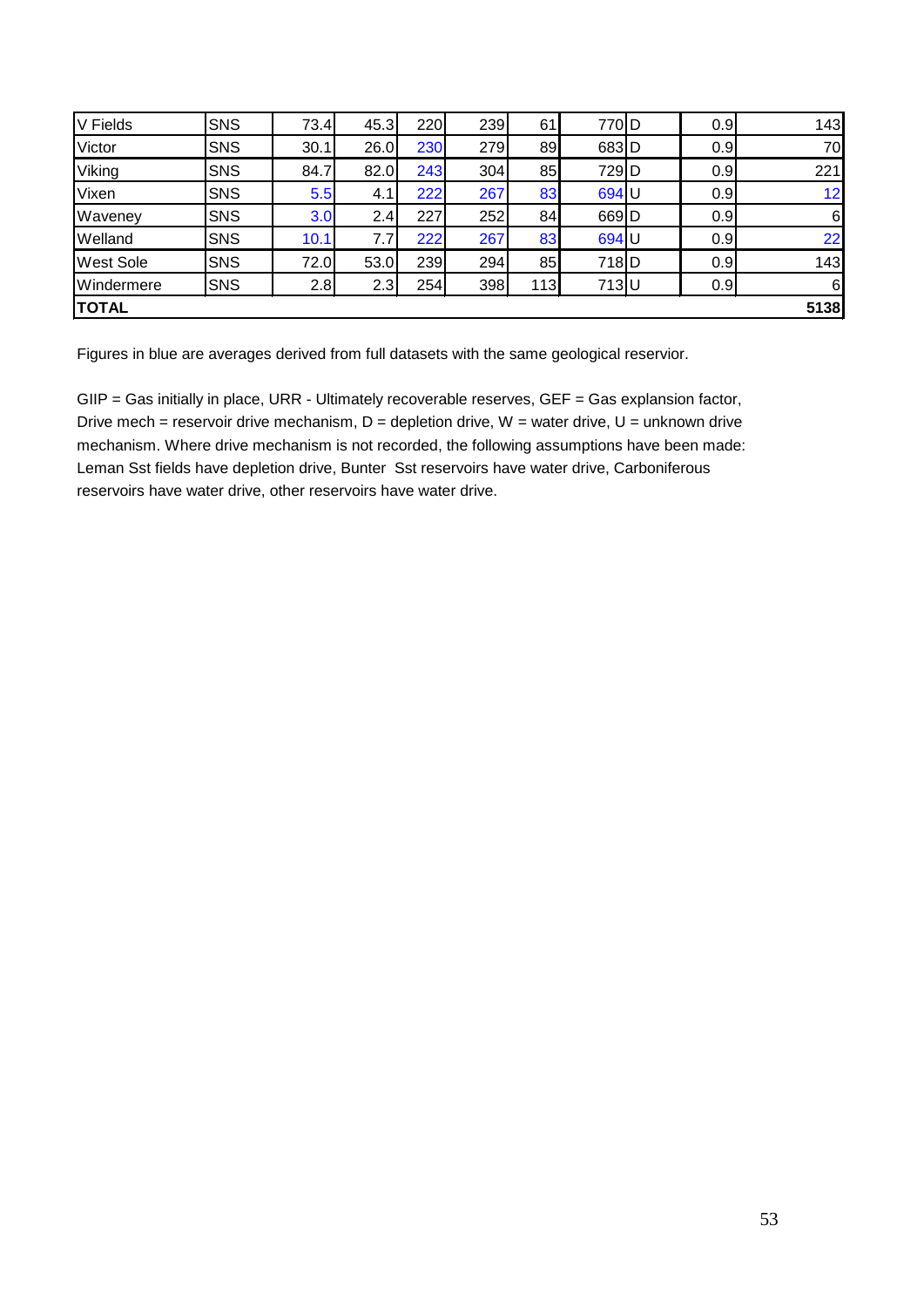| V Fields | SNS | 73.4 | 45.3 | 220 | 239 | 61 | 770 | D | 0.9 | 143 |
|---|---|---|---|---|---|---|---|---|---|---|
| Victor | SNS | 30.1 | 26.0 | 230 | 279 | 89 | 683 | D | 0.9 | 70 |
| Viking | SNS | 84.7 | 82.0 | 243 | 304 | 85 | 729 | D | 0.9 | 221 |
| Vixen | SNS | 5.5 | 4.1 | 222 | 267 | 83 | 694 | U | 0.9 | 12 |
| Waveney | SNS | 3.0 | 2.4 | 227 | 252 | 84 | 669 | D | 0.9 | 6 |
| Welland | SNS | 10.1 | 7.7 | 222 | 267 | 83 | 694 | U | 0.9 | 22 |
| West Sole | SNS | 72.0 | 53.0 | 239 | 294 | 85 | 718 | D | 0.9 | 143 |
| Windermere | SNS | 2.8 | 2.3 | 254 | 398 | 113 | 713 | U | 0.9 | 6 |
| **TOTAL** | | | | | | | | | | **5138** |

Figures in blue are averages derived from full datasets with the same geological reservior.

GIIP = Gas initially in place, URR - Ultimately recoverable reserves, GEF = Gas explansion factor, Drive mech = reservoir drive mechanism, D = depletion drive, W = water drive, U = unknown drive mechanism. Where drive mechanism is not recorded, the following assumptions have been made: Leman Sst fields have depletion drive, Bunter Sst reservoirs have water drive, Carboniferous reservoirs have water drive, other reservoirs have water drive.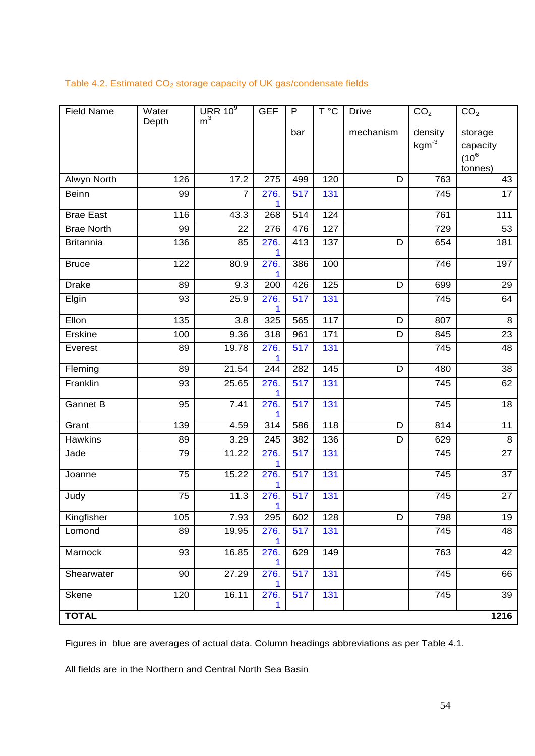Table 4.2. Estimated $CO_2$ storage capacity of UK gas/condensate fields

| Field Name | Water Depth | URR $10^9$ $m^3$ | GEF | P bar | T °C | Drive mechanism | $CO_2$ density $kgm^{-3}$ | $CO_2$ storage capacity ($10^6$ tonnes) |
|---|---|---|---|---|---|---|---|---|
| Alwyn North | 126 | 17.2 | 275 | 499 | 120 | D | 763 | 43 |
| Beinn | 99 | 7 | 276.1 | 517 | 131 | | 745 | 17 |
| Brae East | 116 | 43.3 | 268 | 514 | 124 | | 761 | 111 |
| Brae North | 99 | 22 | 276 | 476 | 127 | | 729 | 53 |
| Britannia | 136 | 85 | 276.1 | 413 | 137 | D | 654 | 181 |
| Bruce | 122 | 80.9 | 276.1 | 386 | 100 | | 746 | 197 |
| Drake | 89 | 9.3 | 200 | 426 | 125 | D | 699 | 29 |
| Elgin | 93 | 25.9 | 276.1 | 517 | 131 | | 745 | 64 |
| Ellon | 135 | 3.8 | 325 | 565 | 117 | D | 807 | 8 |
| Erskine | 100 | 9.36 | 318 | 961 | 171 | D | 845 | 23 |
| Everest | 89 | 19.78 | 276.1 | 517 | 131 | | 745 | 48 |
| Fleming | 89 | 21.54 | 244 | 282 | 145 | D | 480 | 38 |
| Franklin | 93 | 25.65 | 276.1 | 517 | 131 | | 745 | 62 |
| Gannet B | 95 | 7.41 | 276.1 | 517 | 131 | | 745 | 18 |
| Grant | 139 | 4.59 | 314 | 586 | 118 | D | 814 | 11 |
| Hawkins | 89 | 3.29 | 245 | 382 | 136 | D | 629 | 8 |
| Jade | 79 | 11.22 | 276.1 | 517 | 131 | | 745 | 27 |
| Joanne | 75 | 15.22 | 276.1 | 517 | 131 | | 745 | 37 |
| Judy | 75 | 11.3 | 276.1 | 517 | 131 | | 745 | 27 |
| Kingfisher | 105 | 7.93 | 295 | 602 | 128 | D | 798 | 19 |
| Lomond | 89 | 19.95 | 276.1 | 517 | 131 | | 745 | 48 |
| Marnock | 93 | 16.85 | 276.1 | 629 | 149 | | 763 | 42 |
| Shearwater | 90 | 27.29 | 276.1 | 517 | 131 | | 745 | 66 |
| Skene | 120 | 16.11 | 276.1 | 517 | 131 | | 745 | 39 |
| **TOTAL** | | | | | | | | **1216** |

Figures in blue are averages of actual data. Column headings abbreviations as per Table 4.1.

All fields are in the Northern and Central North Sea Basin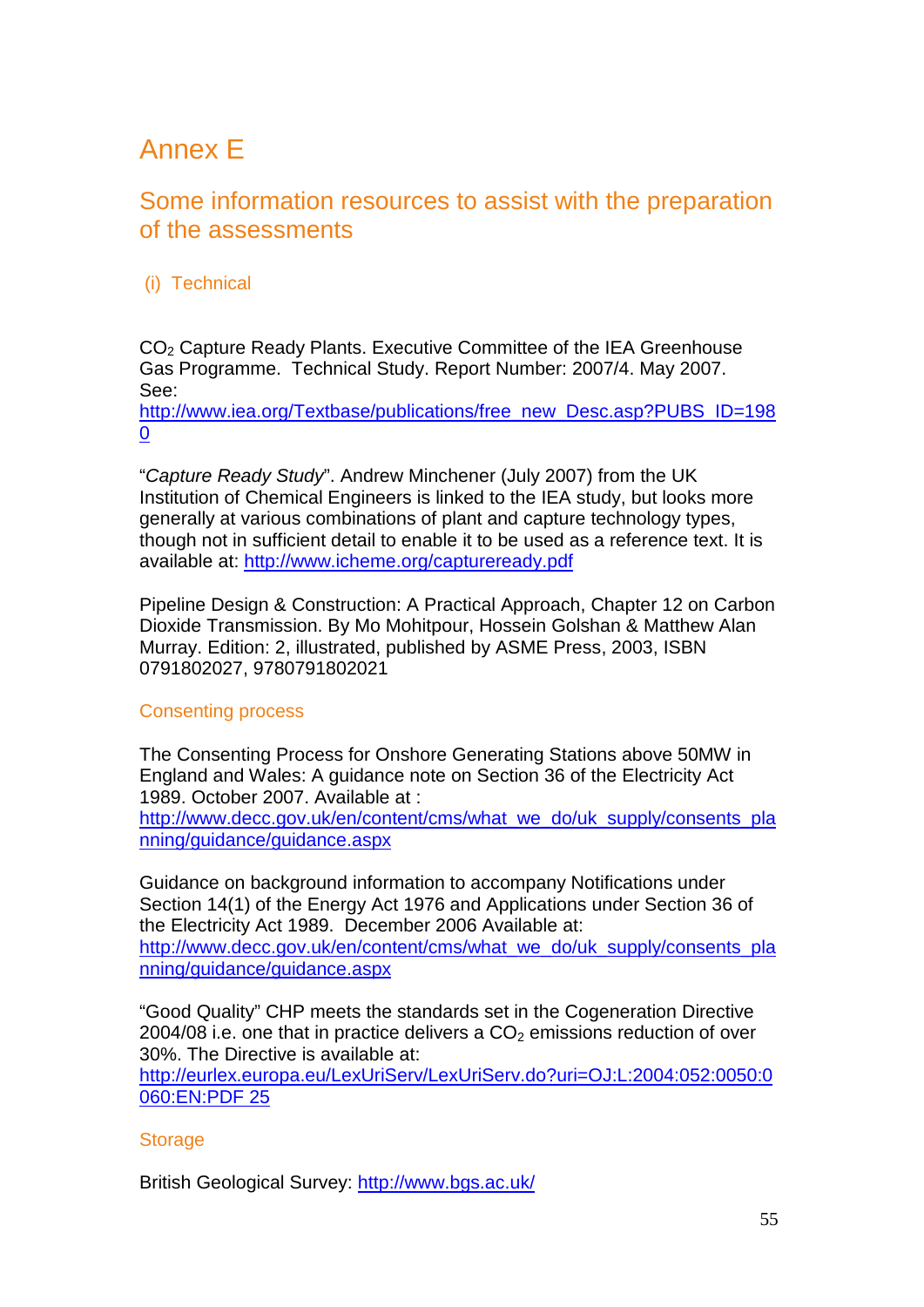# Annex E

## Some information resources to assist with the preparation of the assessments

### (i) Technical

$CO_2$ Capture Ready Plants. Executive Committee of the IEA Greenhouse Gas Programme. Technical Study. Report Number: 2007/4. May 2007. See: http://www.iea.org/Textbase/publications/free_new_Desc.asp?PUBS_ID=1980

"*Capture Ready Study*". Andrew Minchener (July 2007) from the UK Institution of Chemical Engineers is linked to the IEA study, but looks more generally at various combinations of plant and capture technology types, though not in sufficient detail to enable it to be used as a reference text. It is available at: http://www.icheme.org/captureready.pdf

Pipeline Design & Construction: A Practical Approach, Chapter 12 on Carbon Dioxide Transmission. By Mo Mohitpour, Hossein Golshan & Matthew Alan Murray. Edition: 2, illustrated, published by ASME Press, 2003, ISBN 0791802027, 9780791802021

### Consenting process

The Consenting Process for Onshore Generating Stations above 50MW in England and Wales: A guidance note on Section 36 of the Electricity Act 1989. October 2007. Available at : http://www.decc.gov.uk/en/content/cms/what_we_do/uk_supply/consents_planning/guidance/guidance.aspx

Guidance on background information to accompany Notifications under Section 14(1) of the Energy Act 1976 and Applications under Section 36 of the Electricity Act 1989. December 2006 Available at: http://www.decc.gov.uk/en/content/cms/what_we_do/uk_supply/consents_planning/guidance/guidance.aspx

"Good Quality" CHP meets the standards set in the Cogeneration Directive 2004/08 i.e. one that in practice delivers a $CO_2$ emissions reduction of over 30%. The Directive is available at: http://eurlex.europa.eu/LexUriServ/LexUriServ.do?uri=OJ:L:2004:052:0050:0060:EN:PDF 25

### Storage

British Geological Survey: http://www.bgs.ac.uk/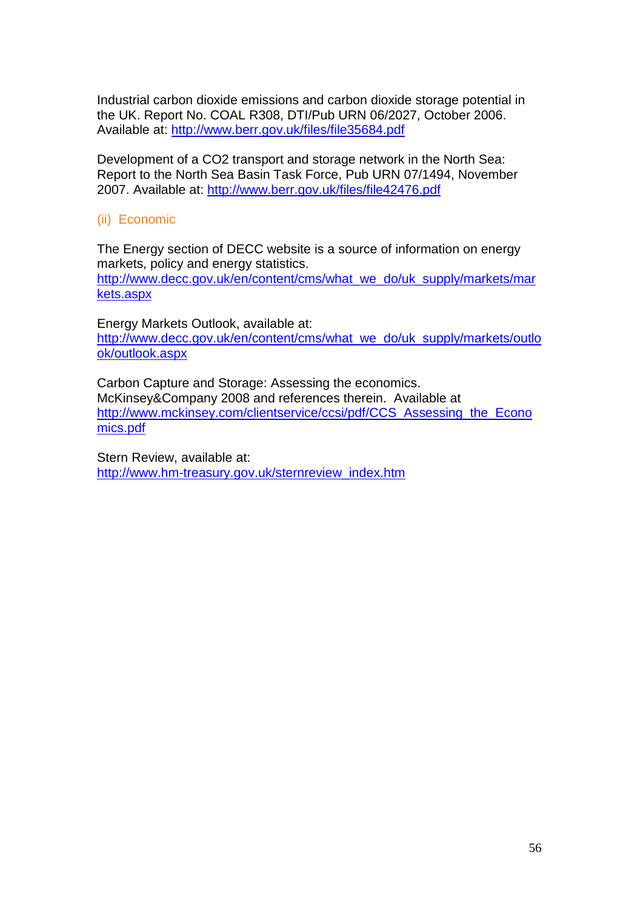Industrial carbon dioxide emissions and carbon dioxide storage potential in the UK. Report No. COAL R308, DTI/Pub URN 06/2027, October 2006. Available at: http://www.berr.gov.uk/files/file35684.pdf

Development of a CO2 transport and storage network in the North Sea: Report to the North Sea Basin Task Force, Pub URN 07/1494, November 2007. Available at: http://www.berr.gov.uk/files/file42476.pdf

### (ii) Economic

The Energy section of DECC website is a source of information on energy markets, policy and energy statistics.
http://www.decc.gov.uk/en/content/cms/what_we_do/uk_supply/markets/markets.aspx

Energy Markets Outlook, available at:
http://www.decc.gov.uk/en/content/cms/what_we_do/uk_supply/markets/outlook/outlook.aspx

Carbon Capture and Storage: Assessing the economics. McKinsey&Company 2008 and references therein. Available at http://www.mckinsey.com/clientservice/ccsi/pdf/CCS_Assessing_the_Economics.pdf

Stern Review, available at:
http://www.hm-treasury.gov.uk/sternreview_index.htm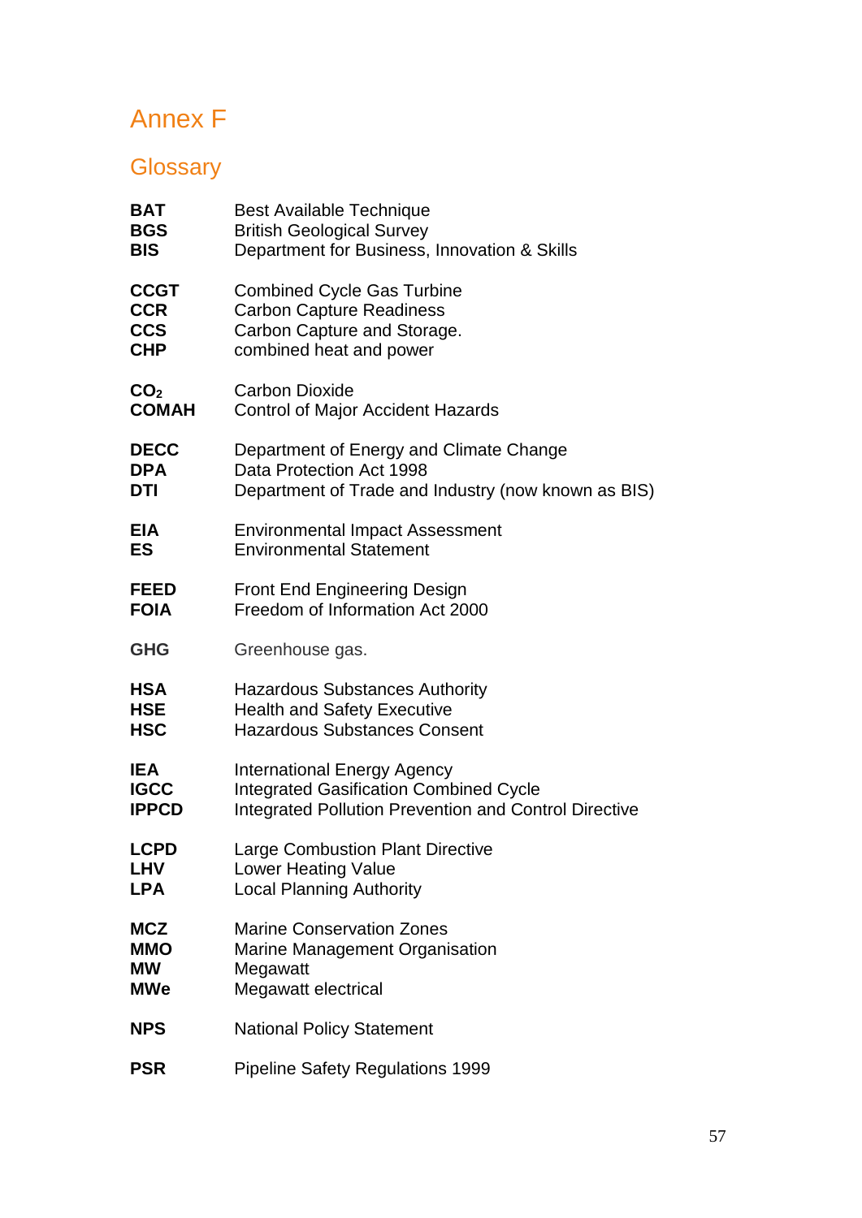# Annex F

## Glossary

| | |
|---|---|
| **BAT** | Best Available Technique |
| **BGS** | British Geological Survey |
| **BIS** | Department for Business, Innovation & Skills |
| **CCGT** | Combined Cycle Gas Turbine |
| **CCR** | Carbon Capture Readiness |
| **CCS** | Carbon Capture and Storage. |
| **CHP** | combined heat and power |
| **$CO_2$** | Carbon Dioxide |
| **COMAH** | Control of Major Accident Hazards |
| **DECC** | Department of Energy and Climate Change |
| **DPA** | Data Protection Act 1998 |
| **DTI** | Department of Trade and Industry (now known as BIS) |
| **EIA** | Environmental Impact Assessment |
| **ES** | Environmental Statement |
| **FEED** | Front End Engineering Design |
| **FOIA** | Freedom of Information Act 2000 |
| **GHG** | Greenhouse gas. |
| **HSA** | Hazardous Substances Authority |
| **HSE** | Health and Safety Executive |
| **HSC** | Hazardous Substances Consent |
| **IEA** | International Energy Agency |
| **IGCC** | Integrated Gasification Combined Cycle |
| **IPPCD** | Integrated Pollution Prevention and Control Directive |
| **LCPD** | Large Combustion Plant Directive |
| **LHV** | Lower Heating Value |
| **LPA** | Local Planning Authority |
| **MCZ** | Marine Conservation Zones |
| **MMO** | Marine Management Organisation |
| **MW** | Megawatt |
| **MWe** | Megawatt electrical |
| **NPS** | National Policy Statement |
| **PSR** | Pipeline Safety Regulations 1999 |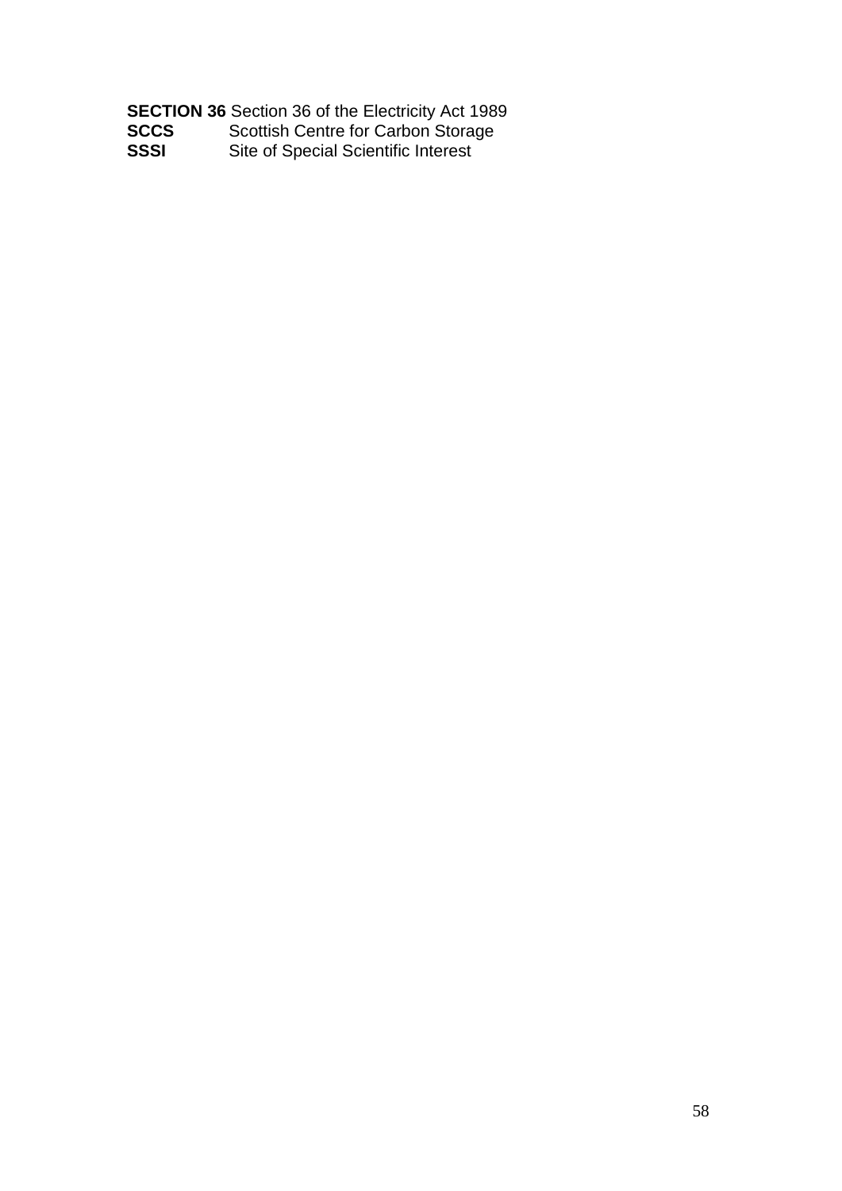**SECTION 36** Section 36 of the Electricity Act 1989
**SCCS** Scottish Centre for Carbon Storage
**SSSI** Site of Special Scientific Interest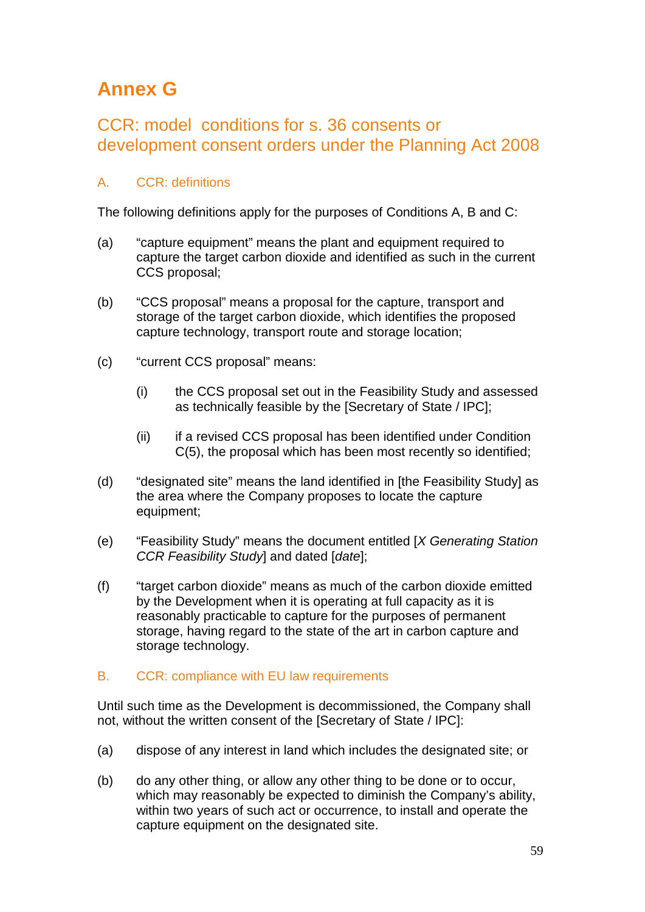# Annex G

## CCR: model conditions for s. 36 consents or development consent orders under the Planning Act 2008

### A. CCR: definitions

The following definitions apply for the purposes of Conditions A, B and C:

(a) “capture equipment” means the plant and equipment required to capture the target carbon dioxide and identified as such in the current CCS proposal;

(b) “CCS proposal” means a proposal for the capture, transport and storage of the target carbon dioxide, which identifies the proposed capture technology, transport route and storage location;

(c) “current CCS proposal” means:

  (i) the CCS proposal set out in the Feasibility Study and assessed as technically feasible by the [Secretary of State / IPC];

  (ii) if a revised CCS proposal has been identified under Condition C(5), the proposal which has been most recently so identified;

(d) “designated site” means the land identified in [the Feasibility Study] as the area where the Company proposes to locate the capture equipment;

(e) “Feasibility Study” means the document entitled [*X Generating Station CCR Feasibility Study*] and dated [*date*];

(f) “target carbon dioxide” means as much of the carbon dioxide emitted by the Development when it is operating at full capacity as it is reasonably practicable to capture for the purposes of permanent storage, having regard to the state of the art in carbon capture and storage technology.

### B. CCR: compliance with EU law requirements

Until such time as the Development is decommissioned, the Company shall not, without the written consent of the [Secretary of State / IPC]:

(a) dispose of any interest in land which includes the designated site; or

(b) do any other thing, or allow any other thing to be done or to occur, which may reasonably be expected to diminish the Company’s ability, within two years of such act or occurrence, to install and operate the capture equipment on the designated site.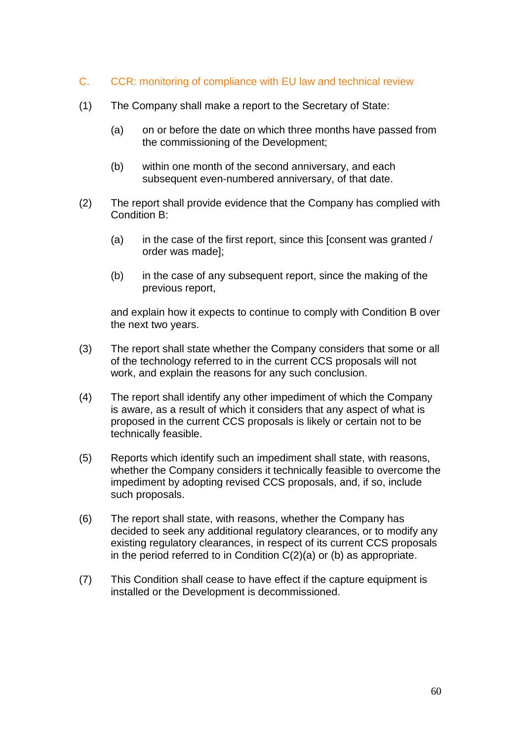## C. CCR: monitoring of compliance with EU law and technical review

(1) The Company shall make a report to the Secretary of State:

   (a) on or before the date on which three months have passed from the commissioning of the Development;

   (b) within one month of the second anniversary, and each subsequent even-numbered anniversary, of that date.

(2) The report shall provide evidence that the Company has complied with Condition B:

   (a) in the case of the first report, since this [consent was granted / order was made];

   (b) in the case of any subsequent report, since the making of the previous report,

   and explain how it expects to continue to comply with Condition B over the next two years.

(3) The report shall state whether the Company considers that some or all of the technology referred to in the current CCS proposals will not work, and explain the reasons for any such conclusion.

(4) The report shall identify any other impediment of which the Company is aware, as a result of which it considers that any aspect of what is proposed in the current CCS proposals is likely or certain not to be technically feasible.

(5) Reports which identify such an impediment shall state, with reasons, whether the Company considers it technically feasible to overcome the impediment by adopting revised CCS proposals, and, if so, include such proposals.

(6) The report shall state, with reasons, whether the Company has decided to seek any additional regulatory clearances, or to modify any existing regulatory clearances, in respect of its current CCS proposals in the period referred to in Condition C(2)(a) or (b) as appropriate.

(7) This Condition shall cease to have effect if the capture equipment is installed or the Development is decommissioned.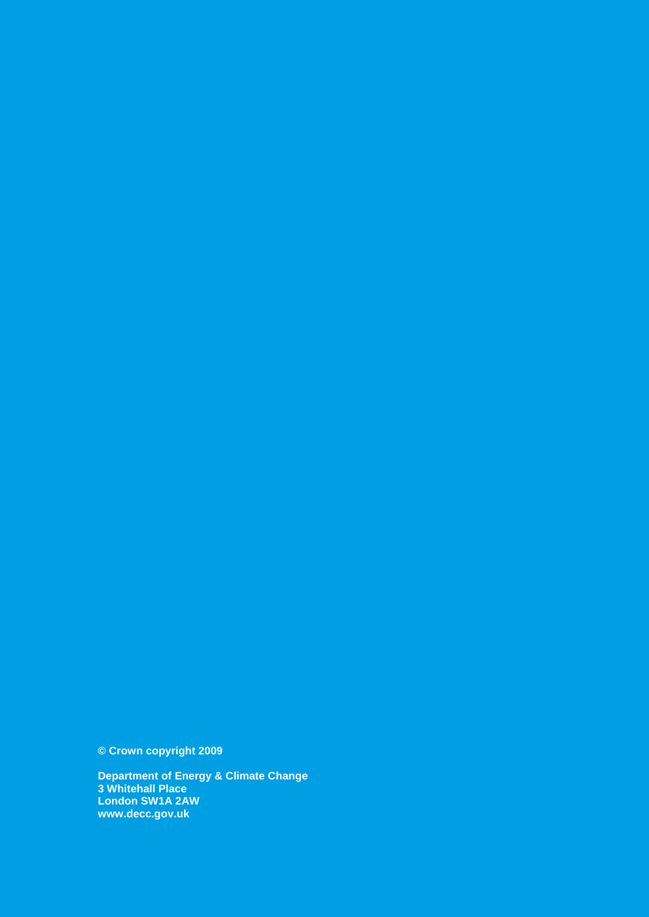**© Crown copyright 2009**

**Department of Energy & Climate Change**
**3 Whitehall Place**
**London SW1A 2AW**
**www.decc.gov.uk**